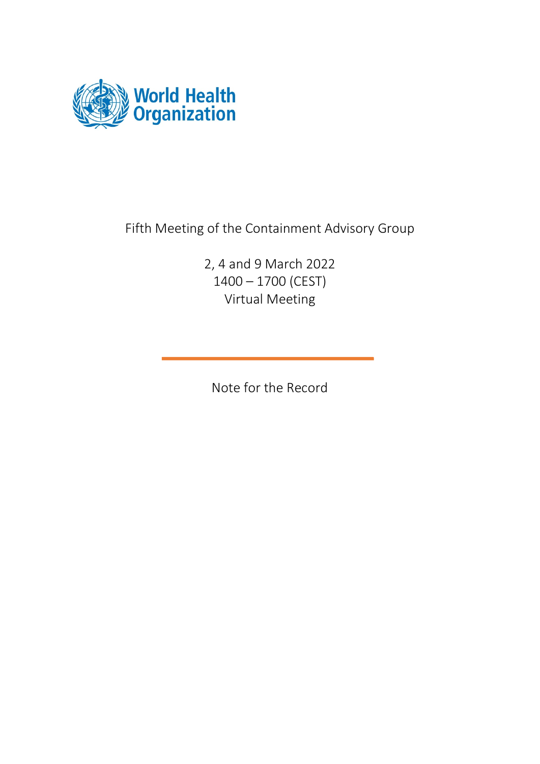World Health Organization

# Fifth Meeting of the Containment Advisory Group

2, 4 and 9 March 2022
1400 – 1700 (CEST)
Virtual Meeting

Note for the Record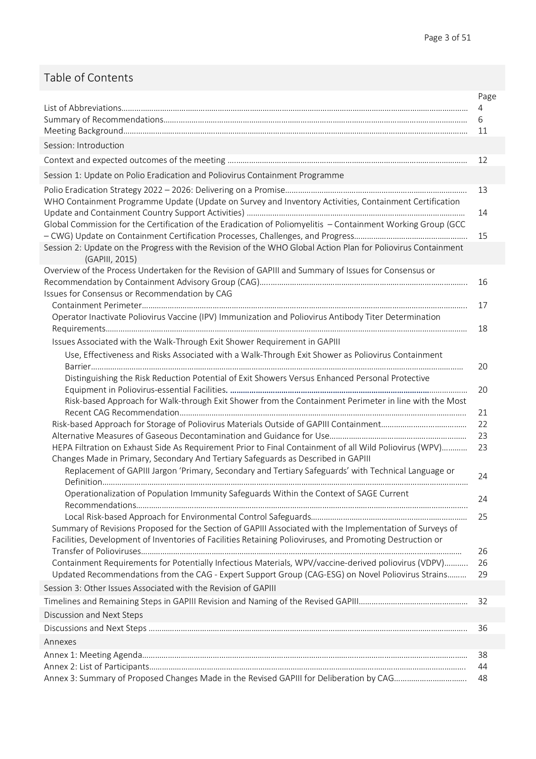# Table of Contents

| | Page |
|---|---|
| List of Abbreviations | 4 |
| Summary of Recommendations | 6 |
| Meeting Background | 11 |
| **Session: Introduction** | |
| Context and expected outcomes of the meeting | 12 |
| **Session 1: Update on Polio Eradication and Poliovirus Containment Programme** | |
| Polio Eradication Strategy 2022 – 2026: Delivering on a Promise | 13 |
| WHO Containment Programme Update (Update on Survey and Inventory Activities, Containment Certification Update and Containment Country Support Activities) | 14 |
| Global Commission for the Certification of the Eradication of Poliomyelitis – Containment Working Group (GCC – CWG) Update on Containment Certification Processes, Challenges, and Progress | 15 |
| **Session 2: Update on the Progress with the Revision of the WHO Global Action Plan for Poliovirus Containment (GAPIII, 2015)** | |
| Overview of the Process Undertaken for the Revision of GAPIII and Summary of Issues for Consensus or Recommendation by Containment Advisory Group (CAG) | 16 |
| Issues for Consensus or Recommendation by CAG | |
| Containment Perimeter | 17 |
| Operator Inactivate Poliovirus Vaccine (IPV) Immunization and Poliovirus Antibody Titer Determination Requirements | 18 |
| Issues Associated with the Walk-Through Exit Shower Requirement in GAPIII | |
| Use, Effectiveness and Risks Associated with a Walk-Through Exit Shower as Poliovirus Containment Barrier | 20 |
| Distinguishing the Risk Reduction Potential of Exit Showers Versus Enhanced Personal Protective Equipment in Poliovirus-essential Facilities. | 20 |
| Risk-based Approach for Walk-through Exit Shower from the Containment Perimeter in line with the Most Recent CAG Recommendation | 21 |
| Risk-based Approach for Storage of Poliovirus Materials Outside of GAPIII Containment | 22 |
| Alternative Measures of Gaseous Decontamination and Guidance for Use | 23 |
| HEPA Filtration on Exhaust Side As Requirement Prior to Final Containment of all Wild Poliovirus (WPV) | 23 |
| Changes Made in Primary, Secondary And Tertiary Safeguards as Described in GAPIII | |
| Replacement of GAPIII Jargon 'Primary, Secondary and Tertiary Safeguards' with Technical Language or Definition | 24 |
| Operationalization of Population Immunity Safeguards Within the Context of SAGE Current Recommendations | 24 |
| Local Risk-based Approach for Environmental Control Safeguards | 25 |
| Summary of Revisions Proposed for the Section of GAPIII Associated with the Implementation of Surveys of Facilities, Development of Inventories of Facilities Retaining Polioviruses, and Promoting Destruction or Transfer of Polioviruses | 26 |
| Containment Requirements for Potentially Infectious Materials, WPV/vaccine-derived poliovirus (VDPV) | 26 |
| Updated Recommendations from the CAG - Expert Support Group (CAG-ESG) on Novel Poliovirus Strains | 29 |
| **Session 3: Other Issues Associated with the Revision of GAPIII** | |
| Timelines and Remaining Steps in GAPIII Revision and Naming of the Revised GAPIII | 32 |
| **Discussion and Next Steps** | |
| Discussions and Next Steps | 36 |
| **Annexes** | |
| Annex 1: Meeting Agenda | 38 |
| Annex 2: List of Participants | 44 |
| Annex 3: Summary of Proposed Changes Made in the Revised GAPIII for Deliberation by CAG | 48 |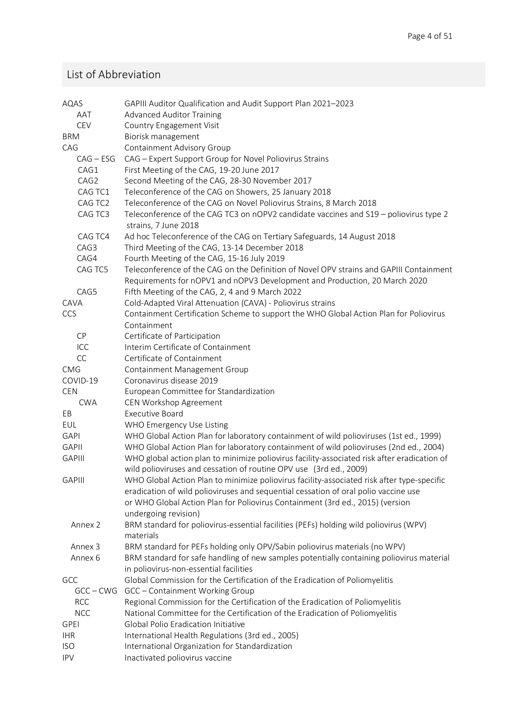## List of Abbreviation

| | |
|---|---|
| AQAS | GAPIII Auditor Qualification and Audit Support Plan 2021–2023 |
| AAT | Advanced Auditor Training |
| CEV | Country Engagement Visit |
| BRM | Biorisk management |
| CAG | Containment Advisory Group |
| CAG – ESG | CAG – Expert Support Group for Novel Poliovirus Strains |
| CAG1 | First Meeting of the CAG, 19-20 June 2017 |
| CAG2 | Second Meeting of the CAG, 28-30 November 2017 |
| CAG TC1 | Teleconference of the CAG on Showers, 25 January 2018 |
| CAG TC2 | Teleconference of the CAG on Novel Poliovirus Strains, 8 March 2018 |
| CAG TC3 | Teleconference of the CAG TC3 on nOPV2 candidate vaccines and S19 – poliovirus type 2 strains, 7 June 2018 |
| CAG TC4 | Ad hoc Teleconference of the CAG on Tertiary Safeguards, 14 August 2018 |
| CAG3 | Third Meeting of the CAG, 13-14 December 2018 |
| CAG4 | Fourth Meeting of the CAG, 15-16 July 2019 |
| CAG TC5 | Teleconference of the CAG on the Definition of Novel OPV strains and GAPIII Containment Requirements for nOPV1 and nOPV3 Development and Production, 20 March 2020 |
| CAG5 | Fifth Meeting of the CAG, 2, 4 and 9 March 2022 |
| CAVA | Cold-Adapted Viral Attenuation (CAVA) - Poliovirus strains |
| CCS | Containment Certification Scheme to support the WHO Global Action Plan for Poliovirus Containment |
| CP | Certificate of Participation |
| ICC | Interim Certificate of Containment |
| CC | Certificate of Containment |
| CMG | Containment Management Group |
| COVID-19 | Coronavirus disease 2019 |
| CEN | European Committee for Standardization |
| CWA | CEN Workshop Agreement |
| EB | Executive Board |
| EUL | WHO Emergency Use Listing |
| GAPI | WHO Global Action Plan for laboratory containment of wild polioviruses (1st ed., 1999) |
| GAPII | WHO Global Action Plan for laboratory containment of wild polioviruses (2nd ed., 2004) |
| GAPIII | WHO global action plan to minimize poliovirus facility-associated risk after eradication of wild polioviruses and cessation of routine OPV use (3rd ed., 2009) |
| GAPIII | WHO Global Action Plan to minimize poliovirus facility-associated risk after type-specific eradication of wild polioviruses and sequential cessation of oral polio vaccine use or WHO Global Action Plan for Poliovirus Containment (3rd ed., 2015) (version undergoing revision) |
| Annex 2 | BRM standard for poliovirus-essential facilities (PEFs) holding wild poliovirus (WPV) materials |
| Annex 3 | BRM standard for PEFs holding only OPV/Sabin poliovirus materials (no WPV) |
| Annex 6 | BRM standard for safe handling of new samples potentially containing poliovirus material in poliovirus-non-essential facilities |
| GCC | Global Commission for the Certification of the Eradication of Poliomyelitis |
| GCC – CWG | GCC – Containment Working Group |
| RCC | Regional Commission for the Certification of the Eradication of Poliomyelitis |
| NCC | National Committee for the Certification of the Eradication of Poliomyelitis |
| GPEI | Global Polio Eradication Initiative |
| IHR | International Health Regulations (3rd ed., 2005) |
| ISO | International Organization for Standardization |
| IPV | Inactivated poliovirus vaccine |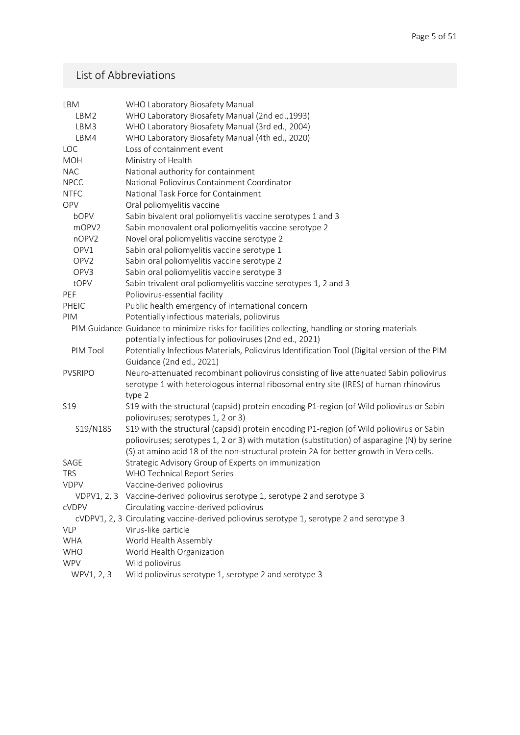## List of Abbreviations

| | |
|---|---|
| LBM | WHO Laboratory Biosafety Manual |
| LBM2 | WHO Laboratory Biosafety Manual (2nd ed.,1993) |
| LBM3 | WHO Laboratory Biosafety Manual (3rd ed., 2004) |
| LBM4 | WHO Laboratory Biosafety Manual (4th ed., 2020) |
| LOC | Loss of containment event |
| MOH | Ministry of Health |
| NAC | National authority for containment |
| NPCC | National Poliovirus Containment Coordinator |
| NTFC | National Task Force for Containment |
| OPV | Oral poliomyelitis vaccine |
| bOPV | Sabin bivalent oral poliomyelitis vaccine serotypes 1 and 3 |
| mOPV2 | Sabin monovalent oral poliomyelitis vaccine serotype 2 |
| nOPV2 | Novel oral poliomyelitis vaccine serotype 2 |
| OPV1 | Sabin oral poliomyelitis vaccine serotype 1 |
| OPV2 | Sabin oral poliomyelitis vaccine serotype 2 |
| OPV3 | Sabin oral poliomyelitis vaccine serotype 3 |
| tOPV | Sabin trivalent oral poliomyelitis vaccine serotypes 1, 2 and 3 |
| PEF | Poliovirus-essential facility |
| PHEIC | Public health emergency of international concern |
| PIM | Potentially infectious materials, poliovirus |
| PIM Guidance | Guidance to minimize risks for facilities collecting, handling or storing materials potentially infectious for polioviruses (2nd ed., 2021) |
| PIM Tool | Potentially Infectious Materials, Poliovirus Identification Tool (Digital version of the PIM Guidance (2nd ed., 2021) |
| PVSRIPO | Neuro-attenuated recombinant poliovirus consisting of live attenuated Sabin poliovirus serotype 1 with heterologous internal ribosomal entry site (IRES) of human rhinovirus type 2 |
| S19 | S19 with the structural (capsid) protein encoding P1-region (of Wild poliovirus or Sabin polioviruses; serotypes 1, 2 or 3) |
| S19/N18S | S19 with the structural (capsid) protein encoding P1-region (of Wild poliovirus or Sabin polioviruses; serotypes 1, 2 or 3) with mutation (substitution) of asparagine (N) by serine (S) at amino acid 18 of the non-structural protein 2A for better growth in Vero cells. |
| SAGE | Strategic Advisory Group of Experts on immunization |
| TRS | WHO Technical Report Series |
| VDPV | Vaccine-derived poliovirus |
| VDPV1, 2, 3 | Vaccine-derived poliovirus serotype 1, serotype 2 and serotype 3 |
| cVDPV | Circulating vaccine-derived poliovirus |
| cVDPV1, 2, 3 | Circulating vaccine-derived poliovirus serotype 1, serotype 2 and serotype 3 |
| VLP | Virus-like particle |
| WHA | World Health Assembly |
| WHO | World Health Organization |
| WPV | Wild poliovirus |
| WPV1, 2, 3 | Wild poliovirus serotype 1, serotype 2 and serotype 3 |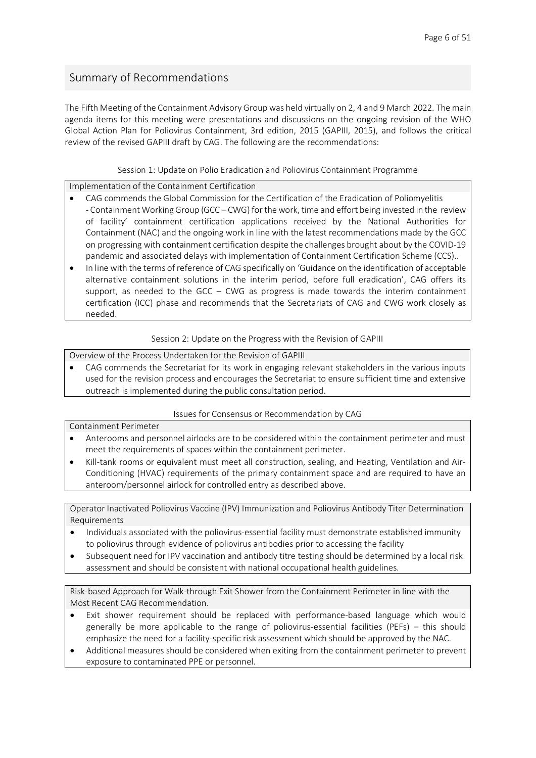## Summary of Recommendations

The Fifth Meeting of the Containment Advisory Group was held virtually on 2, 4 and 9 March 2022. The main agenda items for this meeting were presentations and discussions on the ongoing revision of the WHO Global Action Plan for Poliovirus Containment, 3rd edition, 2015 (GAPIII, 2015), and follows the critical review of the revised GAPIII draft by CAG. The following are the recommendations:

### Session 1: Update on Polio Eradication and Poliovirus Containment Programme

**Implementation of the Containment Certification**

- CAG commends the Global Commission for the Certification of the Eradication of Poliomyelitis - Containment Working Group (GCC – CWG) for the work, time and effort being invested in the review of facility' containment certification applications received by the National Authorities for Containment (NAC) and the ongoing work in line with the latest recommendations made by the GCC on progressing with containment certification despite the challenges brought about by the COVID-19 pandemic and associated delays with implementation of Containment Certification Scheme (CCS)..
- In line with the terms of reference of CAG specifically on 'Guidance on the identification of acceptable alternative containment solutions in the interim period, before full eradication', CAG offers its support, as needed to the GCC – CWG as progress is made towards the interim containment certification (ICC) phase and recommends that the Secretariats of CAG and CWG work closely as needed.

### Session 2: Update on the Progress with the Revision of GAPIII

**Overview of the Process Undertaken for the Revision of GAPIII**

- CAG commends the Secretariat for its work in engaging relevant stakeholders in the various inputs used for the revision process and encourages the Secretariat to ensure sufficient time and extensive outreach is implemented during the public consultation period.

### Issues for Consensus or Recommendation by CAG

**Containment Perimeter**

- Anterooms and personnel airlocks are to be considered within the containment perimeter and must meet the requirements of spaces within the containment perimeter.
- Kill-tank rooms or equivalent must meet all construction, sealing, and Heating, Ventilation and Air-Conditioning (HVAC) requirements of the primary containment space and are required to have an anteroom/personnel airlock for controlled entry as described above.

**Operator Inactivated Poliovirus Vaccine (IPV) Immunization and Poliovirus Antibody Titer Determination Requirements**

- Individuals associated with the poliovirus-essential facility must demonstrate established immunity to poliovirus through evidence of poliovirus antibodies prior to accessing the facility
- Subsequent need for IPV vaccination and antibody titre testing should be determined by a local risk assessment and should be consistent with national occupational health guidelines.

**Risk-based Approach for Walk-through Exit Shower from the Containment Perimeter in line with the Most Recent CAG Recommendation.**

- Exit shower requirement should be replaced with performance-based language which would generally be more applicable to the range of poliovirus-essential facilities (PEFs) – this should emphasize the need for a facility-specific risk assessment which should be approved by the NAC.
- Additional measures should be considered when exiting from the containment perimeter to prevent exposure to contaminated PPE or personnel.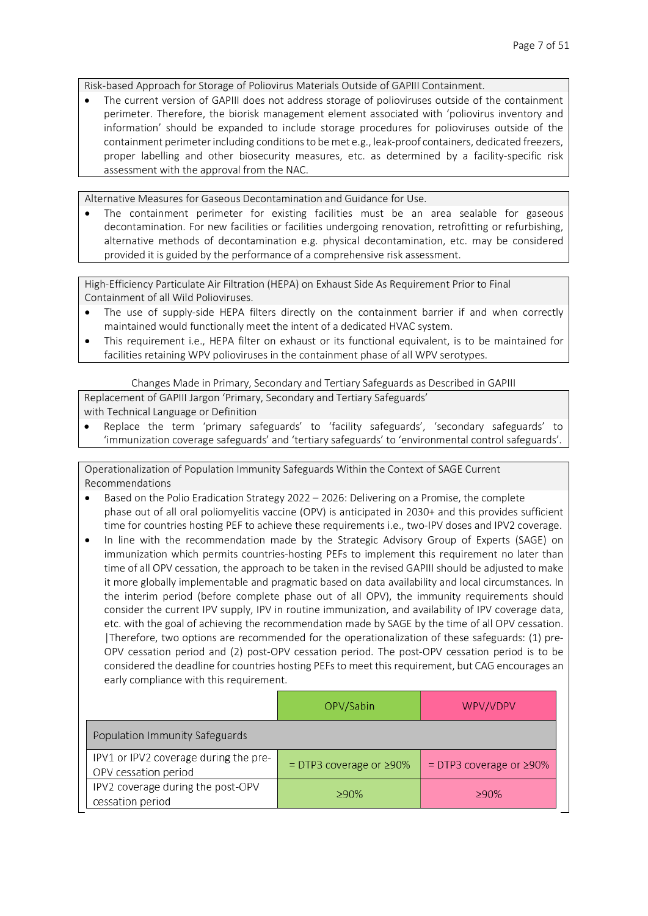Risk-based Approach for Storage of Poliovirus Materials Outside of GAPIII Containment.

- The current version of GAPIII does not address storage of polioviruses outside of the containment perimeter. Therefore, the biorisk management element associated with 'poliovirus inventory and information' should be expanded to include storage procedures for polioviruses outside of the containment perimeter including conditions to be met e.g., leak-proof containers, dedicated freezers, proper labelling and other biosecurity measures, etc. as determined by a facility-specific risk assessment with the approval from the NAC.

Alternative Measures for Gaseous Decontamination and Guidance for Use.

- The containment perimeter for existing facilities must be an area sealable for gaseous decontamination. For new facilities or facilities undergoing renovation, retrofitting or refurbishing, alternative methods of decontamination e.g. physical decontamination, etc. may be considered provided it is guided by the performance of a comprehensive risk assessment.

High-Efficiency Particulate Air Filtration (HEPA) on Exhaust Side As Requirement Prior to Final Containment of all Wild Polioviruses.

- The use of supply-side HEPA filters directly on the containment barrier if and when correctly maintained would functionally meet the intent of a dedicated HVAC system.
- This requirement i.e., HEPA filter on exhaust or its functional equivalent, is to be maintained for facilities retaining WPV polioviruses in the containment phase of all WPV serotypes.

Changes Made in Primary, Secondary and Tertiary Safeguards as Described in GAPIII

Replacement of GAPIII Jargon 'Primary, Secondary and Tertiary Safeguards' with Technical Language or Definition

- Replace the term 'primary safeguards' to 'facility safeguards', 'secondary safeguards' to 'immunization coverage safeguards' and 'tertiary safeguards' to 'environmental control safeguards'.

Operationalization of Population Immunity Safeguards Within the Context of SAGE Current Recommendations

- Based on the Polio Eradication Strategy 2022 – 2026: Delivering on a Promise, the complete phase out of all oral poliomyelitis vaccine (OPV) is anticipated in 2030+ and this provides sufficient time for countries hosting PEF to achieve these requirements i.e., two-IPV doses and IPV2 coverage.
- In line with the recommendation made by the Strategic Advisory Group of Experts (SAGE) on immunization which permits countries-hosting PEFs to implement this requirement no later than time of all OPV cessation, the approach to be taken in the revised GAPIII should be adjusted to make it more globally implementable and pragmatic based on data availability and local circumstances. In the interim period (before complete phase out of all OPV), the immunity requirements should consider the current IPV supply, IPV in routine immunization, and availability of IPV coverage data, etc. with the goal of achieving the recommendation made by SAGE by the time of all OPV cessation. Therefore, two options are recommended for the operationalization of these safeguards: (1) pre-OPV cessation period and (2) post-OPV cessation period. The post-OPV cessation period is to be considered the deadline for countries hosting PEFs to meet this requirement, but CAG encourages an early compliance with this requirement.

| | OPV/Sabin | WPV/VDPV |
|---|---|---|
| Population Immunity Safeguards | | |
| IPV1 or IPV2 coverage during the pre-OPV cessation period | = DTP3 coverage or ≥90% | = DTP3 coverage or ≥90% |
| IPV2 coverage during the post-OPV cessation period | ≥90% | ≥90% |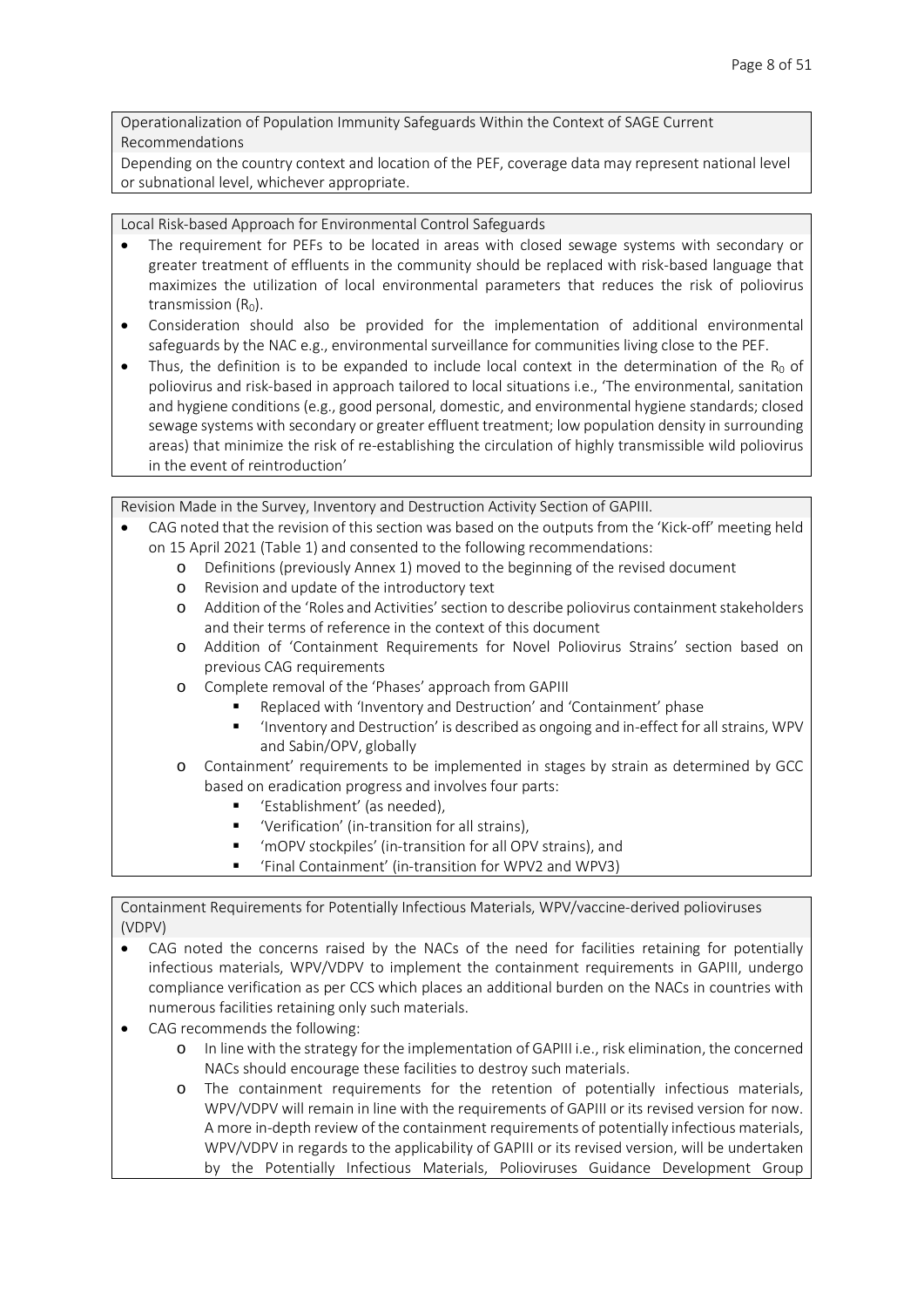**Operationalization of Population Immunity Safeguards Within the Context of SAGE Current Recommendations**

Depending on the country context and location of the PEF, coverage data may represent national level or subnational level, whichever appropriate.

**Local Risk-based Approach for Environmental Control Safeguards**

- The requirement for PEFs to be located in areas with closed sewage systems with secondary or greater treatment of effluents in the community should be replaced with risk-based language that maximizes the utilization of local environmental parameters that reduces the risk of poliovirus transmission ($R_0$).
- Consideration should also be provided for the implementation of additional environmental safeguards by the NAC e.g., environmental surveillance for communities living close to the PEF.
- Thus, the definition is to be expanded to include local context in the determination of the $R_0$ of poliovirus and risk-based in approach tailored to local situations i.e., 'The environmental, sanitation and hygiene conditions (e.g., good personal, domestic, and environmental hygiene standards; closed sewage systems with secondary or greater effluent treatment; low population density in surrounding areas) that minimize the risk of re-establishing the circulation of highly transmissible wild poliovirus in the event of reintroduction'

**Revision Made in the Survey, Inventory and Destruction Activity Section of GAPIII.**

- CAG noted that the revision of this section was based on the outputs from the 'Kick-off' meeting held on 15 April 2021 (Table 1) and consented to the following recommendations:
  - Definitions (previously Annex 1) moved to the beginning of the revised document
  - Revision and update of the introductory text
  - Addition of the 'Roles and Activities' section to describe poliovirus containment stakeholders and their terms of reference in the context of this document
  - Addition of 'Containment Requirements for Novel Poliovirus Strains' section based on previous CAG requirements
  - Complete removal of the 'Phases' approach from GAPIII
    - Replaced with 'Inventory and Destruction' and 'Containment' phase
    - 'Inventory and Destruction' is described as ongoing and in-effect for all strains, WPV and Sabin/OPV, globally
  - Containment' requirements to be implemented in stages by strain as determined by GCC based on eradication progress and involves four parts:
    - 'Establishment' (as needed),
    - 'Verification' (in-transition for all strains),
    - 'mOPV stockpiles' (in-transition for all OPV strains), and
    - 'Final Containment' (in-transition for WPV2 and WPV3)

**Containment Requirements for Potentially Infectious Materials, WPV/vaccine-derived polioviruses (VDPV)**

- CAG noted the concerns raised by the NACs of the need for facilities retaining for potentially infectious materials, WPV/VDPV to implement the containment requirements in GAPIII, undergo compliance verification as per CCS which places an additional burden on the NACs in countries with numerous facilities retaining only such materials.
- CAG recommends the following:
  - In line with the strategy for the implementation of GAPIII i.e., risk elimination, the concerned NACs should encourage these facilities to destroy such materials.
  - The containment requirements for the retention of potentially infectious materials, WPV/VDPV will remain in line with the requirements of GAPIII or its revised version for now. A more in-depth review of the containment requirements of potentially infectious materials, WPV/VDPV in regards to the applicability of GAPIII or its revised version, will be undertaken by the Potentially Infectious Materials, Polioviruses Guidance Development Group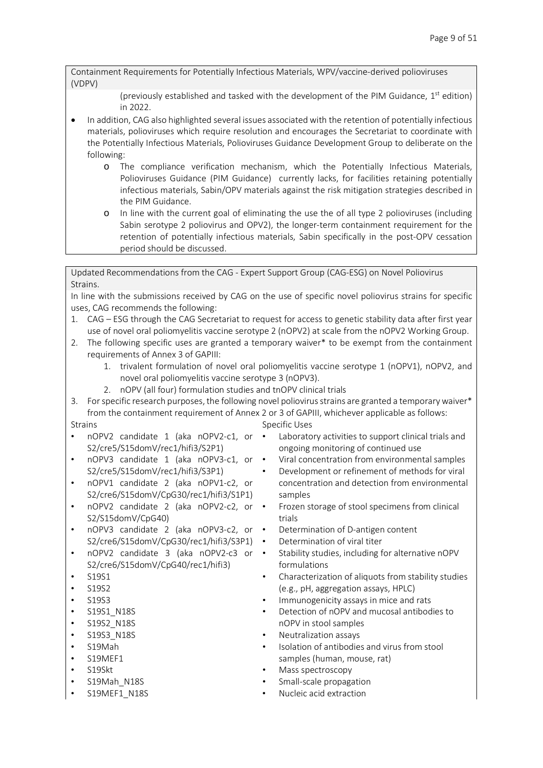Containment Requirements for Potentially Infectious Materials, WPV/vaccine-derived polioviruses (VDPV)

(previously established and tasked with the development of the PIM Guidance, 1st edition) in 2022.

- In addition, CAG also highlighted several issues associated with the retention of potentially infectious materials, polioviruses which require resolution and encourages the Secretariat to coordinate with the Potentially Infectious Materials, Polioviruses Guidance Development Group to deliberate on the following:
  - The compliance verification mechanism, which the Potentially Infectious Materials, Polioviruses Guidance (PIM Guidance) currently lacks, for facilities retaining potentially infectious materials, Sabin/OPV materials against the risk mitigation strategies described in the PIM Guidance.
  - In line with the current goal of eliminating the use the of all type 2 polioviruses (including Sabin serotype 2 poliovirus and OPV2), the longer-term containment requirement for the retention of potentially infectious materials, Sabin specifically in the post-OPV cessation period should be discussed.

Updated Recommendations from the CAG - Expert Support Group (CAG-ESG) on Novel Poliovirus Strains.

In line with the submissions received by CAG on the use of specific novel poliovirus strains for specific uses, CAG recommends the following:

1. CAG – ESG through the CAG Secretariat to request for access to genetic stability data after first year use of novel oral poliomyelitis vaccine serotype 2 (nOPV2) at scale from the nOPV2 Working Group.
2. The following specific uses are granted a temporary waiver* to be exempt from the containment requirements of Annex 3 of GAPIII:
   1. trivalent formulation of novel oral poliomyelitis vaccine serotype 1 (nOPV1), nOPV2, and novel oral poliomyelitis vaccine serotype 3 (nOPV3).
   2. nOPV (all four) formulation studies and tnOPV clinical trials
3. For specific research purposes, the following novel poliovirus strains are granted a temporary waiver* from the containment requirement of Annex 2 or 3 of GAPIII, whichever applicable as follows:

Strains

- nOPV2 candidate 1 (aka nOPV2-c1, or S2/cre5/S15domV/rec1/hifi3/S2P1)
- nOPV3 candidate 1 (aka nOPV3-c1, or S2/cre5/S15domV/rec1/hifi3/S3P1)
- nOPV1 candidate 2 (aka nOPV1-c2, or S2/cre6/S15domV/CpG30/rec1/hifi3/S1P1)
- nOPV2 candidate 2 (aka nOPV2-c2, or S2/S15domV/CpG40)
- nOPV3 candidate 2 (aka nOPV3-c2, or S2/cre6/S15domV/CpG30/rec1/hifi3/S3P1)
- nOPV2 candidate 3 (aka nOPV2-c3 or S2/cre6/S15domV/CpG40/rec1/hifi3)
- S19S1
- S19S2
- S19S3
- S19S1_N18S
- S19S2_N18S
- S19S3_N18S
- S19Mah
- S19MEF1
- S19Skt
- S19Mah_N18S
- S19MEF1_N18S

Specific Uses

- Laboratory activities to support clinical trials and ongoing monitoring of continued use
- Viral concentration from environmental samples
- Development or refinement of methods for viral concentration and detection from environmental samples
- Frozen storage of stool specimens from clinical trials
- Determination of D-antigen content
- Determination of viral titer
- Stability studies, including for alternative nOPV formulations
- Characterization of aliquots from stability studies (e.g., pH, aggregation assays, HPLC)
- Immunogenicity assays in mice and rats
- Detection of nOPV and mucosal antibodies to nOPV in stool samples
- Neutralization assays
- Isolation of antibodies and virus from stool samples (human, mouse, rat)
- Mass spectroscopy
- Small-scale propagation
- Nucleic acid extraction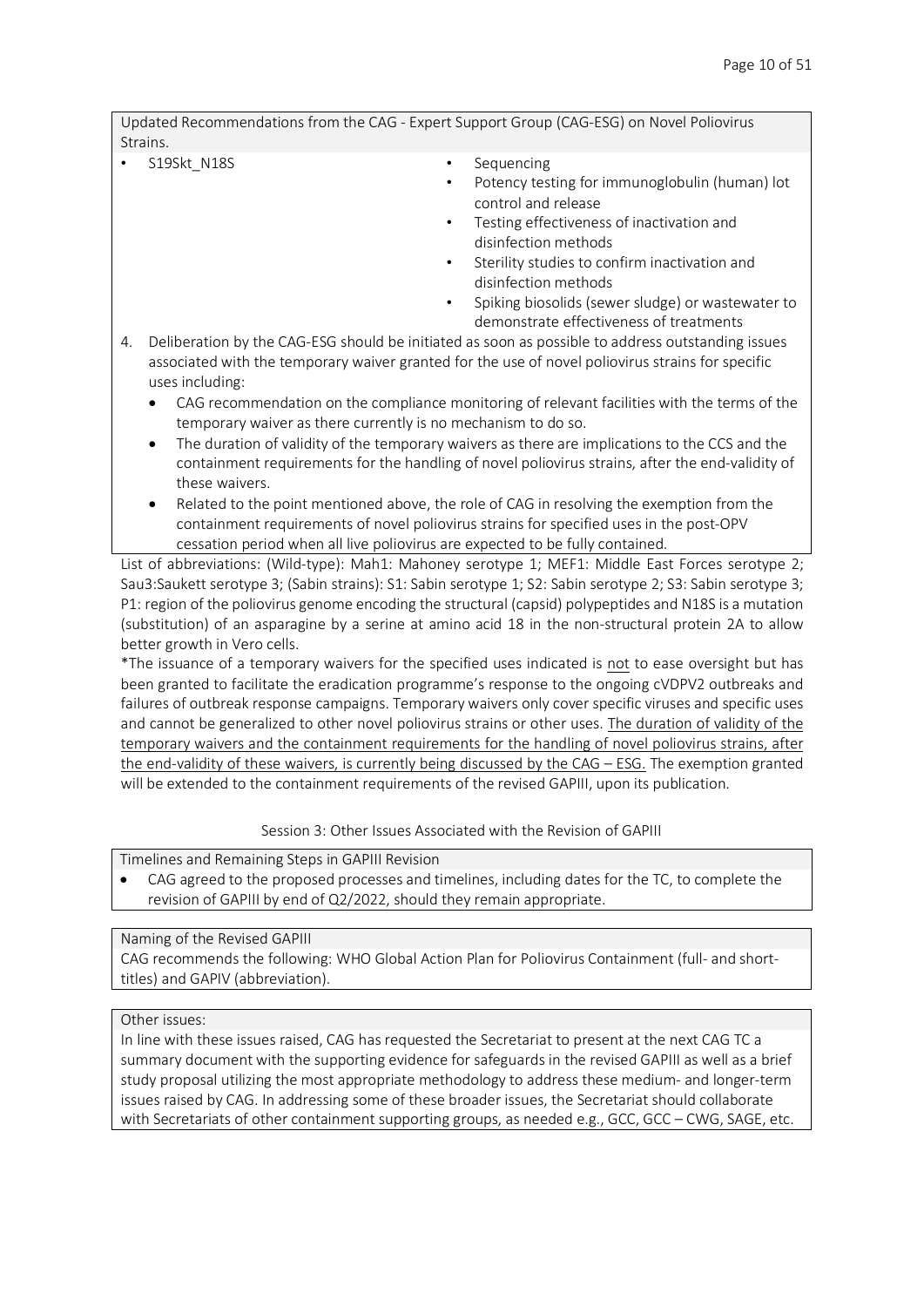Updated Recommendations from the CAG - Expert Support Group (CAG-ESG) on Novel Poliovirus Strains.

| | |
|---|---|
| • S19Skt_N18S | • Sequencing<br>• Potency testing for immunoglobulin (human) lot control and release<br>• Testing effectiveness of inactivation and disinfection methods<br>• Sterility studies to confirm inactivation and disinfection methods<br>• Spiking biosolids (sewer sludge) or wastewater to demonstrate effectiveness of treatments |

4. Deliberation by the CAG-ESG should be initiated as soon as possible to address outstanding issues associated with the temporary waiver granted for the use of novel poliovirus strains for specific uses including:
   - CAG recommendation on the compliance monitoring of relevant facilities with the terms of the temporary waiver as there currently is no mechanism to do so.
   - The duration of validity of the temporary waivers as there are implications to the CCS and the containment requirements for the handling of novel poliovirus strains, after the end-validity of these waivers.
   - Related to the point mentioned above, the role of CAG in resolving the exemption from the containment requirements of novel poliovirus strains for specified uses in the post-OPV cessation period when all live polioviruses are expected to be fully contained.

List of abbreviations: (Wild-type): Mah1: Mahoney serotype 1; MEF1: Middle East Forces serotype 2; Sau3:Saukett serotype 3; (Sabin strains): S1: Sabin serotype 1; S2: Sabin serotype 2; S3: Sabin serotype 3; P1: region of the poliovirus genome encoding the structural (capsid) polypeptides and N18S is a mutation (substitution) of an asparagine by a serine at amino acid 18 in the non-structural protein 2A to allow better growth in Vero cells.

*The issuance of a temporary waivers for the specified uses indicated is not to ease oversight but has been granted to facilitate the eradication programme's response to the ongoing cVDPV2 outbreaks and failures of outbreak response campaigns. Temporary waivers only cover specific viruses and specific uses and cannot be generalized to other novel poliovirus strains or other uses. The duration of validity of the temporary waivers and the containment requirements for the handling of novel poliovirus strains, after the end-validity of these waivers, is currently being discussed by the CAG – ESG. The exemption granted will be extended to the containment requirements of the revised GAPIII, upon its publication.

## Session 3: Other Issues Associated with the Revision of GAPIII

### Timelines and Remaining Steps in GAPIII Revision

- CAG agreed to the proposed processes and timelines, including dates for the TC, to complete the revision of GAPIII by end of Q2/2022, should they remain appropriate.

### Naming of the Revised GAPIII

CAG recommends the following: WHO Global Action Plan for Poliovirus Containment (full- and short-titles) and GAPIV (abbreviation).

### Other issues:

In line with these issues raised, CAG has requested the Secretariat to present at the next CAG TC a summary document with the supporting evidence for safeguards in the revised GAPIII as well as a brief study proposal utilizing the most appropriate methodology to address these medium- and longer-term issues raised by CAG. In addressing some of these broader issues, the Secretariat should collaborate with Secretariats of other containment supporting groups, as needed e.g., GCC, GCC – CWG, SAGE, etc.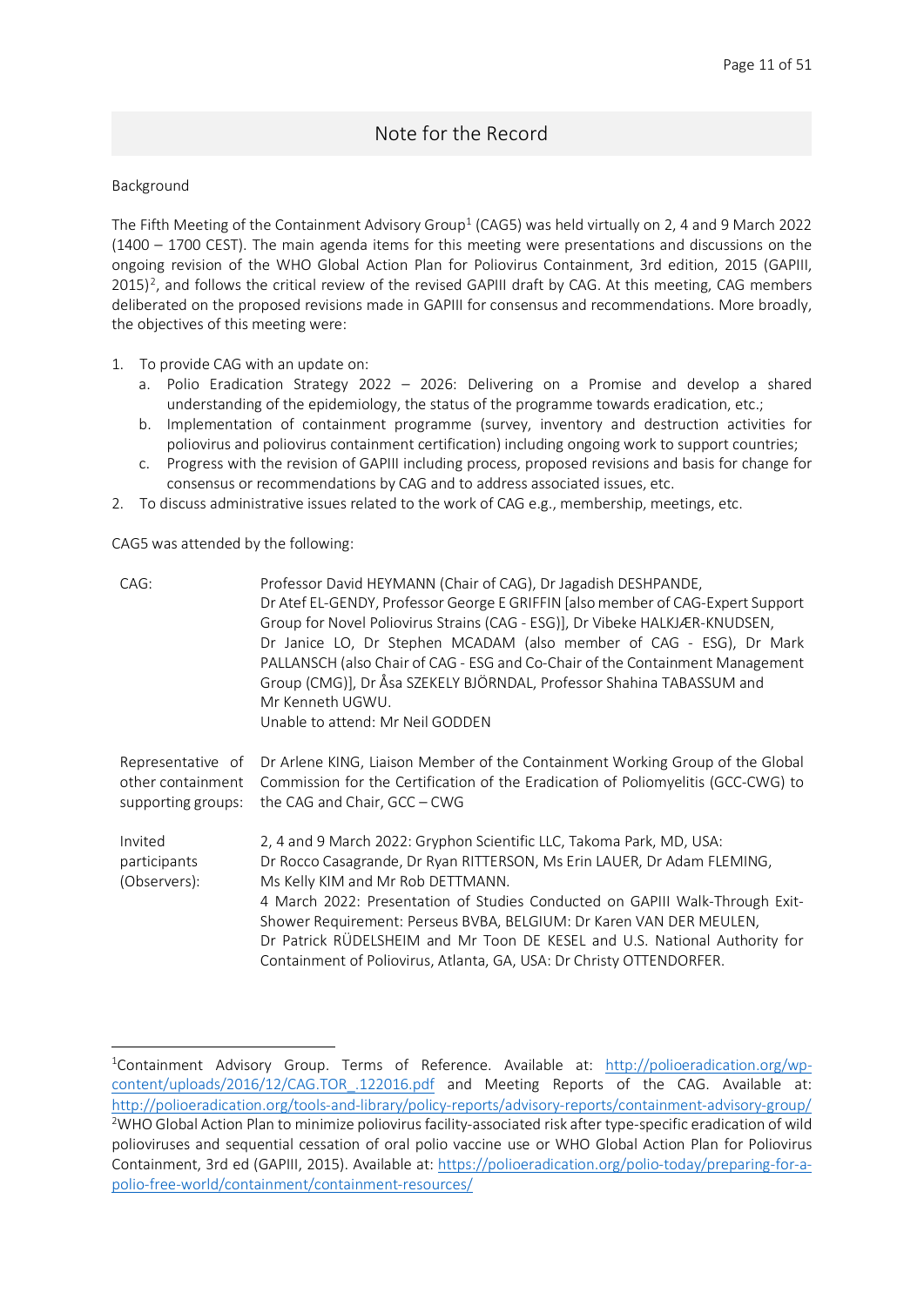## Note for the Record

Background

The Fifth Meeting of the Containment Advisory Group[1] (CAG5) was held virtually on 2, 4 and 9 March 2022 (1400 – 1700 CEST). The main agenda items for this meeting were presentations and discussions on the ongoing revision of the WHO Global Action Plan for Poliovirus Containment, 3rd edition, 2015 (GAPIII, 2015)[2], and follows the critical review of the revised GAPIII draft by CAG. At this meeting, CAG members deliberated on the proposed revisions made in GAPIII for consensus and recommendations. More broadly, the objectives of this meeting were:

1. To provide CAG with an update on:
   a. Polio Eradication Strategy 2022 – 2026: Delivering on a Promise and develop a shared understanding of the epidemiology, the status of the programme towards eradication, etc.;
   b. Implementation of containment programme (survey, inventory and destruction activities for poliovirus and poliovirus containment certification) including ongoing work to support countries;
   c. Progress with the revision of GAPIII including process, proposed revisions and basis for change for consensus or recommendations by CAG and to address associated issues, etc.
2. To discuss administrative issues related to the work of CAG e.g., membership, meetings, etc.

CAG5 was attended by the following:

| | |
|---|---|
| CAG: | Professor David HEYMANN (Chair of CAG), Dr Jagadish DESHPANDE, Dr Atef EL-GENDY, Professor George E GRIFFIN [also member of CAG-Expert Support Group for Novel Poliovirus Strains (CAG - ESG)], Dr Vibeke HALKJÆR-KNUDSEN, Dr Janice LO, Dr Stephen MCADAM (also member of CAG - ESG), Dr Mark PALLANSCH (also Chair of CAG - ESG and Co-Chair of the Containment Management Group (CMG)], Dr Åsa SZEKELY BJÖRNDAL, Professor Shahina TABASSUM and Mr Kenneth UGWU.<br>Unable to attend: Mr Neil GODDEN |
| Representative of other containment supporting groups: | Dr Arlene KING, Liaison Member of the Containment Working Group of the Global Commission for the Certification of the Eradication of Poliomyelitis (GCC-CWG) to the CAG and Chair, GCC – CWG |
| Invited participants (Observers): | 2, 4 and 9 March 2022: Gryphon Scientific LLC, Takoma Park, MD, USA: Dr Rocco Casagrande, Dr Ryan RITTERSON, Ms Erin LAUER, Dr Adam FLEMING, Ms Kelly KIM and Mr Rob DETTMANN.<br>4 March 2022: Presentation of Studies Conducted on GAPIII Walk-Through Exit-Shower Requirement: Perseus BVBA, BELGIUM: Dr Karen VAN DER MEULEN, Dr Patrick RÜDELSHEIM and Mr Toon DE KESEL and U.S. National Authority for Containment of Poliovirus, Atlanta, GA, USA: Dr Christy OTTENDORFER. |

---

[1]Containment Advisory Group. Terms of Reference. Available at: http://polioeradication.org/wp-content/uploads/2016/12/CAG.TOR_.122016.pdf and Meeting Reports of the CAG. Available at: http://polioeradication.org/tools-and-library/policy-reports/advisory-reports/containment-advisory-group/

[2]WHO Global Action Plan to minimize poliovirus facility-associated risk after type-specific eradication of wild polioviruses and sequential cessation of oral polio vaccine use or WHO Global Action Plan for Poliovirus Containment, 3rd ed (GAPIII, 2015). Available at: https://polioeradication.org/polio-today/preparing-for-a-polio-free-world/containment/containment-resources/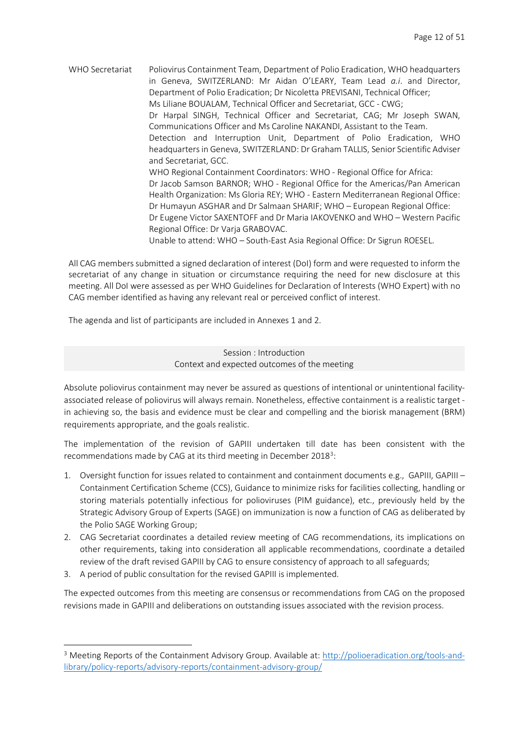| | |
|---|---|
| WHO Secretariat | Poliovirus Containment Team, Department of Polio Eradication, WHO headquarters in Geneva, SWITZERLAND: Mr Aidan O'LEARY, Team Lead *a.i.* and Director, Department of Polio Eradication; Dr Nicoletta PREVISANI, Technical Officer; Ms Liliane BOUALAM, Technical Officer and Secretariat, GCC - CWG; Dr Harpal SINGH, Technical Officer and Secretariat, CAG; Mr Joseph SWAN, Communications Officer and Ms Caroline NAKANDI, Assistant to the Team. Detection and Interruption Unit, Department of Polio Eradication, WHO headquarters in Geneva, SWITZERLAND: Dr Graham TALLIS, Senior Scientific Adviser and Secretariat, GCC. WHO Regional Containment Coordinators: WHO - Regional Office for Africa: Dr Jacob Samson BARNOR; WHO - Regional Office for the Americas/Pan American Health Organization: Ms Gloria REY; WHO - Eastern Mediterranean Regional Office: Dr Humayun ASGHAR and Dr Salmaan SHARIF; WHO – European Regional Office: Dr Eugene Victor SAXENTOFF and Dr Maria IAKOVENKO and WHO – Western Pacific Regional Office: Dr Varja GRABOVAC. Unable to attend: WHO – South-East Asia Regional Office: Dr Sigrun ROESEL. |

All CAG members submitted a signed declaration of interest (DoI) form and were requested to inform the secretariat of any change in situation or circumstance requiring the need for new disclosure at this meeting. All DoI were assessed as per WHO Guidelines for Declaration of Interests (WHO Expert) with no CAG member identified as having any relevant real or perceived conflict of interest.

The agenda and list of participants are included in Annexes 1 and 2.

## Session : Introduction
### Context and expected outcomes of the meeting

Absolute poliovirus containment may never be assured as questions of intentional or unintentional facility-associated release of poliovirus will always remain. Nonetheless, effective containment is a realistic target - in achieving so, the basis and evidence must be clear and compelling and the biorisk management (BRM) requirements appropriate, and the goals realistic.

The implementation of the revision of GAPIII undertaken till date has been consistent with the recommendations made by CAG at its third meeting in December 2018[3]:

1. Oversight function for issues related to containment and containment documents e.g., GAPIII, GAPIII – Containment Certification Scheme (CCS), Guidance to minimize risks for facilities collecting, handling or storing materials potentially infectious for polioviruses (PIM guidance), etc., previously held by the Strategic Advisory Group of Experts (SAGE) on immunization is now a function of CAG as deliberated by the Polio SAGE Working Group;
2. CAG Secretariat coordinates a detailed review meeting of CAG recommendations, its implications on other requirements, taking into consideration all applicable recommendations, coordinate a detailed review of the draft revised GAPIII by CAG to ensure consistency of approach to all safeguards;
3. A period of public consultation for the revised GAPIII is implemented.

The expected outcomes from this meeting are consensus or recommendations from CAG on the proposed revisions made in GAPIII and deliberations on outstanding issues associated with the revision process.

[3] Meeting Reports of the Containment Advisory Group. Available at: http://polioeradication.org/tools-and-library/policy-reports/advisory-reports/containment-advisory-group/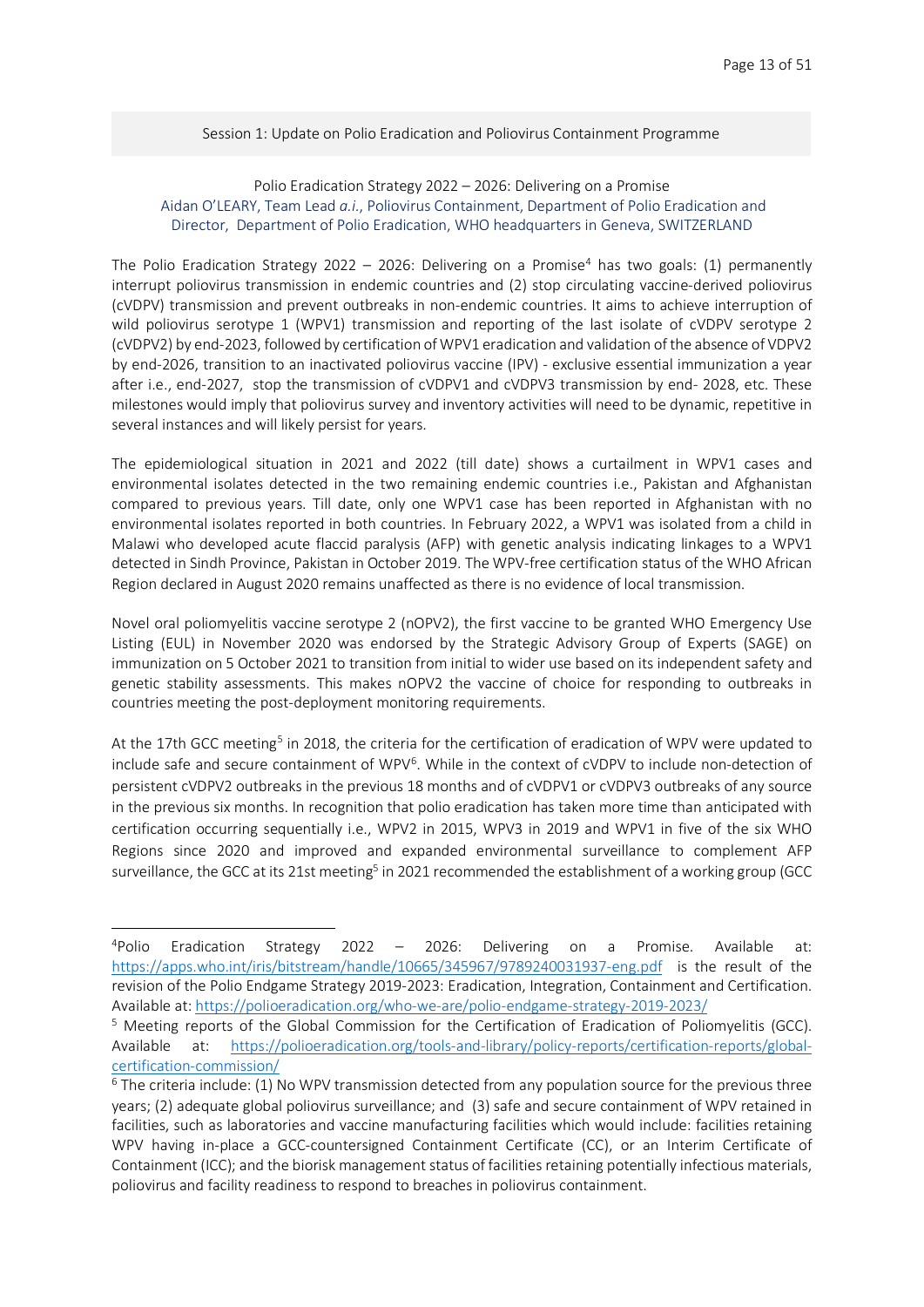Session 1: Update on Polio Eradication and Poliovirus Containment Programme

Polio Eradication Strategy 2022 – 2026: Delivering on a Promise
Aidan O'LEARY, Team Lead *a.i.*, Poliovirus Containment, Department of Polio Eradication and Director, Department of Polio Eradication, WHO headquarters in Geneva, SWITZERLAND

The Polio Eradication Strategy 2022 – 2026: Delivering on a Promise[4] has two goals: (1) permanently interrupt poliovirus transmission in endemic countries and (2) stop circulating vaccine-derived poliovirus (cVDPV) transmission and prevent outbreaks in non-endemic countries. It aims to achieve interruption of wild poliovirus serotype 1 (WPV1) transmission and reporting of the last isolate of cVDPV serotype 2 (cVDPV2) by end-2023, followed by certification of WPV1 eradication and validation of the absence of VDPV2 by end-2026, transition to an inactivated poliovirus vaccine (IPV) - exclusive essential immunization a year after i.e., end-2027, stop the transmission of cVDPV1 and cVDPV3 transmission by end- 2028, etc. These milestones would imply that poliovirus survey and inventory activities will need to be dynamic, repetitive in several instances and will likely persist for years.

The epidemiological situation in 2021 and 2022 (till date) shows a curtailment in WPV1 cases and environmental isolates detected in the two remaining endemic countries i.e., Pakistan and Afghanistan compared to previous years. Till date, only one WPV1 case has been reported in Afghanistan with no environmental isolates reported in both countries. In February 2022, a WPV1 was isolated from a child in Malawi who developed acute flaccid paralysis (AFP) with genetic analysis indicating linkages to a WPV1 detected in Sindh Province, Pakistan in October 2019. The WPV-free certification status of the WHO African Region declared in August 2020 remains unaffected as there is no evidence of local transmission.

Novel oral poliomyelitis vaccine serotype 2 (nOPV2), the first vaccine to be granted WHO Emergency Use Listing (EUL) in November 2020 was endorsed by the Strategic Advisory Group of Experts (SAGE) on immunization on 5 October 2021 to transition from initial to wider use based on its independent safety and genetic stability assessments. This makes nOPV2 the vaccine of choice for responding to outbreaks in countries meeting the post-deployment monitoring requirements.

At the 17th GCC meeting[5] in 2018, the criteria for the certification of eradication of WPV were updated to include safe and secure containment of WPV[6]. While in the context of cVDPV to include non-detection of persistent cVDPV2 outbreaks in the previous 18 months and of cVDPV1 or cVDPV3 outbreaks of any source in the previous six months. In recognition that polio eradication has taken more time than anticipated with certification occurring sequentially i.e., WPV2 in 2015, WPV3 in 2019 and WPV1 in five of the six WHO Regions since 2020 and improved and expanded environmental surveillance to complement AFP surveillance, the GCC at its 21st meeting[5] in 2021 recommended the establishment of a working group (GCC

---

[4] Polio Eradication Strategy 2022 – 2026: Delivering on a Promise. Available at: https://apps.who.int/iris/bitstream/handle/10665/345967/9789240031937-eng.pdf is the result of the revision of the Polio Endgame Strategy 2019-2023: Eradication, Integration, Containment and Certification. Available at: https://polioeradication.org/who-we-are/polio-endgame-strategy-2019-2023/

[5] Meeting reports of the Global Commission for the Certification of Eradication of Poliomyelitis (GCC). Available at: https://polioeradication.org/tools-and-library/policy-reports/certification-reports/global-certification-commission/

[6] The criteria include: (1) No WPV transmission detected from any population source for the previous three years; (2) adequate global poliovirus surveillance; and (3) safe and secure containment of WPV retained in facilities, such as laboratories and vaccine manufacturing facilities which would include: facilities retaining WPV having in-place a GCC-countersigned Containment Certificate (CC), or an Interim Certificate of Containment (ICC); and the biorisk management status of facilities retaining potentially infectious materials, poliovirus and facility readiness to respond to breaches in poliovirus containment.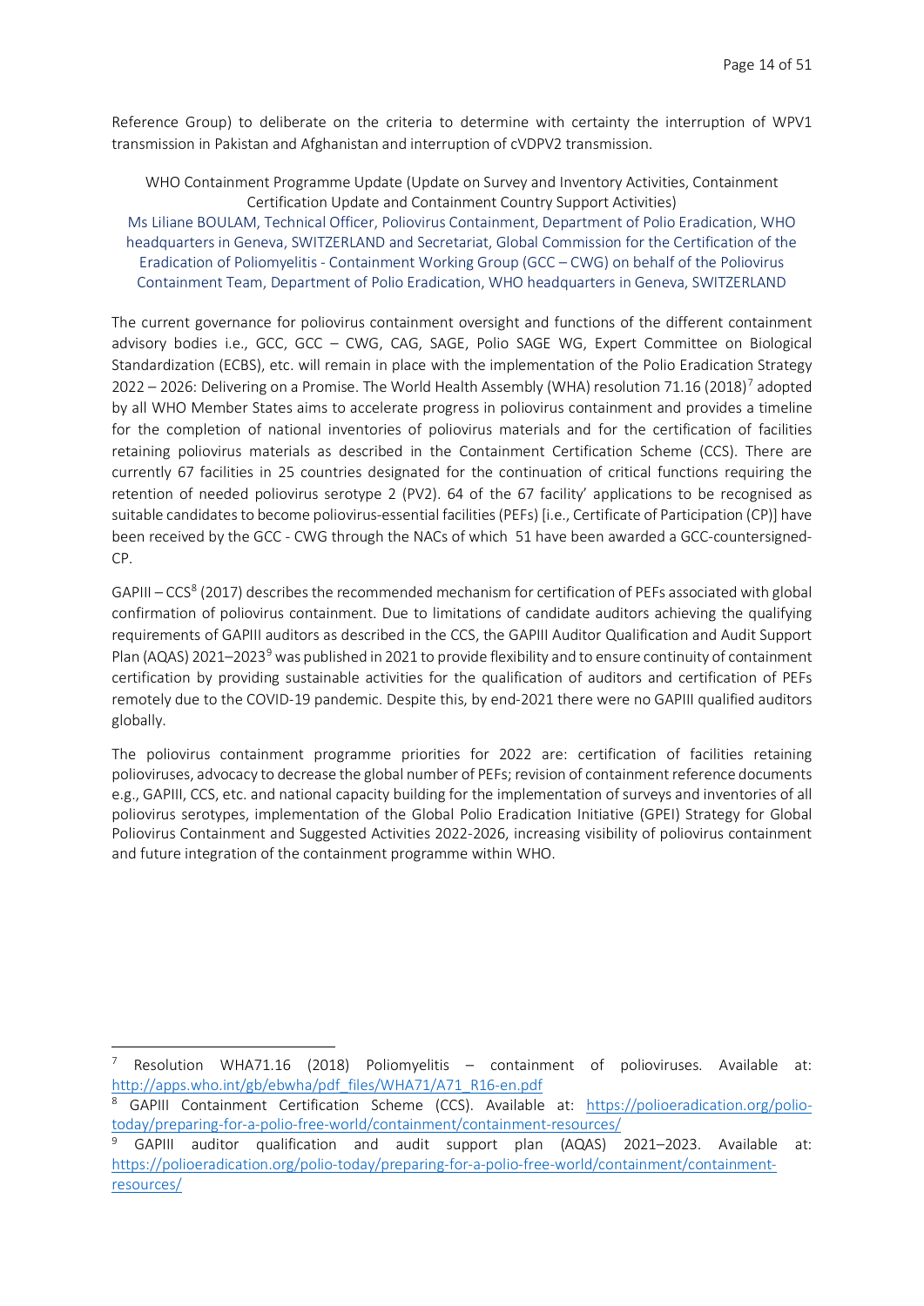Reference Group) to deliberate on the criteria to determine with certainty the interruption of WPV1 transmission in Pakistan and Afghanistan and interruption of cVDPV2 transmission.

WHO Containment Programme Update (Update on Survey and Inventory Activities, Containment Certification Update and Containment Country Support Activities)

Ms Liliane BOULAM, Technical Officer, Poliovirus Containment, Department of Polio Eradication, WHO headquarters in Geneva, SWITZERLAND and Secretariat, Global Commission for the Certification of the Eradication of Poliomyelitis - Containment Working Group (GCC – CWG) on behalf of the Poliovirus Containment Team, Department of Polio Eradication, WHO headquarters in Geneva, SWITZERLAND

The current governance for poliovirus containment oversight and functions of the different containment advisory bodies i.e., GCC, GCC – CWG, CAG, SAGE, Polio SAGE WG, Expert Committee on Biological Standardization (ECBS), etc. will remain in place with the implementation of the Polio Eradication Strategy 2022 – 2026: Delivering on a Promise. The World Health Assembly (WHA) resolution 71.16 (2018)[7] adopted by all WHO Member States aims to accelerate progress in poliovirus containment and provides a timeline for the completion of national inventories of poliovirus materials and for the certification of facilities retaining poliovirus materials as described in the Containment Certification Scheme (CCS). There are currently 67 facilities in 25 countries designated for the continuation of critical functions requiring the retention of needed poliovirus serotype 2 (PV2). 64 of the 67 facility' applications to be recognised as suitable candidates to become poliovirus-essential facilities (PEFs) [i.e., Certificate of Participation (CP)] have been received by the GCC - CWG through the NACs of which 51 have been awarded a GCC-countersigned-CP.

GAPIII – CCS[8] (2017) describes the recommended mechanism for certification of PEFs associated with global confirmation of poliovirus containment. Due to limitations of candidate auditors achieving the qualifying requirements of GAPIII auditors as described in the CCS, the GAPIII Auditor Qualification and Audit Support Plan (AQAS) 2021–2023[9] was published in 2021 to provide flexibility and to ensure continuity of containment certification by providing sustainable activities for the qualification of auditors and certification of PEFs remotely due to the COVID-19 pandemic. Despite this, by end-2021 there were no GAPIII qualified auditors globally.

The poliovirus containment programme priorities for 2022 are: certification of facilities retaining polioviruses, advocacy to decrease the global number of PEFs; revision of containment reference documents e.g., GAPIII, CCS, etc. and national capacity building for the implementation of surveys and inventories of all poliovirus serotypes, implementation of the Global Polio Eradication Initiative (GPEI) Strategy for Global Poliovirus Containment and Suggested Activities 2022-2026, increasing visibility of poliovirus containment and future integration of the containment programme within WHO.

---

[7] Resolution WHA71.16 (2018) Poliomyelitis – containment of polioviruses. Available at: http://apps.who.int/gb/ebwha/pdf_files/WHA71/A71_R16-en.pdf

[8] GAPIII Containment Certification Scheme (CCS). Available at: https://polioeradication.org/polio-today/preparing-for-a-polio-free-world/containment/containment-resources/

[9] GAPIII auditor qualification and audit support plan (AQAS) 2021–2023. Available at: https://polioeradication.org/polio-today/preparing-for-a-polio-free-world/containment/containment-resources/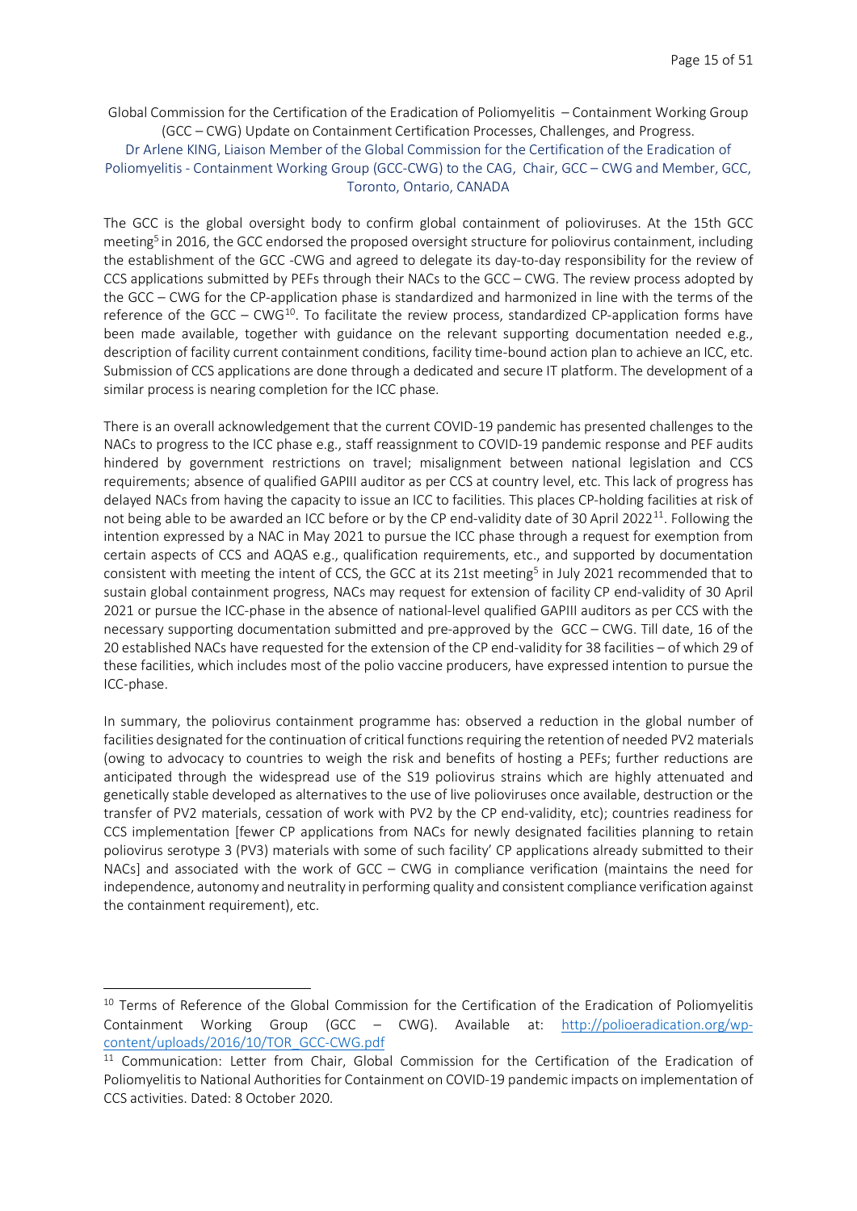Global Commission for the Certification of the Eradication of Poliomyelitis – Containment Working Group (GCC – CWG) Update on Containment Certification Processes, Challenges, and Progress.

Dr Arlene KING, Liaison Member of the Global Commission for the Certification of the Eradication of Poliomyelitis - Containment Working Group (GCC-CWG) to the CAG, Chair, GCC – CWG and Member, GCC, Toronto, Ontario, CANADA

The GCC is the global oversight body to confirm global containment of polioviruses. At the 15th GCC meeting[5] in 2016, the GCC endorsed the proposed oversight structure for poliovirus containment, including the establishment of the GCC -CWG and agreed to delegate its day-to-day responsibility for the review of CCS applications submitted by PEFs through their NACs to the GCC – CWG. The review process adopted by the GCC – CWG for the CP-application phase is standardized and harmonized in line with the terms of the reference of the GCC – CWG[10]. To facilitate the review process, standardized CP-application forms have been made available, together with guidance on the relevant supporting documentation needed e.g., description of facility current containment conditions, facility time-bound action plan to achieve an ICC, etc. Submission of CCS applications are done through a dedicated and secure IT platform. The development of a similar process is nearing completion for the ICC phase.

There is an overall acknowledgement that the current COVID-19 pandemic has presented challenges to the NACs to progress to the ICC phase e.g., staff reassignment to COVID-19 pandemic response and PEF audits hindered by government restrictions on travel; misalignment between national legislation and CCS requirements; absence of qualified GAPIII auditor as per CCS at country level, etc. This lack of progress has delayed NACs from having the capacity to issue an ICC to facilities. This places CP-holding facilities at risk of not being able to be awarded an ICC before or by the CP end-validity date of 30 April 2022[11]. Following the intention expressed by a NAC in May 2021 to pursue the ICC phase through a request for exemption from certain aspects of CCS and AQAS e.g., qualification requirements, etc., and supported by documentation consistent with meeting the intent of CCS, the GCC at its 21st meeting[5] in July 2021 recommended that to sustain global containment progress, NACs may request for extension of facility CP end-validity of 30 April 2021 or pursue the ICC-phase in the absence of national-level qualified GAPIII auditors as per CCS with the necessary supporting documentation submitted and pre-approved by the GCC – CWG. Till date, 16 of the 20 established NACs have requested for the extension of the CP end-validity for 38 facilities – of which 29 of these facilities, which includes most of the polio vaccine producers, have expressed intention to pursue the ICC-phase.

In summary, the poliovirus containment programme has: observed a reduction in the global number of facilities designated for the continuation of critical functions requiring the retention of needed PV2 materials (owing to advocacy to countries to weigh the risk and benefits of hosting a PEFs; further reductions are anticipated through the widespread use of the S19 poliovirus strains which are highly attenuated and genetically stable developed as alternatives to the use of live polioviruses once available, destruction or the transfer of PV2 materials, cessation of work with PV2 by the CP end-validity, etc); countries readiness for CCS implementation [fewer CP applications from NACs for newly designated facilities planning to retain poliovirus serotype 3 (PV3) materials with some of such facility' CP applications already submitted to their NACs] and associated with the work of GCC – CWG in compliance verification (maintains the need for independence, autonomy and neutrality in performing quality and consistent compliance verification against the containment requirement), etc.

---

[10] Terms of Reference of the Global Commission for the Certification of the Eradication of Poliomyelitis Containment Working Group (GCC – CWG). Available at: http://polioeradication.org/wp-content/uploads/2016/10/TOR_GCC-CWG.pdf

[11] Communication: Letter from Chair, Global Commission for the Certification of the Eradication of Poliomyelitis to National Authorities for Containment on COVID-19 pandemic impacts on implementation of CCS activities. Dated: 8 October 2020.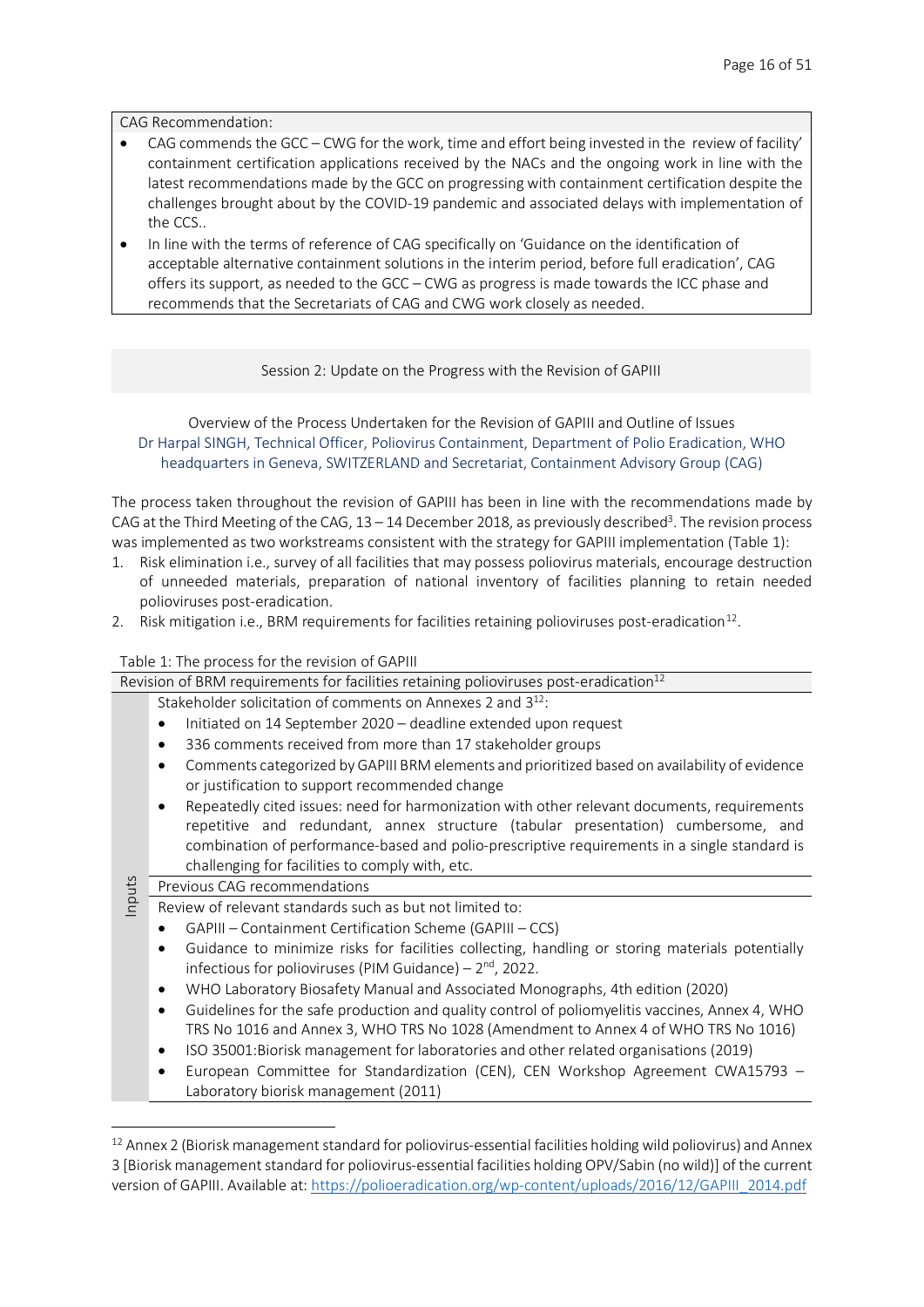CAG Recommendation:

- CAG commends the GCC – CWG for the work, time and effort being invested in the review of facility' containment certification applications received by the NACs and the ongoing work in line with the latest recommendations made by the GCC on progressing with containment certification despite the challenges brought about by the COVID-19 pandemic and associated delays with implementation of the CCS..
- In line with the terms of reference of CAG specifically on 'Guidance on the identification of acceptable alternative containment solutions in the interim period, before full eradication', CAG offers its support, as needed to the GCC – CWG as progress is made towards the ICC phase and recommends that the Secretariats of CAG and CWG work closely as needed.

## Session 2: Update on the Progress with the Revision of GAPIII

### Overview of the Process Undertaken for the Revision of GAPIII and Outline of Issues

Dr Harpal SINGH, Technical Officer, Poliovirus Containment, Department of Polio Eradication, WHO headquarters in Geneva, SWITZERLAND and Secretariat, Containment Advisory Group (CAG)

The process taken throughout the revision of GAPIII has been in line with the recommendations made by CAG at the Third Meeting of the CAG, 13 – 14 December 2018, as previously described[3]. The revision process was implemented as two workstreams consistent with the strategy for GAPIII implementation (Table 1):

1. Risk elimination i.e., survey of all facilities that may possess poliovirus materials, encourage destruction of unneeded materials, preparation of national inventory of facilities planning to retain needed polioviruses post-eradication.
2. Risk mitigation i.e., BRM requirements for facilities retaining polioviruses post-eradication[12].

Table 1: The process for the revision of GAPIII

| Revision of BRM requirements for facilities retaining polioviruses post-eradication[12] | |
|---|---|
| Inputs | Stakeholder solicitation of comments on Annexes 2 and 3[12]:<br>• Initiated on 14 September 2020 – deadline extended upon request<br>• 336 comments received from more than 17 stakeholder groups<br>• Comments categorized by GAPIII BRM elements and prioritized based on availability of evidence or justification to support recommended change<br>• Repeatedly cited issues: need for harmonization with other relevant documents, requirements repetitive and redundant, annex structure (tabular presentation) cumbersome, and combination of performance-based and polio-prescriptive requirements in a single standard is challenging for facilities to comply with, etc. |
| | Previous CAG recommendations |
| | Review of relevant standards such as but not limited to:<br>• GAPIII – Containment Certification Scheme (GAPIII – CCS)<br>• Guidance to minimize risks for facilities collecting, handling or storing materials potentially infectious for polioviruses (PIM Guidance) – 2nd, 2022.<br>• WHO Laboratory Biosafety Manual and Associated Monographs, 4th edition (2020)<br>• Guidelines for the safe production and quality control of poliomyelitis vaccines, Annex 4, WHO TRS No 1016 and Annex 3, WHO TRS No 1028 (Amendment to Annex 4 of WHO TRS No 1016)<br>• ISO 35001:Biorisk management for laboratories and other related organisations (2019)<br>• European Committee for Standardization (CEN), CEN Workshop Agreement CWA15793 – Laboratory biorisk management (2011) |

[12] Annex 2 (Biorisk management standard for poliovirus-essential facilities holding wild poliovirus) and Annex 3 [Biorisk management standard for poliovirus-essential facilities holding OPV/Sabin (no wild)] of the current version of GAPIII. Available at: https://polioeradication.org/wp-content/uploads/2016/12/GAPIII_2014.pdf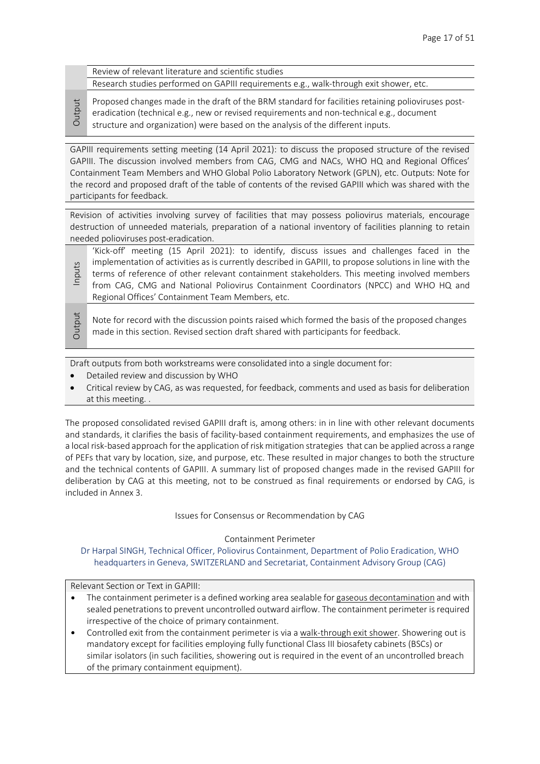| | |
|---|---|
| | Review of relevant literature and scientific studies |
| | Research studies performed on GAPIII requirements e.g., walk-through exit shower, etc. |
| Output | Proposed changes made in the draft of the BRM standard for facilities retaining polioviruses post-eradication (technical e.g., new or revised requirements and non-technical e.g., document structure and organization) were based on the analysis of the different inputs. |

GAPIII requirements setting meeting (14 April 2021): to discuss the proposed structure of the revised GAPIII. The discussion involved members from CAG, CMG and NACs, WHO HQ and Regional Offices' Containment Team Members and WHO Global Polio Laboratory Network (GPLN), etc. Outputs: Note for the record and proposed draft of the table of contents of the revised GAPIII which was shared with the participants for feedback.

Revision of activities involving survey of facilities that may possess poliovirus materials, encourage destruction of unneeded materials, preparation of a national inventory of facilities planning to retain needed polioviruses post-eradication.

| | |
|---|---|
| Inputs | 'Kick-off' meeting (15 April 2021): to identify, discuss issues and challenges faced in the implementation of activities as is currently described in GAPIII, to propose solutions in line with the terms of reference of other relevant containment stakeholders. This meeting involved members from CAG, CMG and National Poliovirus Containment Coordinators (NPCC) and WHO HQ and Regional Offices' Containment Team Members, etc. |
| Output | Note for record with the discussion points raised which formed the basis of the proposed changes made in this section. Revised section draft shared with participants for feedback. |

Draft outputs from both workstreams were consolidated into a single document for:

- Detailed review and discussion by WHO
- Critical review by CAG, as was requested, for feedback, comments and used as basis for deliberation at this meeting. .

The proposed consolidated revised GAPIII draft is, among others: in in line with other relevant documents and standards, it clarifies the basis of facility-based containment requirements, and emphasizes the use of a local risk-based approach for the application of risk mitigation strategies that can be applied across a range of PEFs that vary by location, size, and purpose, etc. These resulted in major changes to both the structure and the technical contents of GAPIII. A summary list of proposed changes made in the revised GAPIII for deliberation by CAG at this meeting, not to be construed as final requirements or endorsed by CAG, is included in Annex 3.

## Issues for Consensus or Recommendation by CAG

### Containment Perimeter

Dr Harpal SINGH, Technical Officer, Poliovirus Containment, Department of Polio Eradication, WHO headquarters in Geneva, SWITZERLAND and Secretariat, Containment Advisory Group (CAG)

Relevant Section or Text in GAPIII:

- The containment perimeter is a defined working area sealable for gaseous decontamination and with sealed penetrations to prevent uncontrolled outward airflow. The containment perimeter is required irrespective of the choice of primary containment.
- Controlled exit from the containment perimeter is via a walk-through exit shower. Showering out is mandatory except for facilities employing fully functional Class III biosafety cabinets (BSCs) or similar isolators (in such facilities, showering out is required in the event of an uncontrolled breach of the primary containment equipment).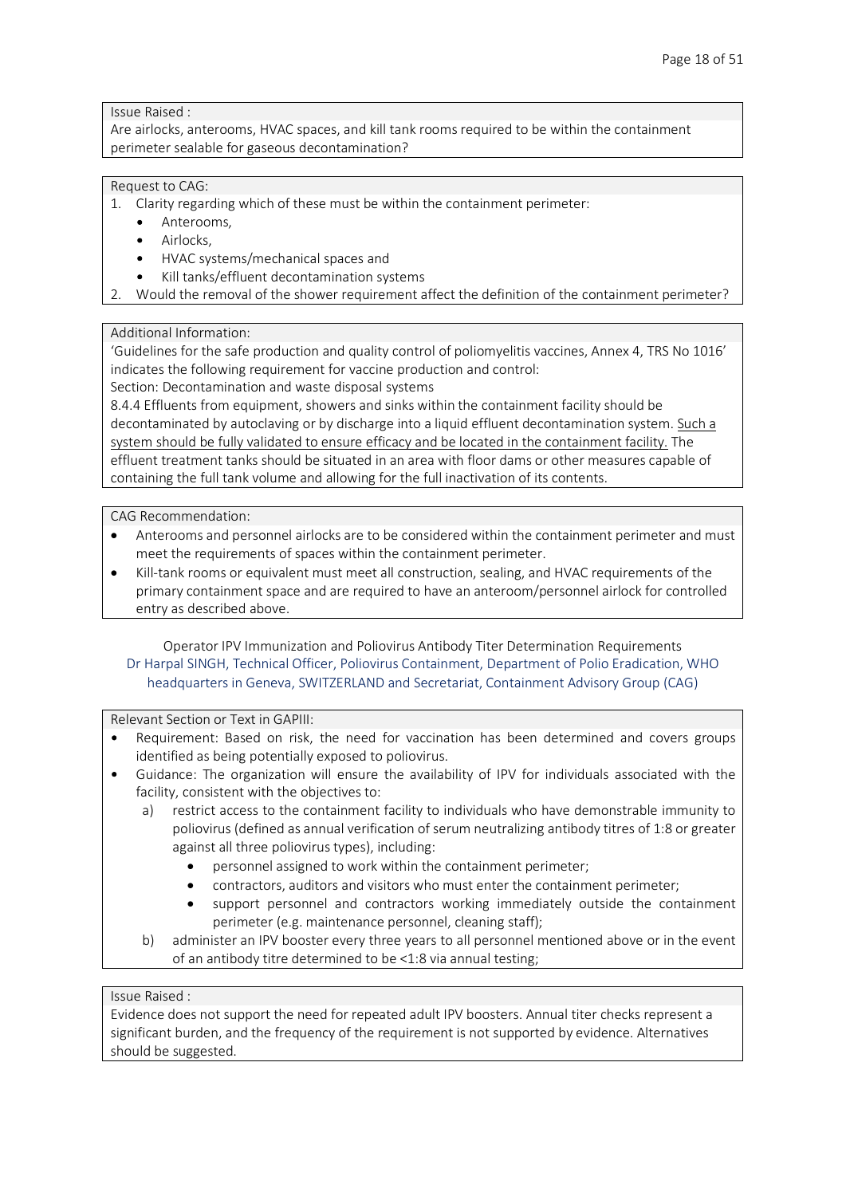Issue Raised :

Are airlocks, anterooms, HVAC spaces, and kill tank rooms required to be within the containment perimeter sealable for gaseous decontamination?

Request to CAG:

1. Clarity regarding which of these must be within the containment perimeter:
   - Anterooms,
   - Airlocks,
   - HVAC systems/mechanical spaces and
   - Kill tanks/effluent decontamination systems
2. Would the removal of the shower requirement affect the definition of the containment perimeter?

Additional Information:

'Guidelines for the safe production and quality control of poliomyelitis vaccines, Annex 4, TRS No 1016' indicates the following requirement for vaccine production and control:

Section: Decontamination and waste disposal systems

8.4.4 Effluents from equipment, showers and sinks within the containment facility should be decontaminated by autoclaving or by discharge into a liquid effluent decontamination system. Such a system should be fully validated to ensure efficacy and be located in the containment facility. The effluent treatment tanks should be situated in an area with floor dams or other measures capable of containing the full tank volume and allowing for the full inactivation of its contents.

CAG Recommendation:

- Anterooms and personnel airlocks are to be considered within the containment perimeter and must meet the requirements of spaces within the containment perimeter.
- Kill-tank rooms or equivalent must meet all construction, sealing, and HVAC requirements of the primary containment space and are required to have an anteroom/personnel airlock for controlled entry as described above.

## Operator IPV Immunization and Poliovirus Antibody Titer Determination Requirements

Dr Harpal SINGH, Technical Officer, Poliovirus Containment, Department of Polio Eradication, WHO headquarters in Geneva, SWITZERLAND and Secretariat, Containment Advisory Group (CAG)

Relevant Section or Text in GAPIII:

- Requirement: Based on risk, the need for vaccination has been determined and covers groups identified as being potentially exposed to poliovirus.
- Guidance: The organization will ensure the availability of IPV for individuals associated with the facility, consistent with the objectives to:
  a) restrict access to the containment facility to individuals who have demonstrable immunity to poliovirus (defined as annual verification of serum neutralizing antibody titres of 1:8 or greater against all three poliovirus types), including:
     - personnel assigned to work within the containment perimeter;
     - contractors, auditors and visitors who must enter the containment perimeter;
     - support personnel and contractors working immediately outside the containment perimeter (e.g. maintenance personnel, cleaning staff);
  b) administer an IPV booster every three years to all personnel mentioned above or in the event of an antibody titre determined to be <1:8 via annual testing;

Issue Raised :

Evidence does not support the need for repeated adult IPV boosters. Annual titer checks represent a significant burden, and the frequency of the requirement is not supported by evidence. Alternatives should be suggested.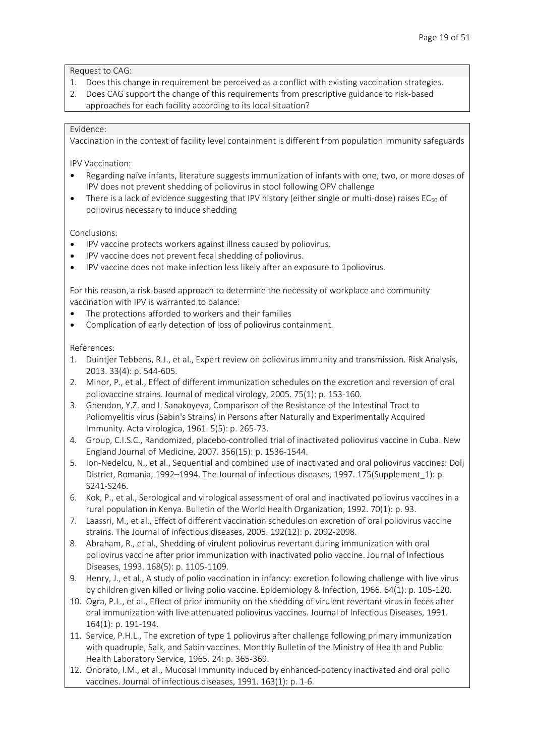Request to CAG:

1. Does this change in requirement be perceived as a conflict with existing vaccination strategies.
2. Does CAG support the change of this requirements from prescriptive guidance to risk-based approaches for each facility according to its local situation?

Evidence:

Vaccination in the context of facility level containment is different from population immunity safeguards

IPV Vaccination:

- Regarding naïve infants, literature suggests immunization of infants with one, two, or more doses of IPV does not prevent shedding of poliovirus in stool following OPV challenge
- There is a lack of evidence suggesting that IPV history (either single or multi-dose) raises $EC_{50}$ of poliovirus necessary to induce shedding

Conclusions:

- IPV vaccine protects workers against illness caused by poliovirus.
- IPV vaccine does not prevent fecal shedding of poliovirus.
- IPV vaccine does not make infection less likely after an exposure to 1poliovirus.

For this reason, a risk-based approach to determine the necessity of workplace and community vaccination with IPV is warranted to balance:

- The protections afforded to workers and their families
- Complication of early detection of loss of poliovirus containment.

References:

1. Duintjer Tebbens, R.J., et al., Expert review on poliovirus immunity and transmission. Risk Analysis, 2013. 33(4): p. 544-605.
2. Minor, P., et al., Effect of different immunization schedules on the excretion and reversion of oral poliovaccine strains. Journal of medical virology, 2005. 75(1): p. 153-160.
3. Ghendon, Y.Z. and I. Sanakoyeva, Comparison of the Resistance of the Intestinal Tract to Poliomyelitis virus (Sabin's Strains) in Persons after Naturally and Experimentally Acquired Immunity. Acta virologica, 1961. 5(5): p. 265-73.
4. Group, C.I.S.C., Randomized, placebo-controlled trial of inactivated poliovirus vaccine in Cuba. New England Journal of Medicine, 2007. 356(15): p. 1536-1544.
5. Ion-Nedelcu, N., et al., Sequential and combined use of inactivated and oral poliovirus vaccines: Dolj District, Romania, 1992–1994. The Journal of infectious diseases, 1997. 175(Supplement_1): p. S241-S246.
6. Kok, P., et al., Serological and virological assessment of oral and inactivated poliovirus vaccines in a rural population in Kenya. Bulletin of the World Health Organization, 1992. 70(1): p. 93.
7. Laassri, M., et al., Effect of different vaccination schedules on excretion of oral poliovirus vaccine strains. The Journal of infectious diseases, 2005. 192(12): p. 2092-2098.
8. Abraham, R., et al., Shedding of virulent poliovirus revertant during immunization with oral poliovirus vaccine after prior immunization with inactivated polio vaccine. Journal of Infectious Diseases, 1993. 168(5): p. 1105-1109.
9. Henry, J., et al., A study of polio vaccination in infancy: excretion following challenge with live virus by children given killed or living polio vaccine. Epidemiology & Infection, 1966. 64(1): p. 105-120.
10. Ogra, P.L., et al., Effect of prior immunity on the shedding of virulent revertant virus in feces after oral immunization with live attenuated poliovirus vaccines. Journal of Infectious Diseases, 1991. 164(1): p. 191-194.
11. Service, P.H.L., The excretion of type 1 poliovirus after challenge following primary immunization with quadruple, Salk, and Sabin vaccines. Monthly Bulletin of the Ministry of Health and Public Health Laboratory Service, 1965. 24: p. 365-369.
12. Onorato, I.M., et al., Mucosal immunity induced by enhanced-potency inactivated and oral polio vaccines. Journal of infectious diseases, 1991. 163(1): p. 1-6.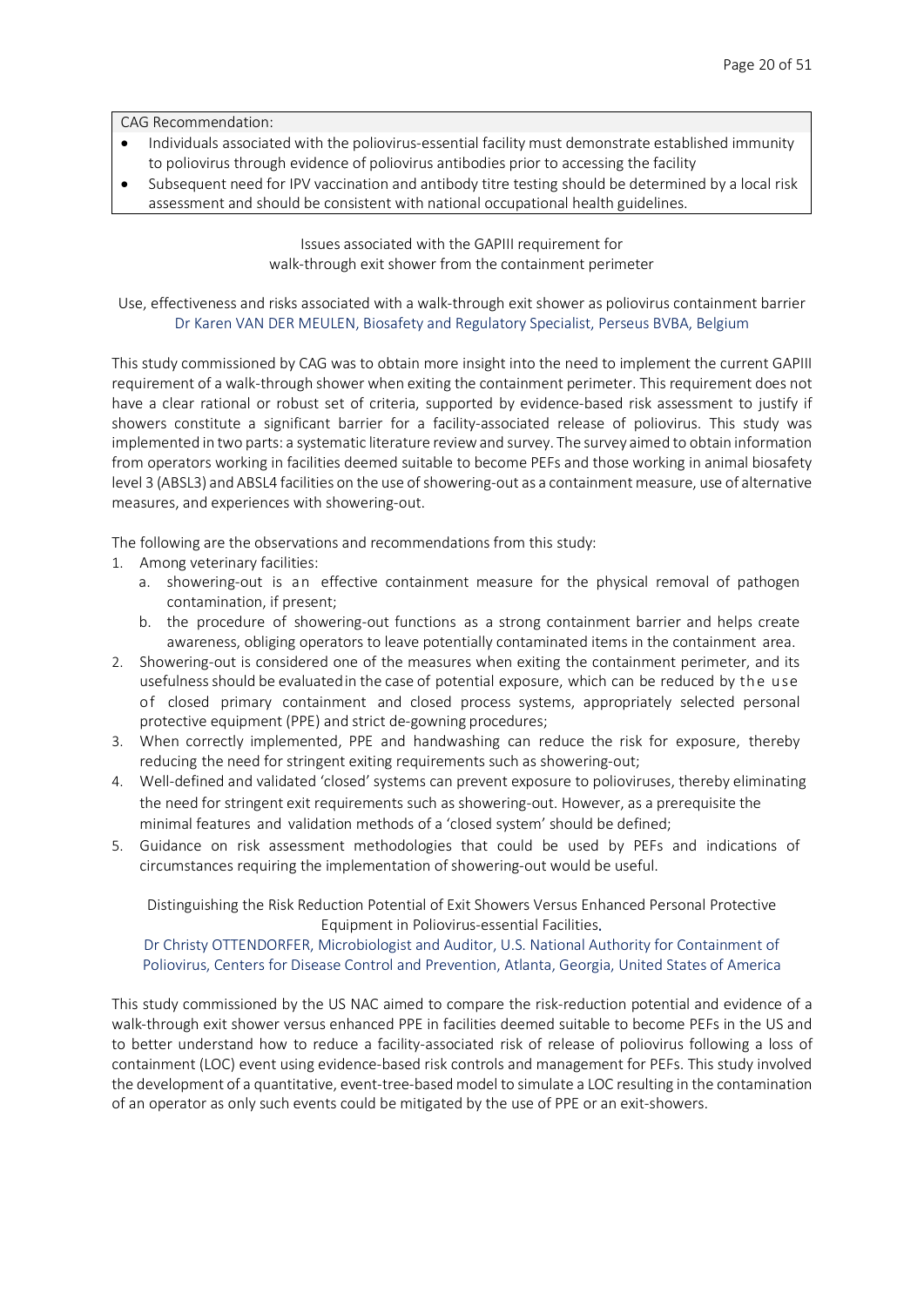CAG Recommendation:

- Individuals associated with the poliovirus-essential facility must demonstrate established immunity to poliovirus through evidence of poliovirus antibodies prior to accessing the facility
- Subsequent need for IPV vaccination and antibody titre testing should be determined by a local risk assessment and should be consistent with national occupational health guidelines.

## Issues associated with the GAPIII requirement for walk-through exit shower from the containment perimeter

### Use, effectiveness and risks associated with a walk-through exit shower as poliovirus containment barrier

Dr Karen VAN DER MEULEN, Biosafety and Regulatory Specialist, Perseus BVBA, Belgium

This study commissioned by CAG was to obtain more insight into the need to implement the current GAPIII requirement of a walk-through shower when exiting the containment perimeter. This requirement does not have a clear rational or robust set of criteria, supported by evidence-based risk assessment to justify if showers constitute a significant barrier for a facility-associated release of poliovirus. This study was implemented in two parts: a systematic literature review and survey. The survey aimed to obtain information from operators working in facilities deemed suitable to become PEFs and those working in animal biosafety level 3 (ABSL3) and ABSL4 facilities on the use of showering-out as a containment measure, use of alternative measures, and experiences with showering-out.

The following are the observations and recommendations from this study:

1. Among veterinary facilities:
   a. showering-out is an effective containment measure for the physical removal of pathogen contamination, if present;
   b. the procedure of showering-out functions as a strong containment barrier and helps create awareness, obliging operators to leave potentially contaminated items in the containment area.
2. Showering-out is considered one of the measures when exiting the containment perimeter, and its usefulness should be evaluated in the case of potential exposure, which can be reduced by the use of closed primary containment and closed process systems, appropriately selected personal protective equipment (PPE) and strict de-gowning procedures;
3. When correctly implemented, PPE and handwashing can reduce the risk for exposure, thereby reducing the need for stringent exiting requirements such as showering-out;
4. Well-defined and validated 'closed' systems can prevent exposure to polioviruses, thereby eliminating the need for stringent exit requirements such as showering-out. However, as a prerequisite the minimal features and validation methods of a 'closed system' should be defined;
5. Guidance on risk assessment methodologies that could be used by PEFs and indications of circumstances requiring the implementation of showering-out would be useful.

### Distinguishing the Risk Reduction Potential of Exit Showers Versus Enhanced Personal Protective Equipment in Poliovirus-essential Facilities.

Dr Christy OTTENDORFER, Microbiologist and Auditor, U.S. National Authority for Containment of Poliovirus, Centers for Disease Control and Prevention, Atlanta, Georgia, United States of America

This study commissioned by the US NAC aimed to compare the risk-reduction potential and evidence of a walk-through exit shower versus enhanced PPE in facilities deemed suitable to become PEFs in the US and to better understand how to reduce a facility-associated risk of release of poliovirus following a loss of containment (LOC) event using evidence-based risk controls and management for PEFs. This study involved the development of a quantitative, event-tree-based model to simulate a LOC resulting in the contamination of an operator as only such events could be mitigated by the use of PPE or an exit-showers.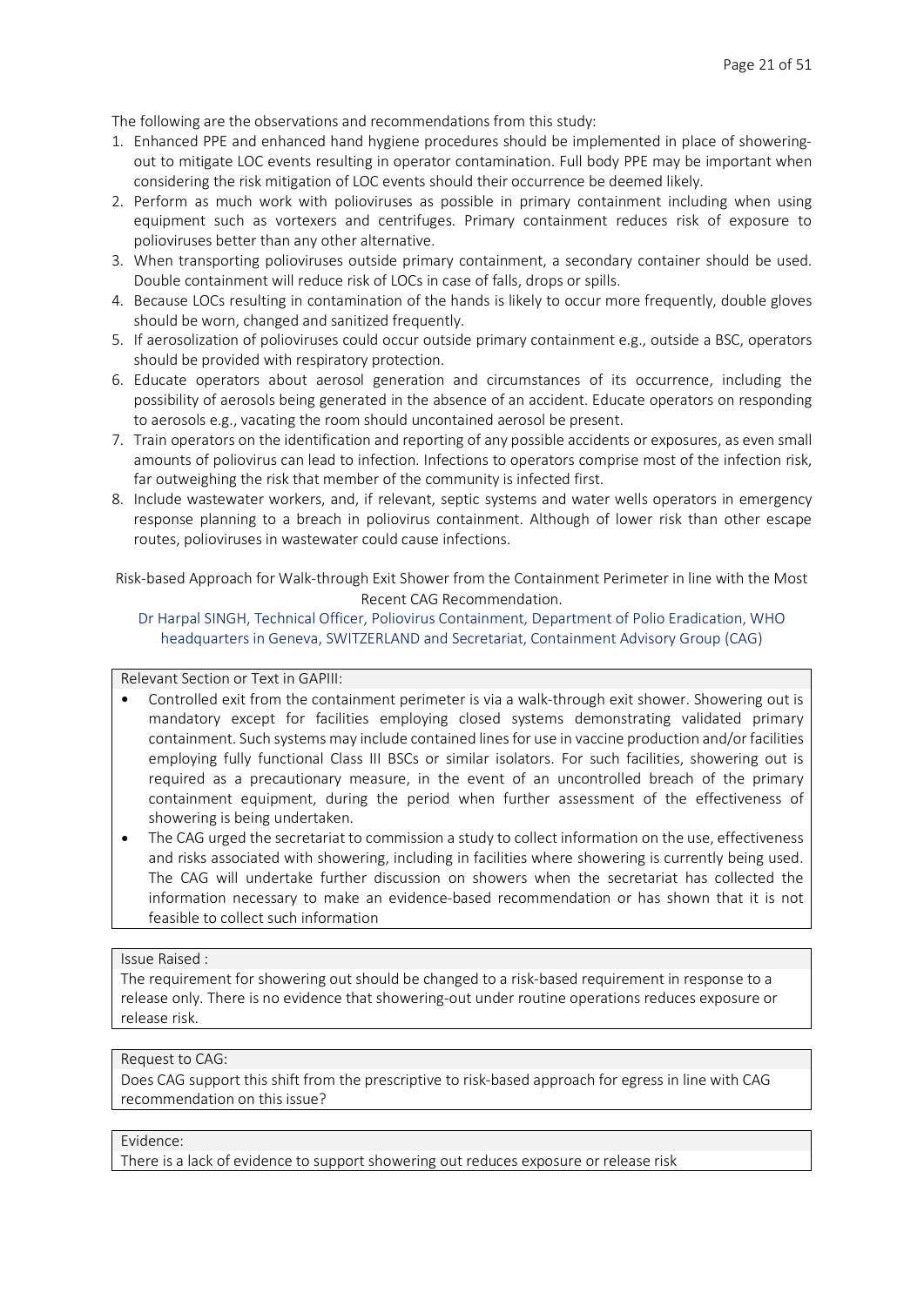The following are the observations and recommendations from this study:

1. Enhanced PPE and enhanced hand hygiene procedures should be implemented in place of showering-out to mitigate LOC events resulting in operator contamination. Full body PPE may be important when considering the risk mitigation of LOC events should their occurrence be deemed likely.
2. Perform as much work with polioviruses as possible in primary containment including when using equipment such as vortexers and centrifuges. Primary containment reduces risk of exposure to polioviruses better than any other alternative.
3. When transporting polioviruses outside primary containment, a secondary container should be used. Double containment will reduce risk of LOCs in case of falls, drops or spills.
4. Because LOCs resulting in contamination of the hands is likely to occur more frequently, double gloves should be worn, changed and sanitized frequently.
5. If aerosolization of polioviruses could occur outside primary containment e.g., outside a BSC, operators should be provided with respiratory protection.
6. Educate operators about aerosol generation and circumstances of its occurrence, including the possibility of aerosols being generated in the absence of an accident. Educate operators on responding to aerosols e.g., vacating the room should uncontained aerosol be present.
7. Train operators on the identification and reporting of any possible accidents or exposures, as even small amounts of poliovirus can lead to infection. Infections to operators comprise most of the infection risk, far outweighing the risk that member of the community is infected first.
8. Include wastewater workers, and, if relevant, septic systems and water wells operators in emergency response planning to a breach in poliovirus containment. Although of lower risk than other escape routes, polioviruses in wastewater could cause infections.

Risk-based Approach for Walk-through Exit Shower from the Containment Perimeter in line with the Most Recent CAG Recommendation.

Dr Harpal SINGH, Technical Officer, Poliovirus Containment, Department of Polio Eradication, WHO headquarters in Geneva, SWITZERLAND and Secretariat, Containment Advisory Group (CAG)

| Relevant Section or Text in GAPIII: |
| --- |
| • Controlled exit from the containment perimeter is via a walk-through exit shower. Showering out is mandatory except for facilities employing closed systems demonstrating validated primary containment. Such systems may include contained lines for use in vaccine production and/or facilities employing fully functional Class III BSCs or similar isolators. For such facilities, showering out is required as a precautionary measure, in the event of an uncontrolled breach of the primary containment equipment, during the period when further assessment of the effectiveness of showering is being undertaken.<br>• The CAG urged the secretariat to commission a study to collect information on the use, effectiveness and risks associated with showering, including in facilities where showering is currently being used. The CAG will undertake further discussion on showers when the secretariat has collected the information necessary to make an evidence-based recommendation or has shown that it is not feasible to collect such information |

| Issue Raised : |
| --- |
| The requirement for showering out should be changed to a risk-based requirement in response to a release only. There is no evidence that showering-out under routine operations reduces exposure or release risk. |

| Request to CAG: |
| --- |
| Does CAG support this shift from the prescriptive to risk-based approach for egress in line with CAG recommendation on this issue? |

| Evidence: |
| --- |
| There is a lack of evidence to support showering out reduces exposure or release risk |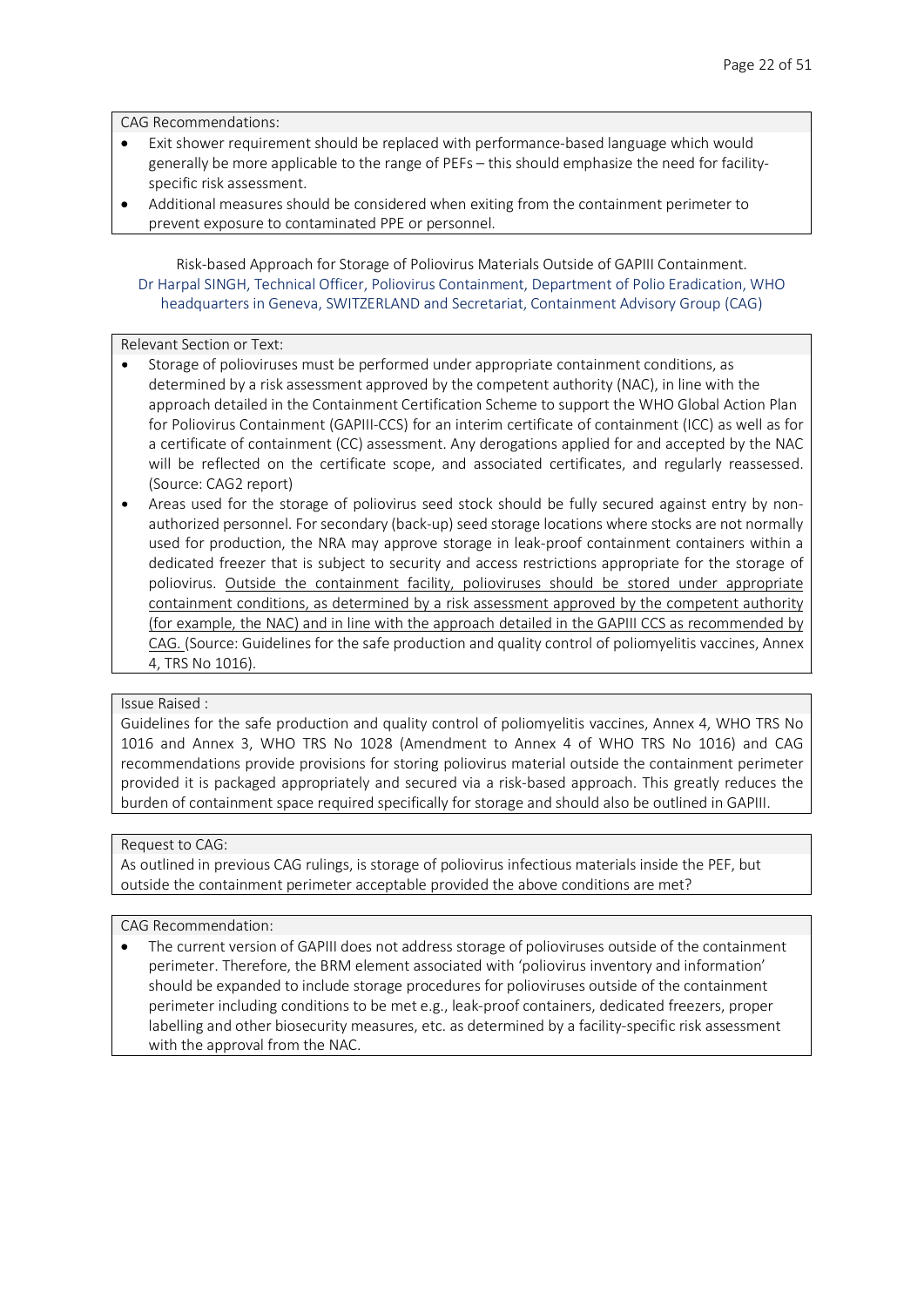CAG Recommendations:

- Exit shower requirement should be replaced with performance-based language which would generally be more applicable to the range of PEFs – this should emphasize the need for facility-specific risk assessment.
- Additional measures should be considered when exiting from the containment perimeter to prevent exposure to contaminated PPE or personnel.

Risk-based Approach for Storage of Poliovirus Materials Outside of GAPIII Containment.
Dr Harpal SINGH, Technical Officer, Poliovirus Containment, Department of Polio Eradication, WHO headquarters in Geneva, SWITZERLAND and Secretariat, Containment Advisory Group (CAG)

Relevant Section or Text:

- Storage of polioviruses must be performed under appropriate containment conditions, as determined by a risk assessment approved by the competent authority (NAC), in line with the approach detailed in the Containment Certification Scheme to support the WHO Global Action Plan for Poliovirus Containment (GAPIII-CCS) for an interim certificate of containment (ICC) as well as for a certificate of containment (CC) assessment. Any derogations applied for and accepted by the NAC will be reflected on the certificate scope, and associated certificates, and regularly reassessed. (Source: CAG2 report)
- Areas used for the storage of poliovirus seed stock should be fully secured against entry by non-authorized personnel. For secondary (back-up) seed storage locations where stocks are not normally used for production, the NRA may approve storage in leak-proof containment containers within a dedicated freezer that is subject to security and access restrictions appropriate for the storage of poliovirus. <u>Outside the containment facility, polioviruses should be stored under appropriate containment conditions, as determined by a risk assessment approved by the competent authority (for example, the NAC) and in line with the approach detailed in the GAPIII CCS as recommended by CAG.</u> (Source: Guidelines for the safe production and quality control of poliomyelitis vaccines, Annex 4, TRS No 1016).

Issue Raised :

Guidelines for the safe production and quality control of poliomyelitis vaccines, Annex 4, WHO TRS No 1016 and Annex 3, WHO TRS No 1028 (Amendment to Annex 4 of WHO TRS No 1016) and CAG recommendations provide provisions for storing poliovirus material outside the containment perimeter provided it is packaged appropriately and secured via a risk-based approach. This greatly reduces the burden of containment space required specifically for storage and should also be outlined in GAPIII.

Request to CAG:

As outlined in previous CAG rulings, is storage of poliovirus infectious materials inside the PEF, but outside the containment perimeter acceptable provided the above conditions are met?

CAG Recommendation:

- The current version of GAPIII does not address storage of polioviruses outside of the containment perimeter. Therefore, the BRM element associated with 'poliovirus inventory and information' should be expanded to include storage procedures for polioviruses outside of the containment perimeter including conditions to be met e.g., leak-proof containers, dedicated freezers, proper labelling and other biosecurity measures, etc. as determined by a facility-specific risk assessment with the approval from the NAC.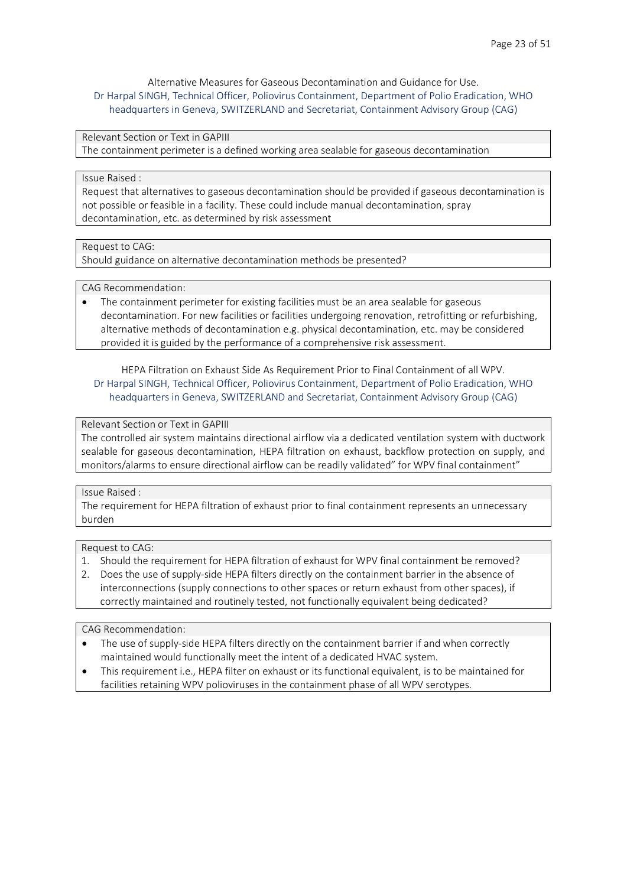Alternative Measures for Gaseous Decontamination and Guidance for Use.

Dr Harpal SINGH, Technical Officer, Poliovirus Containment, Department of Polio Eradication, WHO headquarters in Geneva, SWITZERLAND and Secretariat, Containment Advisory Group (CAG)

**Relevant Section or Text in GAPIII**

The containment perimeter is a defined working area sealable for gaseous decontamination

**Issue Raised :**

Request that alternatives to gaseous decontamination should be provided if gaseous decontamination is not possible or feasible in a facility. These could include manual decontamination, spray decontamination, etc. as determined by risk assessment

**Request to CAG:**

Should guidance on alternative decontamination methods be presented?

**CAG Recommendation:**

- The containment perimeter for existing facilities must be an area sealable for gaseous decontamination. For new facilities or facilities undergoing renovation, retrofitting or refurbishing, alternative methods of decontamination e.g. physical decontamination, etc. may be considered provided it is guided by the performance of a comprehensive risk assessment.

HEPA Filtration on Exhaust Side As Requirement Prior to Final Containment of all WPV.

Dr Harpal SINGH, Technical Officer, Poliovirus Containment, Department of Polio Eradication, WHO headquarters in Geneva, SWITZERLAND and Secretariat, Containment Advisory Group (CAG)

**Relevant Section or Text in GAPIII**

The controlled air system maintains directional airflow via a dedicated ventilation system with ductwork sealable for gaseous decontamination, HEPA filtration on exhaust, backflow protection on supply, and monitors/alarms to ensure directional airflow can be readily validated" for WPV final containment"

**Issue Raised :**

The requirement for HEPA filtration of exhaust prior to final containment represents an unnecessary burden

**Request to CAG:**

1. Should the requirement for HEPA filtration of exhaust for WPV final containment be removed?
2. Does the use of supply-side HEPA filters directly on the containment barrier in the absence of interconnections (supply connections to other spaces or return exhaust from other spaces), if correctly maintained and routinely tested, not functionally equivalent being dedicated?

**CAG Recommendation:**

- The use of supply-side HEPA filters directly on the containment barrier if and when correctly maintained would functionally meet the intent of a dedicated HVAC system.
- This requirement i.e., HEPA filter on exhaust or its functional equivalent, is to be maintained for facilities retaining WPV polioviruses in the containment phase of all WPV serotypes.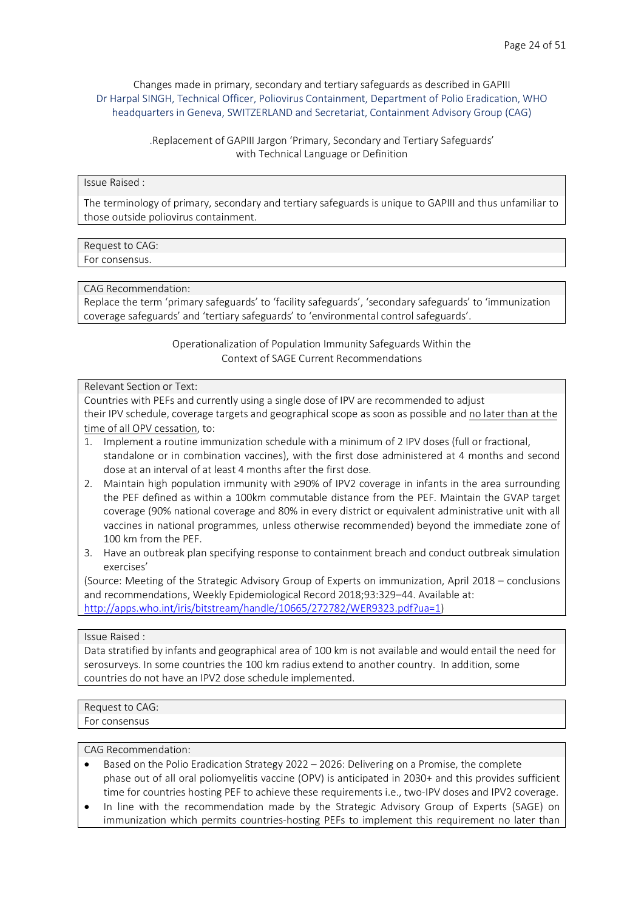Changes made in primary, secondary and tertiary safeguards as described in GAPIII

Dr Harpal SINGH, Technical Officer, Poliovirus Containment, Department of Polio Eradication, WHO headquarters in Geneva, SWITZERLAND and Secretariat, Containment Advisory Group (CAG)

### .Replacement of GAPIII Jargon 'Primary, Secondary and Tertiary Safeguards' with Technical Language or Definition

**Issue Raised :**

The terminology of primary, secondary and tertiary safeguards is unique to GAPIII and thus unfamiliar to those outside poliovirus containment.

**Request to CAG:**

For consensus.

**CAG Recommendation:**

Replace the term 'primary safeguards' to 'facility safeguards', 'secondary safeguards' to 'immunization coverage safeguards' and 'tertiary safeguards' to 'environmental control safeguards'.

### Operationalization of Population Immunity Safeguards Within the Context of SAGE Current Recommendations

**Relevant Section or Text:**

Countries with PEFs and currently using a single dose of IPV are recommended to adjust their IPV schedule, coverage targets and geographical scope as soon as possible and no later than at the time of all OPV cessation, to:

1. Implement a routine immunization schedule with a minimum of 2 IPV doses (full or fractional, standalone or in combination vaccines), with the first dose administered at 4 months and second dose at an interval of at least 4 months after the first dose.
2. Maintain high population immunity with ≥90% of IPV2 coverage in infants in the area surrounding the PEF defined as within a 100km commutable distance from the PEF. Maintain the GVAP target coverage (90% national coverage and 80% in every district or equivalent administrative unit with all vaccines in national programmes, unless otherwise recommended) beyond the immediate zone of 100 km from the PEF.
3. Have an outbreak plan specifying response to containment breach and conduct outbreak simulation exercises'

(Source: Meeting of the Strategic Advisory Group of Experts on immunization, April 2018 – conclusions and recommendations, Weekly Epidemiological Record 2018;93:329–44. Available at: http://apps.who.int/iris/bitstream/handle/10665/272782/WER9323.pdf?ua=1)

**Issue Raised :**

Data stratified by infants and geographical area of 100 km is not available and would entail the need for serosurveys. In some countries the 100 km radius extend to another country. In addition, some countries do not have an IPV2 dose schedule implemented.

**Request to CAG:**

For consensus

**CAG Recommendation:**

- Based on the Polio Eradication Strategy 2022 – 2026: Delivering on a Promise, the complete phase out of all oral poliomyelitis vaccine (OPV) is anticipated in 2030+ and this provides sufficient time for countries hosting PEF to achieve these requirements i.e., two-IPV doses and IPV2 coverage.
- In line with the recommendation made by the Strategic Advisory Group of Experts (SAGE) on immunization which permits countries-hosting PEFs to implement this requirement no later than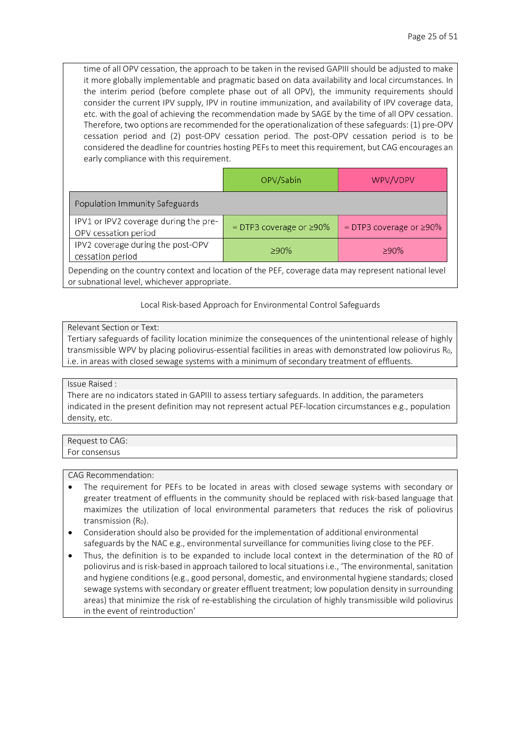time of all OPV cessation, the approach to be taken in the revised GAPIII should be adjusted to make it more globally implementable and pragmatic based on data availability and local circumstances. In the interim period (before complete phase out of all OPV), the immunity requirements should consider the current IPV supply, IPV in routine immunization, and availability of IPV coverage data, etc. with the goal of achieving the recommendation made by SAGE by the time of all OPV cessation. Therefore, two options are recommended for the operationalization of these safeguards: (1) pre-OPV cessation period and (2) post-OPV cessation period. The post-OPV cessation period is to be considered the deadline for countries hosting PEFs to meet this requirement, but CAG encourages an early compliance with this requirement.

| | OPV/Sabin | WPV/VDPV |
|---|---|---|
| Population Immunity Safeguards | | |
| IPV1 or IPV2 coverage during the pre-OPV cessation period | = DTP3 coverage or ≥90% | = DTP3 coverage or ≥90% |
| IPV2 coverage during the post-OPV cessation period | ≥90% | ≥90% |

Depending on the country context and location of the PEF, coverage data may represent national level or subnational level, whichever appropriate.

Local Risk-based Approach for Environmental Control Safeguards

Relevant Section or Text:
Tertiary safeguards of facility location minimize the consequences of the unintentional release of highly transmissible WPV by placing poliovirus-essential facilities in areas with demonstrated low poliovirus $R_0$, i.e. in areas with closed sewage systems with a minimum of secondary treatment of effluents.

Issue Raised :
There are no indicators stated in GAPIII to assess tertiary safeguards. In addition, the parameters indicated in the present definition may not represent actual PEF-location circumstances e.g., population density, etc.

Request to CAG:
For consensus

CAG Recommendation:

- The requirement for PEFs to be located in areas with closed sewage systems with secondary or greater treatment of effluents in the community should be replaced with risk-based language that maximizes the utilization of local environmental parameters that reduces the risk of poliovirus transmission ($R_0$).
- Consideration should also be provided for the implementation of additional environmental safeguards by the NAC e.g., environmental surveillance for communities living close to the PEF.
- Thus, the definition is to be expanded to include local context in the determination of the R0 of poliovirus and is risk-based in approach tailored to local situations i.e., 'The environmental, sanitation and hygiene conditions (e.g., good personal, domestic, and environmental hygiene standards; closed sewage systems with secondary or greater effluent treatment; low population density in surrounding areas) that minimize the risk of re-establishing the circulation of highly transmissible wild poliovirus in the event of reintroduction'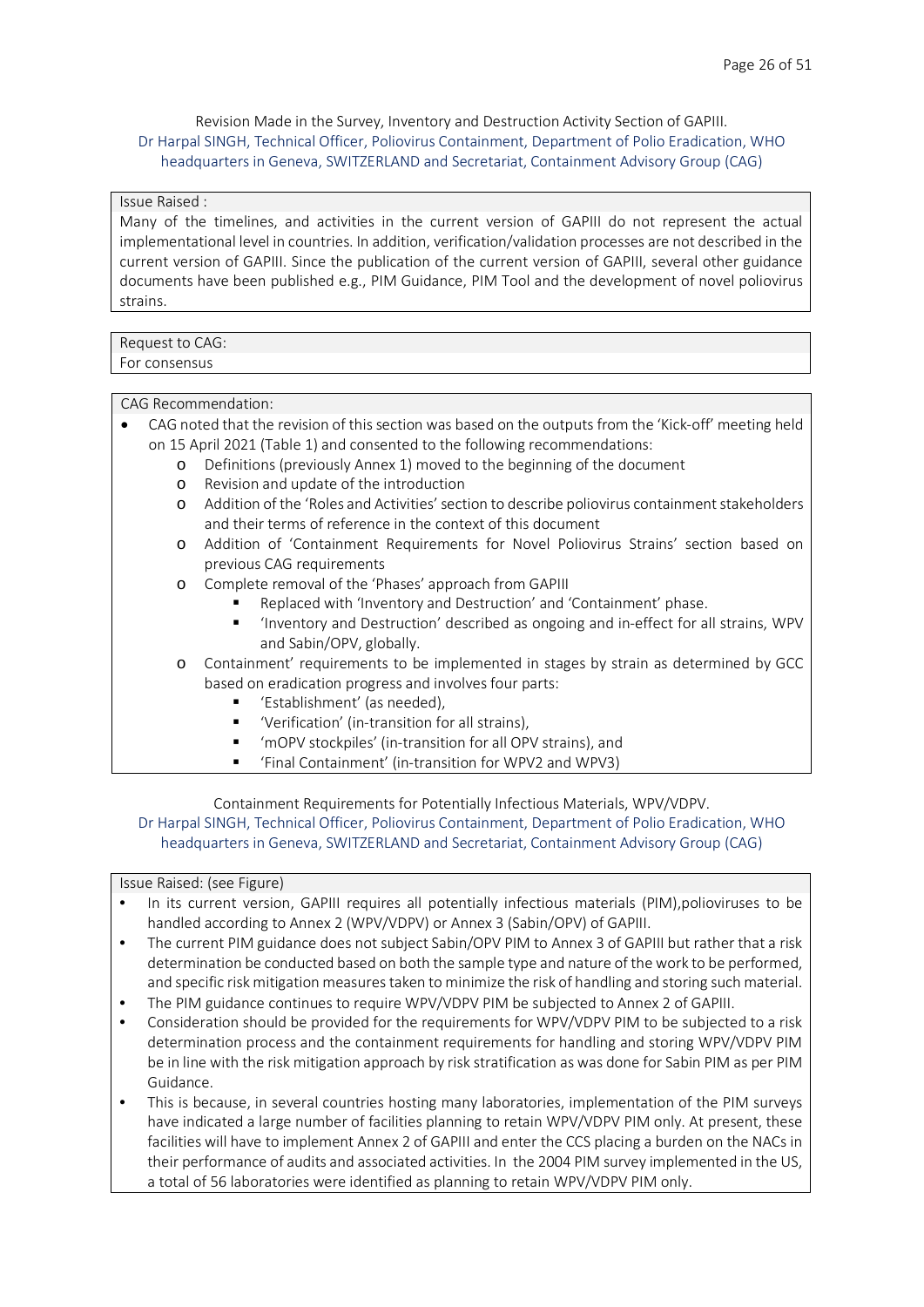Revision Made in the Survey, Inventory and Destruction Activity Section of GAPIII.
Dr Harpal SINGH, Technical Officer, Poliovirus Containment, Department of Polio Eradication, WHO headquarters in Geneva, SWITZERLAND and Secretariat, Containment Advisory Group (CAG)

Issue Raised :
Many of the timelines, and activities in the current version of GAPIII do not represent the actual implementational level in countries. In addition, verification/validation processes are not described in the current version of GAPIII. Since the publication of the current version of GAPIII, several other guidance documents have been published e.g., PIM Guidance, PIM Tool and the development of novel poliovirus strains.

Request to CAG:
For consensus

CAG Recommendation:

- CAG noted that the revision of this section was based on the outputs from the 'Kick-off' meeting held on 15 April 2021 (Table 1) and consented to the following recommendations:
  - Definitions (previously Annex 1) moved to the beginning of the document
  - Revision and update of the introduction
  - Addition of the 'Roles and Activities' section to describe poliovirus containment stakeholders and their terms of reference in the context of this document
  - Addition of 'Containment Requirements for Novel Poliovirus Strains' section based on previous CAG requirements
  - Complete removal of the 'Phases' approach from GAPIII
    - Replaced with 'Inventory and Destruction' and 'Containment' phase.
    - 'Inventory and Destruction' described as ongoing and in-effect for all strains, WPV and Sabin/OPV, globally.
  - Containment' requirements to be implemented in stages by strain as determined by GCC based on eradication progress and involves four parts:
    - 'Establishment' (as needed),
    - 'Verification' (in-transition for all strains),
    - 'mOPV stockpiles' (in-transition for all OPV strains), and
    - 'Final Containment' (in-transition for WPV2 and WPV3)

Containment Requirements for Potentially Infectious Materials, WPV/VDPV.
Dr Harpal SINGH, Technical Officer, Poliovirus Containment, Department of Polio Eradication, WHO headquarters in Geneva, SWITZERLAND and Secretariat, Containment Advisory Group (CAG)

Issue Raised: (see Figure)

- In its current version, GAPIII requires all potentially infectious materials (PIM),polioviruses to be handled according to Annex 2 (WPV/VDPV) or Annex 3 (Sabin/OPV) of GAPIII.
- The current PIM guidance does not subject Sabin/OPV PIM to Annex 3 of GAPIII but rather that a risk determination be conducted based on both the sample type and nature of the work to be performed, and specific risk mitigation measures taken to minimize the risk of handling and storing such material.
- The PIM guidance continues to require WPV/VDPV PIM be subjected to Annex 2 of GAPIII.
- Consideration should be provided for the requirements for WPV/VDPV PIM to be subjected to a risk determination process and the containment requirements for handling and storing WPV/VDPV PIM be in line with the risk mitigation approach by risk stratification as was done for Sabin PIM as per PIM Guidance.
- This is because, in several countries hosting many laboratories, implementation of the PIM surveys have indicated a large number of facilities planning to retain WPV/VDPV PIM only. At present, these facilities will have to implement Annex 2 of GAPIII and enter the CCS placing a burden on the NACs in their performance of audits and associated activities. In the 2004 PIM survey implemented in the US, a total of 56 laboratories were identified as planning to retain WPV/VDPV PIM only.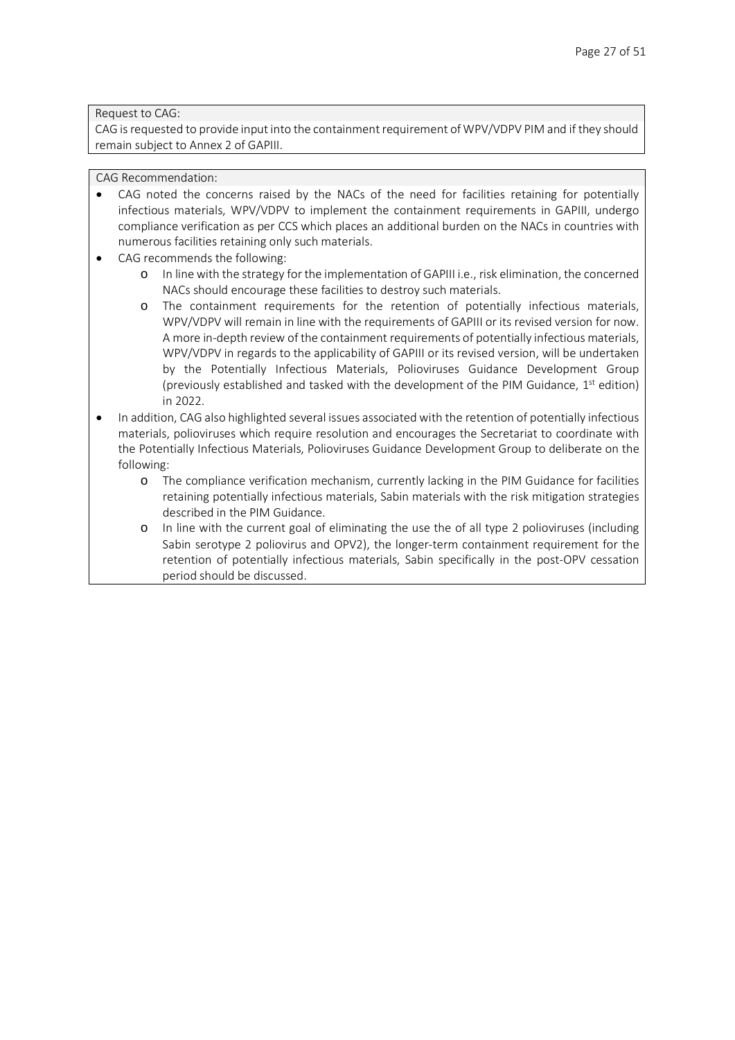Request to CAG:

CAG is requested to provide input into the containment requirement of WPV/VDPV PIM and if they should remain subject to Annex 2 of GAPIII.

CAG Recommendation:

- CAG noted the concerns raised by the NACs of the need for facilities retaining for potentially infectious materials, WPV/VDPV to implement the containment requirements in GAPIII, undergo compliance verification as per CCS which places an additional burden on the NACs in countries with numerous facilities retaining only such materials.
- CAG recommends the following:
  - In line with the strategy for the implementation of GAPIII i.e., risk elimination, the concerned NACs should encourage these facilities to destroy such materials.
  - The containment requirements for the retention of potentially infectious materials, WPV/VDPV will remain in line with the requirements of GAPIII or its revised version for now. A more in-depth review of the containment requirements of potentially infectious materials, WPV/VDPV in regards to the applicability of GAPIII or its revised version, will be undertaken by the Potentially Infectious Materials, Polioviruses Guidance Development Group (previously established and tasked with the development of the PIM Guidance, 1st edition) in 2022.
- In addition, CAG also highlighted several issues associated with the retention of potentially infectious materials, polioviruses which require resolution and encourages the Secretariat to coordinate with the Potentially Infectious Materials, Polioviruses Guidance Development Group to deliberate on the following:
  - The compliance verification mechanism, currently lacking in the PIM Guidance for facilities retaining potentially infectious materials, Sabin materials with the risk mitigation strategies described in the PIM Guidance.
  - In line with the current goal of eliminating the use the of all type 2 polioviruses (including Sabin serotype 2 poliovirus and OPV2), the longer-term containment requirement for the retention of potentially infectious materials, Sabin specifically in the post-OPV cessation period should be discussed.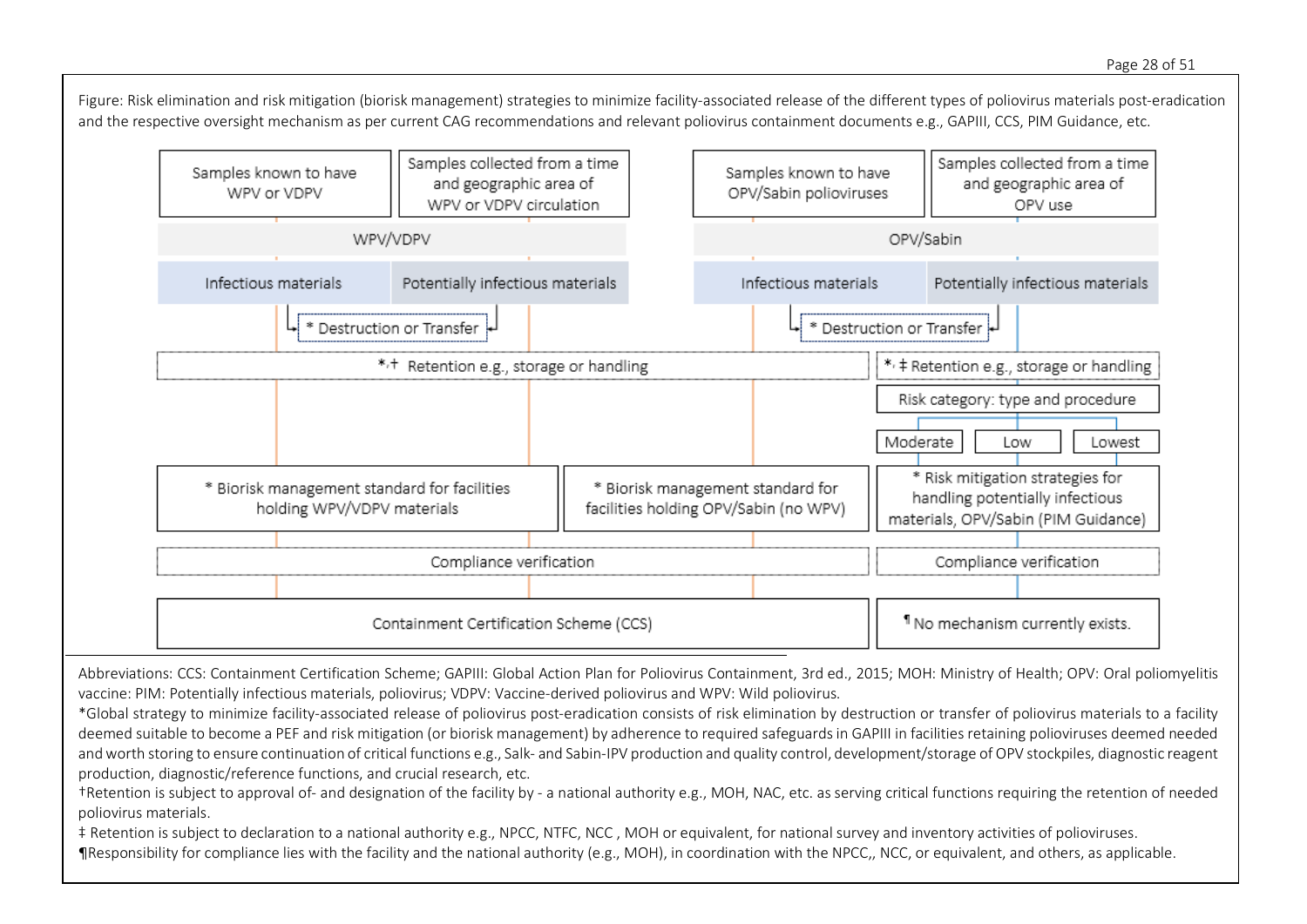Figure: Risk elimination and risk mitigation (biorisk management) strategies to minimize facility-associated release of the different types of poliovirus materials post-eradication and the respective oversight mechanism as per current CAG recommendations and relevant poliovirus containment documents e.g., GAPIII, CCS, PIM Guidance, etc.

Samples known to have WPV or VDPV

Samples collected from a time and geographic area of WPV or VDPV circulation

Samples known to have OPV/Sabin polioviruses

Samples collected from a time and geographic area of OPV use

WPV/VDPV

OPV/Sabin

Infectious materials

Potentially infectious materials

Infectious materials

Potentially infectious materials

\* Destruction or Transfer

\* Destruction or Transfer

\*,† Retention e.g., storage or handling

\*,‡ Retention e.g., storage or handling

Risk category: type and procedure

Moderate

Low

Lowest

\* Biorisk management standard for facilities holding WPV/VDPV materials

\* Biorisk management standard for facilities holding OPV/Sabin (no WPV)

\* Risk mitigation strategies for handling potentially infectious materials, OPV/Sabin (PIM Guidance)

Compliance verification

Compliance verification

Containment Certification Scheme (CCS)

¶ No mechanism currently exists.

---

Abbreviations: CCS: Containment Certification Scheme; GAPIII: Global Action Plan for Poliovirus Containment, 3rd ed., 2015; MOH: Ministry of Health; OPV: Oral poliomyelitis vaccine: PIM: Potentially infectious materials, poliovirus; VDPV: Vaccine-derived poliovirus and WPV: Wild poliovirus.

*Global strategy to minimize facility-associated release of poliovirus post-eradication consists of risk elimination by destruction or transfer of poliovirus materials to a facility deemed suitable to become a PEF and risk mitigation (or biorisk management) by adherence to required safeguards in GAPIII in facilities retaining polioviruses deemed needed and worth storing to ensure continuation of critical functions e.g., Salk- and Sabin-IPV production and quality control, development/storage of OPV stockpiles, diagnostic reagent production, diagnostic/reference functions, and crucial research, etc.

†Retention is subject to approval of- and designation of the facility by - a national authority e.g., MOH, NAC, etc. as serving critical functions requiring the retention of needed poliovirus materials.

‡ Retention is subject to declaration to a national authority e.g., NPCC, NTFC, NCC , MOH or equivalent, for national survey and inventory activities of polioviruses.

¶Responsibility for compliance lies with the facility and the national authority (e.g., MOH), in coordination with the NPCC,, NCC, or equivalent, and others, as applicable.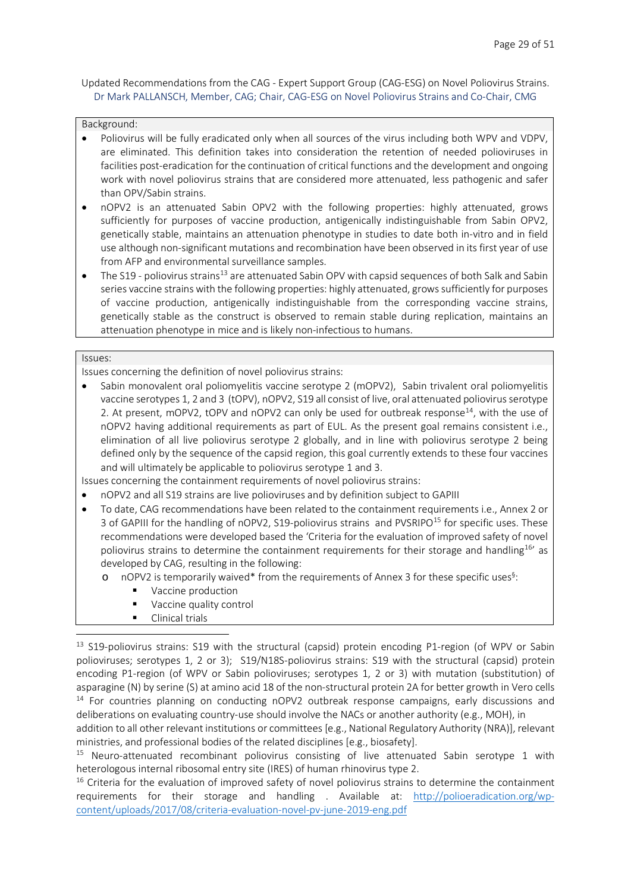Updated Recommendations from the CAG - Expert Support Group (CAG-ESG) on Novel Poliovirus Strains.
Dr Mark PALLANSCH, Member, CAG; Chair, CAG-ESG on Novel Poliovirus Strains and Co-Chair, CMG

Background:

- Poliovirus will be fully eradicated only when all sources of the virus including both WPV and VDPV, are eliminated. This definition takes into consideration the retention of needed polioviruses in facilities post-eradication for the continuation of critical functions and the development and ongoing work with novel poliovirus strains that are considered more attenuated, less pathogenic and safer than OPV/Sabin strains.
- nOPV2 is an attenuated Sabin OPV2 with the following properties: highly attenuated, grows sufficiently for purposes of vaccine production, antigenically indistinguishable from Sabin OPV2, genetically stable, maintains an attenuation phenotype in studies to date both in-vitro and in field use although non-significant mutations and recombination have been observed in its first year of use from AFP and environmental surveillance samples.
- The S19 - poliovirus strains[13] are attenuated Sabin OPV with capsid sequences of both Salk and Sabin series vaccine strains with the following properties: highly attenuated, grows sufficiently for purposes of vaccine production, antigenically indistinguishable from the corresponding vaccine strains, genetically stable as the construct is observed to remain stable during replication, maintains an attenuation phenotype in mice and is likely non-infectious to humans.

Issues:

Issues concerning the definition of novel poliovirus strains:

- Sabin monovalent oral poliomyelitis vaccine serotype 2 (mOPV2), Sabin trivalent oral poliomyelitis vaccine serotypes 1, 2 and 3 (tOPV), nOPV2, S19 all consist of live, oral attenuated poliovirus serotype 2. At present, mOPV2, tOPV and nOPV2 can only be used for outbreak response[14], with the use of nOPV2 having additional requirements as part of EUL. As the present goal remains consistent i.e., elimination of all live poliovirus serotype 2 globally, and in line with poliovirus serotype 2 being defined only by the sequence of the capsid region, this goal currently extends to these four vaccines and will ultimately be applicable to poliovirus serotype 1 and 3.

Issues concerning the containment requirements of novel poliovirus strains:

- nOPV2 and all S19 strains are live polioviruses and by definition subject to GAPIII
- To date, CAG recommendations have been related to the containment requirements i.e., Annex 2 or 3 of GAPIII for the handling of nOPV2, S19-poliovirus strains and PVSRIPO[15] for specific uses. These recommendations were developed based the 'Criteria for the evaluation of improved safety of novel poliovirus strains to determine the containment requirements for their storage and handling[16]' as developed by CAG, resulting in the following:
  - nOPV2 is temporarily waived* from the requirements of Annex 3 for these specific uses§:
    - Vaccine production
    - Vaccine quality control
    - Clinical trials

[13] S19-poliovirus strains: S19 with the structural (capsid) protein encoding P1-region (of WPV or Sabin polioviruses; serotypes 1, 2 or 3); S19/N18S-poliovirus strains: S19 with the structural (capsid) protein encoding P1-region (of WPV or Sabin polioviruses; serotypes 1, 2 or 3) with mutation (substitution) of asparagine (N) by serine (S) at amino acid 18 of the non-structural protein 2A for better growth in Vero cells

[14] For countries planning on conducting nOPV2 outbreak response campaigns, early discussions and deliberations on evaluating country-use should involve the NACs or another authority (e.g., MOH), in addition to all other relevant institutions or committees [e.g., National Regulatory Authority (NRA)], relevant ministries, and professional bodies of the related disciplines [e.g., biosafety].

[15] Neuro-attenuated recombinant poliovirus consisting of live attenuated Sabin serotype 1 with heterologous internal ribosomal entry site (IRES) of human rhinovirus type 2.

[16] Criteria for the evaluation of improved safety of novel poliovirus strains to determine the containment requirements for their storage and handling . Available at: http://polioeradication.org/wp-content/uploads/2017/08/criteria-evaluation-novel-pv-june-2019-eng.pdf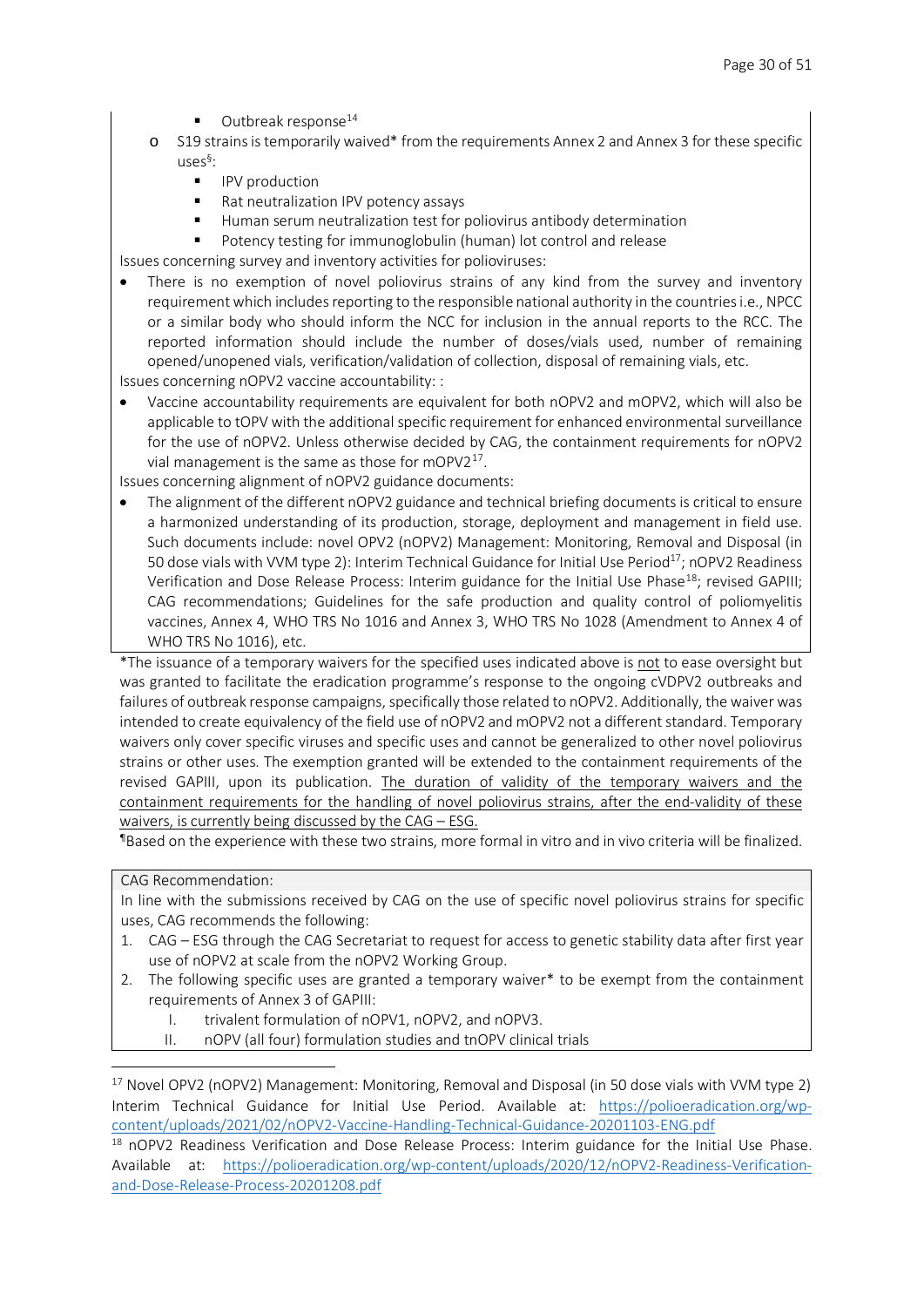- Outbreak response[14]
  - S19 strains is temporarily waived* from the requirements Annex 2 and Annex 3 for these specific uses[§]:
    - IPV production
    - Rat neutralization IPV potency assays
    - Human serum neutralization test for poliovirus antibody determination
    - Potency testing for immunoglobulin (human) lot control and release

Issues concerning survey and inventory activities for polioviruses:

- There is no exemption of novel poliovirus strains of any kind from the survey and inventory requirement which includes reporting to the responsible national authority in the countries i.e., NPCC or a similar body who should inform the NCC for inclusion in the annual reports to the RCC. The reported information should include the number of doses/vials used, number of remaining opened/unopened vials, verification/validation of collection, disposal of remaining vials, etc.

Issues concerning nOPV2 vaccine accountability: :

- Vaccine accountability requirements are equivalent for both nOPV2 and mOPV2, which will also be applicable to tOPV with the additional specific requirement for enhanced environmental surveillance for the use of nOPV2. Unless otherwise decided by CAG, the containment requirements for nOPV2 vial management is the same as those for mOPV2[17].

Issues concerning alignment of nOPV2 guidance documents:

- The alignment of the different nOPV2 guidance and technical briefing documents is critical to ensure a harmonized understanding of its production, storage, deployment and management in field use. Such documents include: novel OPV2 (nOPV2) Management: Monitoring, Removal and Disposal (in 50 dose vials with VVM type 2): Interim Technical Guidance for Initial Use Period[17]; nOPV2 Readiness Verification and Dose Release Process: Interim guidance for the Initial Use Phase[18]; revised GAPIII; CAG recommendations; Guidelines for the safe production and quality control of poliomyelitis vaccines, Annex 4, WHO TRS No 1016 and Annex 3, WHO TRS No 1028 (Amendment to Annex 4 of WHO TRS No 1016), etc.

*The issuance of a temporary waivers for the specified uses indicated above is not to ease oversight but was granted to facilitate the eradication programme's response to the ongoing cVDPV2 outbreaks and failures of outbreak response campaigns, specifically those related to nOPV2. Additionally, the waiver was intended to create equivalency of the field use of nOPV2 and mOPV2 not a different standard. Temporary waivers only cover specific viruses and specific uses and cannot be generalized to other novel poliovirus strains or other uses. The exemption granted will be extended to the containment requirements of the revised GAPIII, upon its publication. The duration of validity of the temporary waivers and the containment requirements for the handling of novel poliovirus strains, after the end-validity of these waivers, is currently being discussed by the CAG – ESG.

¶Based on the experience with these two strains, more formal in vitro and in vivo criteria will be finalized.

CAG Recommendation:

In line with the submissions received by CAG on the use of specific novel poliovirus strains for specific uses, CAG recommends the following:

1. CAG – ESG through the CAG Secretariat to request for access to genetic stability data after first year use of nOPV2 at scale from the nOPV2 Working Group.
2. The following specific uses are granted a temporary waiver* to be exempt from the containment requirements of Annex 3 of GAPIII:
   I. trivalent formulation of nOPV1, nOPV2, and nOPV3.
   II. nOPV (all four) formulation studies and tnOPV clinical trials

[17] Novel OPV2 (nOPV2) Management: Monitoring, Removal and Disposal (in 50 dose vials with VVM type 2) Interim Technical Guidance for Initial Use Period. Available at: https://polioeradication.org/wp-content/uploads/2021/02/nOPV2-Vaccine-Handling-Technical-Guidance-20201103-ENG.pdf

[18] nOPV2 Readiness Verification and Dose Release Process: Interim guidance for the Initial Use Phase. Available at: https://polioeradication.org/wp-content/uploads/2020/12/nOPV2-Readiness-Verification-and-Dose-Release-Process-20201208.pdf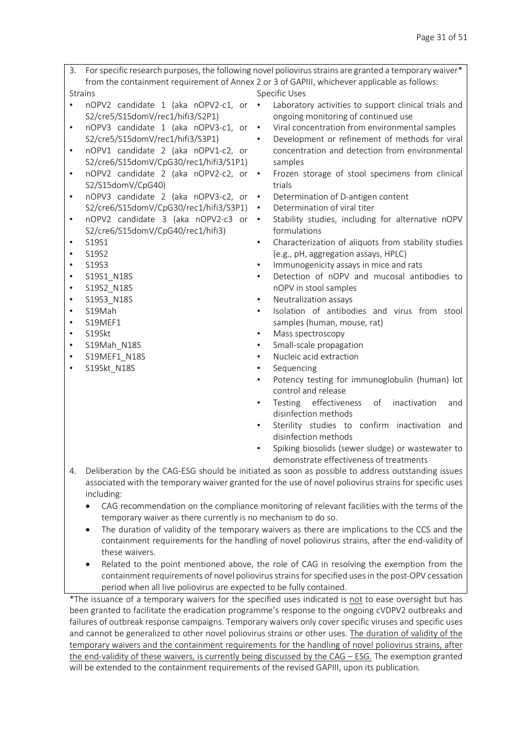3. For specific research purposes, the following novel poliovirus strains are granted a temporary waiver* from the containment requirement of Annex 2 or 3 of GAPIII, whichever applicable as follows:

| Strains | Specific Uses |
|---|---|
| • nOPV2 candidate 1 (aka nOPV2-c1, or S2/cre5/S15domV/rec1/hifi3/S2P1)<br>• nOPV3 candidate 1 (aka nOPV3-c1, or S2/cre5/S15domV/rec1/hifi3/S3P1)<br>• nOPV1 candidate 2 (aka nOPV1-c2, or S2/cre6/S15domV/CpG30/rec1/hifi3/S1P1)<br>• nOPV2 candidate 2 (aka nOPV2-c2, or S2/S15domV/CpG40)<br>• nOPV3 candidate 2 (aka nOPV3-c2, or S2/cre6/S15domV/CpG30/rec1/hifi3/S3P1)<br>• nOPV2 candidate 3 (aka nOPV2-c3 or S2/cre6/S15domV/CpG40/rec1/hifi3)<br>• S19S1<br>• S19S2<br>• S19S3<br>• S19S1_N18S<br>• S19S2_N18S<br>• S19S3_N18S<br>• S19Mah<br>• S19MEF1<br>• S19Skt<br>• S19Mah_N18S<br>• S19MEF1_N18S<br>• S19Skt_N18S | • Laboratory activities to support clinical trials and ongoing monitoring of continued use<br>• Viral concentration from environmental samples<br>• Development or refinement of methods for viral concentration and detection from environmental samples<br>• Frozen storage of stool specimens from clinical trials<br>• Determination of D-antigen content<br>• Determination of viral titer<br>• Stability studies, including for alternative nOPV formulations<br>• Characterization of aliquots from stability studies (e.g., pH, aggregation assays, HPLC)<br>• Immunogenicity assays in mice and rats<br>• Detection of nOPV and mucosal antibodies to nOPV in stool samples<br>• Neutralization assays<br>• Isolation of antibodies and virus from stool samples (human, mouse, rat)<br>• Mass spectroscopy<br>• Small-scale propagation<br>• Nucleic acid extraction<br>• Sequencing<br>• Potency testing for immunoglobulin (human) lot control and release<br>• Testing effectiveness of inactivation and disinfection methods<br>• Sterility studies to confirm inactivation and disinfection methods<br>• Spiking biosolids (sewer sludge) or wastewater to demonstrate effectiveness of treatments |

4. Deliberation by the CAG-ESG should be initiated as soon as possible to address outstanding issues associated with the temporary waiver granted for the use of novel poliovirus strains for specific uses including:
   - CAG recommendation on the compliance monitoring of relevant facilities with the terms of the temporary waiver as there currently is no mechanism to do so.
   - The duration of validity of the temporary waivers as there are implications to the CCS and the containment requirements for the handling of novel poliovirus strains, after the end-validity of these waivers.
   - Related to the point mentioned above, the role of CAG in resolving the exemption from the containment requirements of novel poliovirus strains for specified uses in the post-OPV cessation period when all live poliovirus are expected to be fully contained.

*The issuance of a temporary waivers for the specified uses indicated is <u>not</u> to ease oversight but has been granted to facilitate the eradication programme's response to the ongoing cVDPV2 outbreaks and failures of outbreak response campaigns. Temporary waivers only cover specific viruses and specific uses and cannot be generalized to other novel poliovirus strains or other uses. <u>The duration of validity of the temporary waivers and the containment requirements for the handling of novel poliovirus strains, after the end-validity of these waivers, is currently being discussed by the CAG – ESG.</u> The exemption granted will be extended to the containment requirements of the revised GAPIII, upon its publication.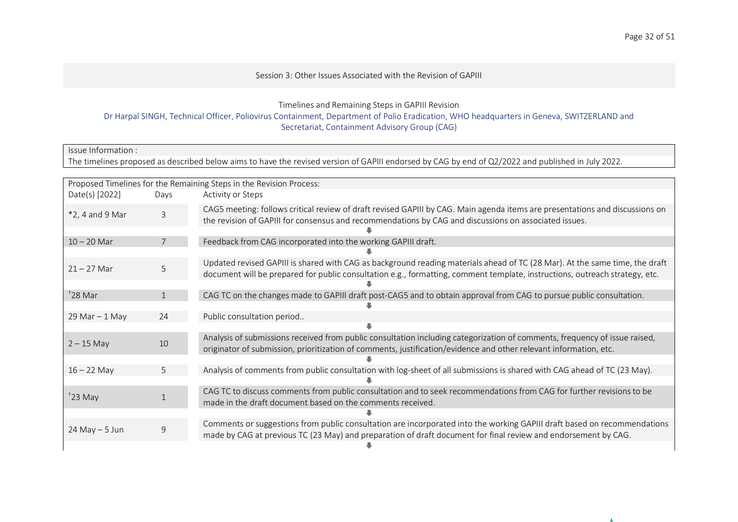Session 3: Other Issues Associated with the Revision of GAPIII

Timelines and Remaining Steps in GAPIII Revision

Dr Harpal SINGH, Technical Officer, Poliovirus Containment, Department of Polio Eradication, WHO headquarters in Geneva, SWITZERLAND and Secretariat, Containment Advisory Group (CAG)

Issue Information :

The timelines proposed as described below aims to have the revised version of GAPIII endorsed by CAG by end of Q2/2022 and published in July 2022.

Proposed Timelines for the Remaining Steps in the Revision Process:

| Date(s) [2022] | Days | Activity or Steps |
|---|---|---|
| *2, 4 and 9 Mar | 3 | CAG5 meeting: follows critical review of draft revised GAPIII by CAG. Main agenda items are presentations and discussions on the revision of GAPIII for consensus and recommendations by CAG and discussions on associated issues. |
| 10 – 20 Mar | 7 | Feedback from CAG incorporated into the working GAPIII draft. |
| 21 – 27 Mar | 5 | Updated revised GAPIII is shared with CAG as background reading materials ahead of TC (28 Mar). At the same time, the draft document will be prepared for public consultation e.g., formatting, comment template, instructions, outreach strategy, etc. |
| †28 Mar | 1 | CAG TC on the changes made to GAPIII draft post-CAG5 and to obtain approval from CAG to pursue public consultation. |
| 29 Mar – 1 May | 24 | Public consultation period.. |
| 2 – 15 May | 10 | Analysis of submissions received from public consultation including categorization of comments, frequency of issue raised, originator of submission, prioritization of comments, justification/evidence and other relevant information, etc. |
| 16 – 22 May | 5 | Analysis of comments from public consultation with log-sheet of all submissions is shared with CAG ahead of TC (23 May). |
| †23 May | 1 | CAG TC to discuss comments from public consultation and to seek recommendations from CAG for further revisions to be made in the draft document based on the comments received. |
| 24 May – 5 Jun | 9 | Comments or suggestions from public consultation are incorporated into the working GAPIII draft based on recommendations made by CAG at previous TC (23 May) and preparation of draft document for final review and endorsement by CAG. |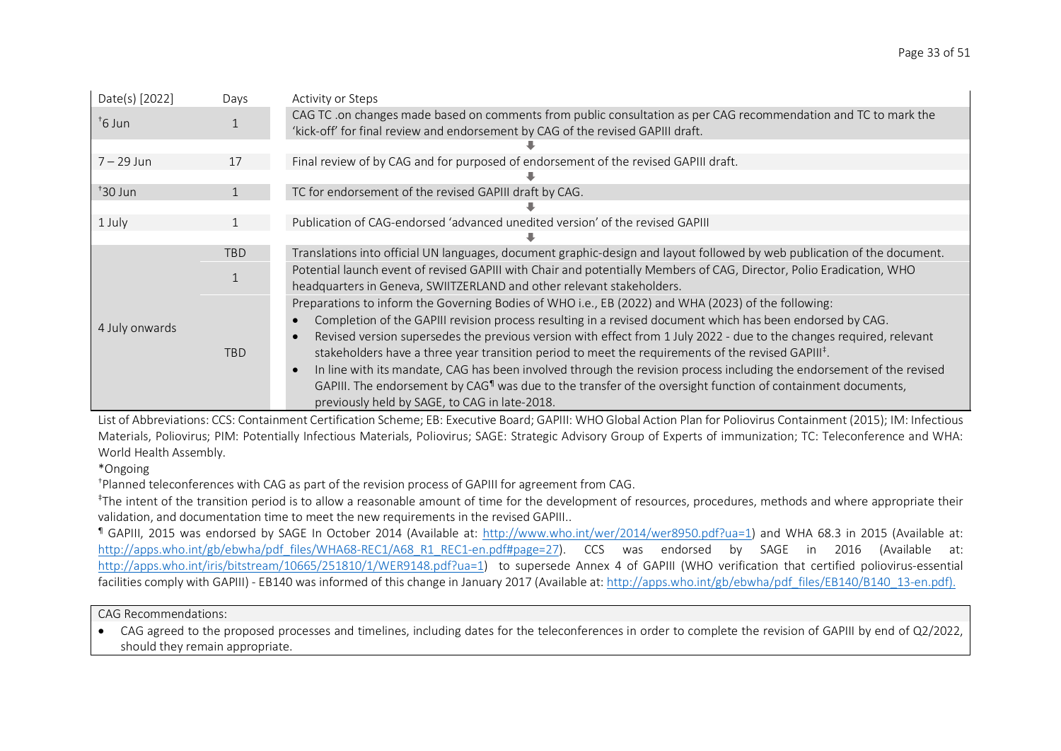| Date(s) [2022] | Days | Activity or Steps |
|---|---|---|
| †6 Jun | 1 | CAG TC .on changes made based on comments from public consultation as per CAG recommendation and TC to mark the 'kick-off' for final review and endorsement by CAG of the revised GAPIII draft. |
| 7 – 29 Jun | 17 | Final review of by CAG and for purposed of endorsement of the revised GAPIII draft. |
| †30 Jun | 1 | TC for endorsement of the revised GAPIII draft by CAG. |
| 1 July | 1 | Publication of CAG-endorsed 'advanced unedited version' of the revised GAPIII |
| 4 July onwards | TBD | Translations into official UN languages, document graphic-design and layout followed by web publication of the document. |
| | 1 | Potential launch event of revised GAPIII with Chair and potentially Members of CAG, Director, Polio Eradication, WHO headquarters in Geneva, SWIITZERLAND and other relevant stakeholders. |
| | TBD | Preparations to inform the Governing Bodies of WHO i.e., EB (2022) and WHA (2023) of the following:<br>• Completion of the GAPIII revision process resulting in a revised document which has been endorsed by CAG.<br>• Revised version supersedes the previous version with effect from 1 July 2022 - due to the changes required, relevant stakeholders have a three year transition period to meet the requirements of the revised GAPIII‡.<br>• In line with its mandate, CAG has been involved through the revision process including the endorsement of the revised GAPIII. The endorsement by CAG¶ was due to the transfer of the oversight function of containment documents, previously held by SAGE, to CAG in late-2018. |

List of Abbreviations: CCS: Containment Certification Scheme; EB: Executive Board; GAPIII: WHO Global Action Plan for Poliovirus Containment (2015); IM: Infectious Materials, Poliovirus; PIM: Potentially Infectious Materials, Poliovirus; SAGE: Strategic Advisory Group of Experts of immunization; TC: Teleconference and WHA: World Health Assembly.

*Ongoing

†Planned teleconferences with CAG as part of the revision process of GAPIII for agreement from CAG.

‡The intent of the transition period is to allow a reasonable amount of time for the development of resources, procedures, methods and where appropriate their validation, and documentation time to meet the new requirements in the revised GAPIII..

¶ GAPIII, 2015 was endorsed by SAGE In October 2014 (Available at: http://www.who.int/wer/2014/wer8950.pdf?ua=1) and WHA 68.3 in 2015 (Available at: http://apps.who.int/gb/ebwha/pdf_files/WHA68-REC1/A68_R1_REC1-en.pdf#page=27). CCS was endorsed by SAGE in 2016 (Available at: http://apps.who.int/iris/bitstream/10665/251810/1/WER9148.pdf?ua=1) to supersede Annex 4 of GAPIII (WHO verification that certified poliovirus-essential facilities comply with GAPIII) - EB140 was informed of this change in January 2017 (Available at: http://apps.who.int/gb/ebwha/pdf_files/EB140/B140_13-en.pdf).

| CAG Recommendations: |
|---|
| • CAG agreed to the proposed processes and timelines, including dates for the teleconferences in order to complete the revision of GAPIII by end of Q2/2022, should they remain appropriate. |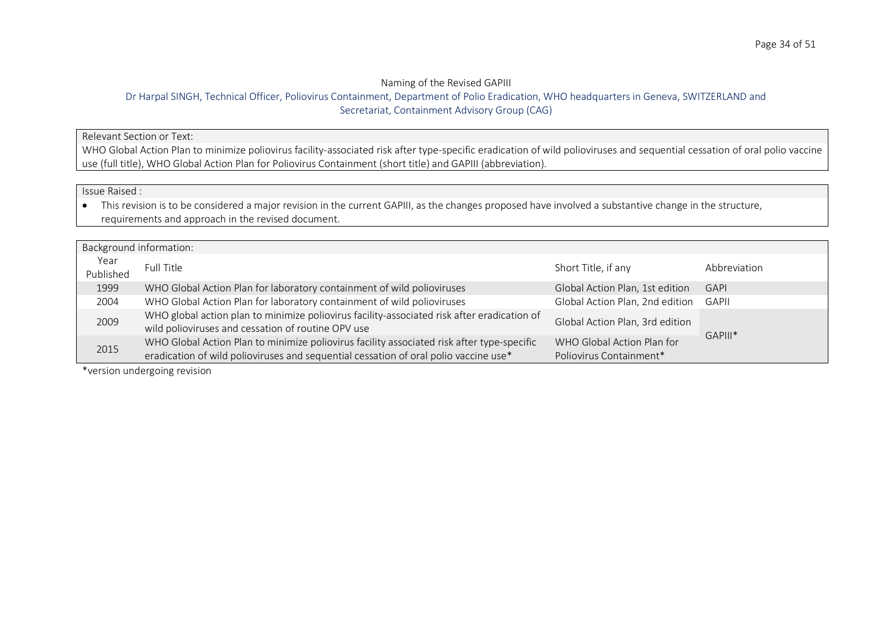## Naming of the Revised GAPIII

Dr Harpal SINGH, Technical Officer, Poliovirus Containment, Department of Polio Eradication, WHO headquarters in Geneva, SWITZERLAND and Secretariat, Containment Advisory Group (CAG)

**Relevant Section or Text:**

WHO Global Action Plan to minimize poliovirus facility-associated risk after type-specific eradication of wild polioviruses and sequential cessation of oral polio vaccine use (full title), WHO Global Action Plan for Poliovirus Containment (short title) and GAPIII (abbreviation).

**Issue Raised :**

- This revision is to be considered a major revision in the current GAPIII, as the changes proposed have involved a substantive change in the structure, requirements and approach in the revised document.

**Background information:**

| Year Published | Full Title | Short Title, if any | Abbreviation |
|---|---|---|---|
| 1999 | WHO Global Action Plan for laboratory containment of wild polioviruses | Global Action Plan, 1st edition | GAPI |
| 2004 | WHO Global Action Plan for laboratory containment of wild polioviruses | Global Action Plan, 2nd edition | GAPII |
| 2009 | WHO global action plan to minimize poliovirus facility-associated risk after eradication of wild polioviruses and cessation of routine OPV use | Global Action Plan, 3rd edition | GAPIII* |
| 2015 | WHO Global Action Plan to minimize poliovirus facility associated risk after type-specific eradication of wild polioviruses and sequential cessation of oral polio vaccine use* | WHO Global Action Plan for Poliovirus Containment* | |

*version undergoing revision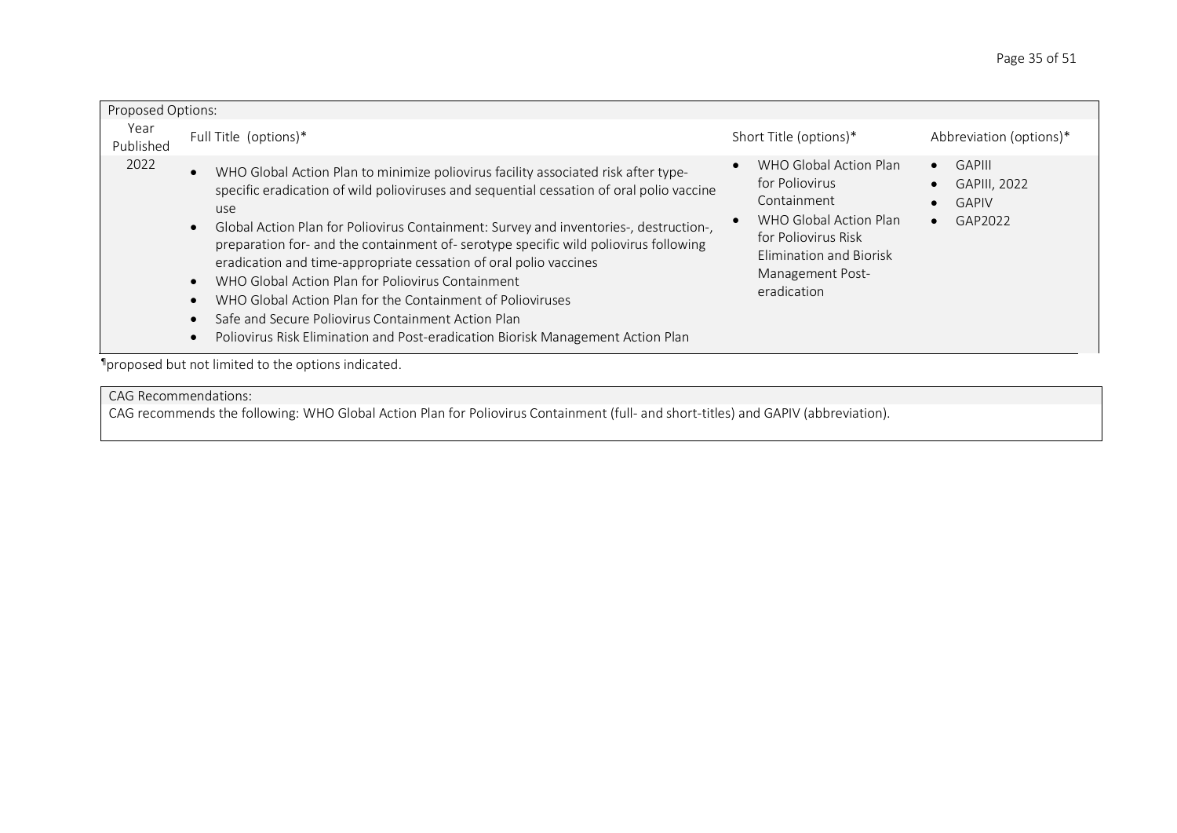| Proposed Options: | | | |
|---|---|---|---|
| Year Published | Full Title (options)* | Short Title (options)* | Abbreviation (options)* |
| 2022 | • WHO Global Action Plan to minimize poliovirus facility associated risk after type-specific eradication of wild polioviruses and sequential cessation of oral polio vaccine use<br>• Global Action Plan for Poliovirus Containment: Survey and inventories-, destruction-, preparation for- and the containment of- serotype specific wild poliovirus following eradication and time-appropriate cessation of oral polio vaccines<br>• WHO Global Action Plan for Poliovirus Containment<br>• WHO Global Action Plan for the Containment of Polioviruses<br>• Safe and Secure Poliovirus Containment Action Plan<br>• Poliovirus Risk Elimination and Post-eradication Biorisk Management Action Plan | • WHO Global Action Plan for Poliovirus Containment<br>• WHO Global Action Plan for Poliovirus Risk Elimination and Biorisk Management Post-eradication | • GAPIII<br>• GAPIII, 2022<br>• GAPIV<br>• GAP2022 |

¶proposed but not limited to the options indicated.

| CAG Recommendations: |
|---|
| CAG recommends the following: WHO Global Action Plan for Poliovirus Containment (full- and short-titles) and GAPIV (abbreviation). |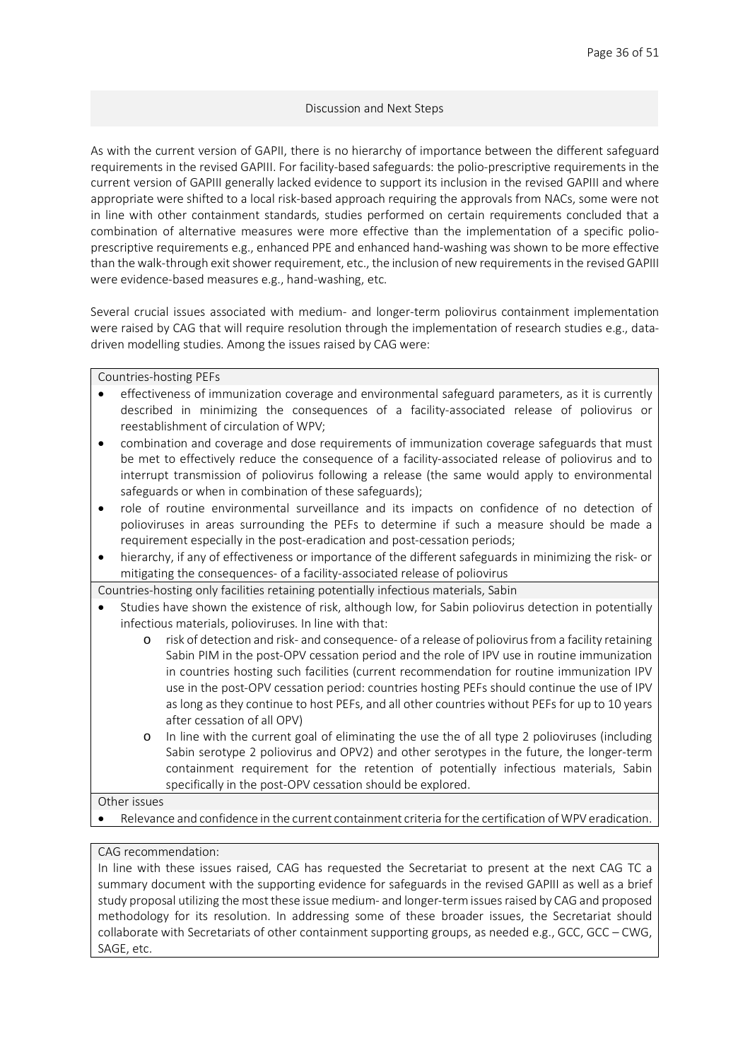## Discussion and Next Steps

As with the current version of GAPII, there is no hierarchy of importance between the different safeguard requirements in the revised GAPIII. For facility-based safeguards: the polio-prescriptive requirements in the current version of GAPIII generally lacked evidence to support its inclusion in the revised GAPIII and where appropriate were shifted to a local risk-based approach requiring the approvals from NACs, some were not in line with other containment standards, studies performed on certain requirements concluded that a combination of alternative measures were more effective than the implementation of a specific polio-prescriptive requirements e.g., enhanced PPE and enhanced hand-washing was shown to be more effective than the walk-through exit shower requirement, etc., the inclusion of new requirements in the revised GAPIII were evidence-based measures e.g., hand-washing, etc.

Several crucial issues associated with medium- and longer-term poliovirus containment implementation were raised by CAG that will require resolution through the implementation of research studies e.g., data-driven modelling studies. Among the issues raised by CAG were:

**Countries-hosting PEFs**

- effectiveness of immunization coverage and environmental safeguard parameters, as it is currently described in minimizing the consequences of a facility-associated release of poliovirus or reestablishment of circulation of WPV;
- combination and coverage and dose requirements of immunization coverage safeguards that must be met to effectively reduce the consequence of a facility-associated release of poliovirus and to interrupt transmission of poliovirus following a release (the same would apply to environmental safeguards or when in combination of these safeguards);
- role of routine environmental surveillance and its impacts on confidence of no detection of polioviruses in areas surrounding the PEFs to determine if such a measure should be made a requirement especially in the post-eradication and post-cessation periods;
- hierarchy, if any of effectiveness or importance of the different safeguards in minimizing the risk- or mitigating the consequences- of a facility-associated release of poliovirus

**Countries-hosting only facilities retaining potentially infectious materials, Sabin**

- Studies have shown the existence of risk, although low, for Sabin poliovirus detection in potentially infectious materials, polioviruses. In line with that:
    - risk of detection and risk- and consequence- of a release of poliovirus from a facility retaining Sabin PIM in the post-OPV cessation period and the role of IPV use in routine immunization in countries hosting such facilities (current recommendation for routine immunization IPV use in the post-OPV cessation period: countries hosting PEFs should continue the use of IPV as long as they continue to host PEFs, and all other countries without PEFs for up to 10 years after cessation of all OPV)
    - In line with the current goal of eliminating the use the of all type 2 polioviruses (including Sabin serotype 2 poliovirus and OPV2) and other serotypes in the future, the longer-term containment requirement for the retention of potentially infectious materials, Sabin specifically in the post-OPV cessation should be explored.

**Other issues**

- Relevance and confidence in the current containment criteria for the certification of WPV eradication.

**CAG recommendation:**

In line with these issues raised, CAG has requested the Secretariat to present at the next CAG TC a summary document with the supporting evidence for safeguards in the revised GAPIII as well as a brief study proposal utilizing the most these issue medium- and longer-term issues raised by CAG and proposed methodology for its resolution. In addressing some of these broader issues, the Secretariat should collaborate with Secretariats of other containment supporting groups, as needed e.g., GCC, GCC – CWG, SAGE, etc.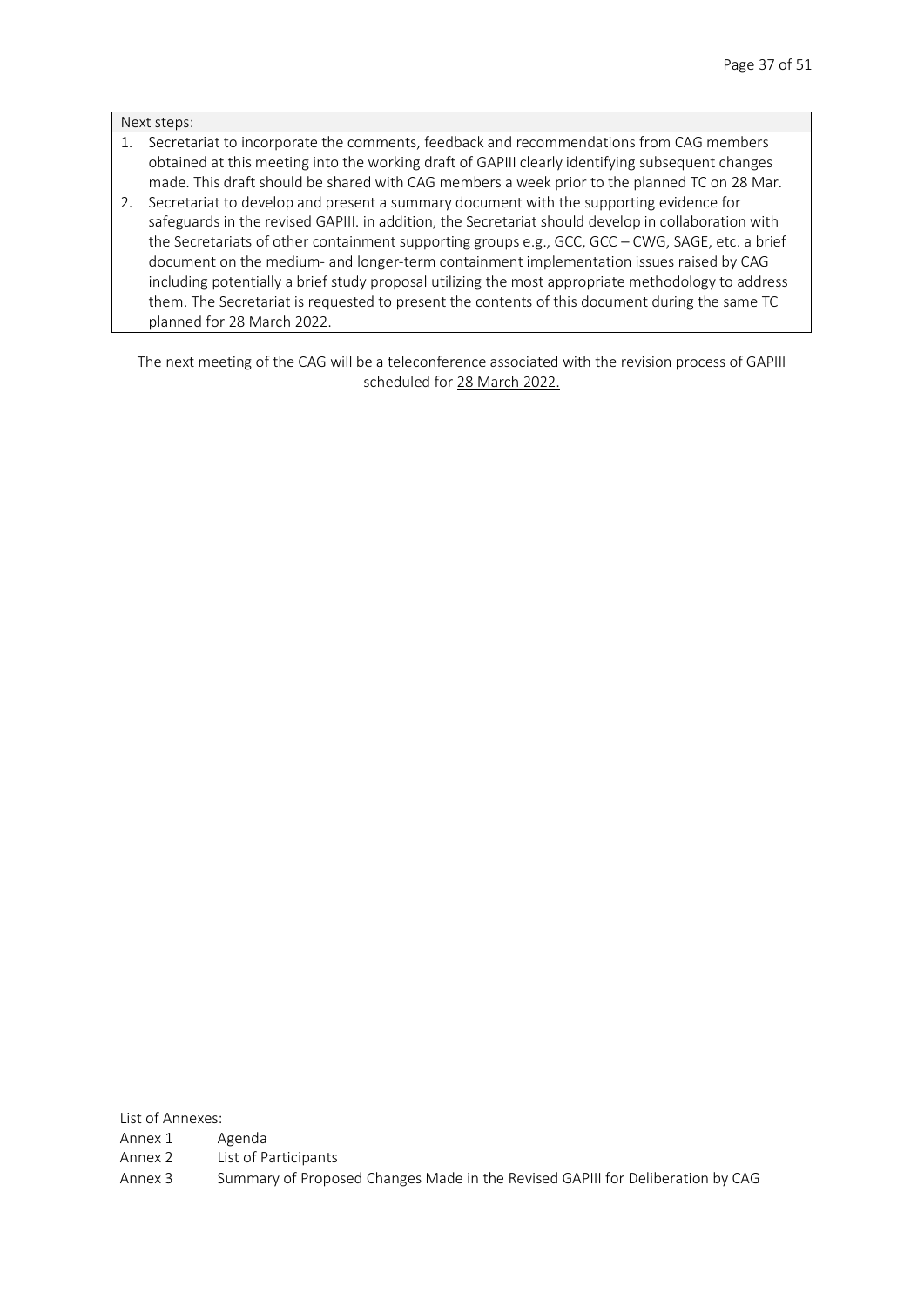Next steps:

1. Secretariat to incorporate the comments, feedback and recommendations from CAG members obtained at this meeting into the working draft of GAPIII clearly identifying subsequent changes made. This draft should be shared with CAG members a week prior to the planned TC on 28 Mar.
2. Secretariat to develop and present a summary document with the supporting evidence for safeguards in the revised GAPIII. in addition, the Secretariat should develop in collaboration with the Secretariats of other containment supporting groups e.g., GCC, GCC – CWG, SAGE, etc. a brief document on the medium- and longer-term containment implementation issues raised by CAG including potentially a brief study proposal utilizing the most appropriate methodology to address them. The Secretariat is requested to present the contents of this document during the same TC planned for 28 March 2022.

The next meeting of the CAG will be a teleconference associated with the revision process of GAPIII scheduled for 28 March 2022.

List of Annexes:

Annex 1 Agenda

Annex 2 List of Participants

Annex 3 Summary of Proposed Changes Made in the Revised GAPIII for Deliberation by CAG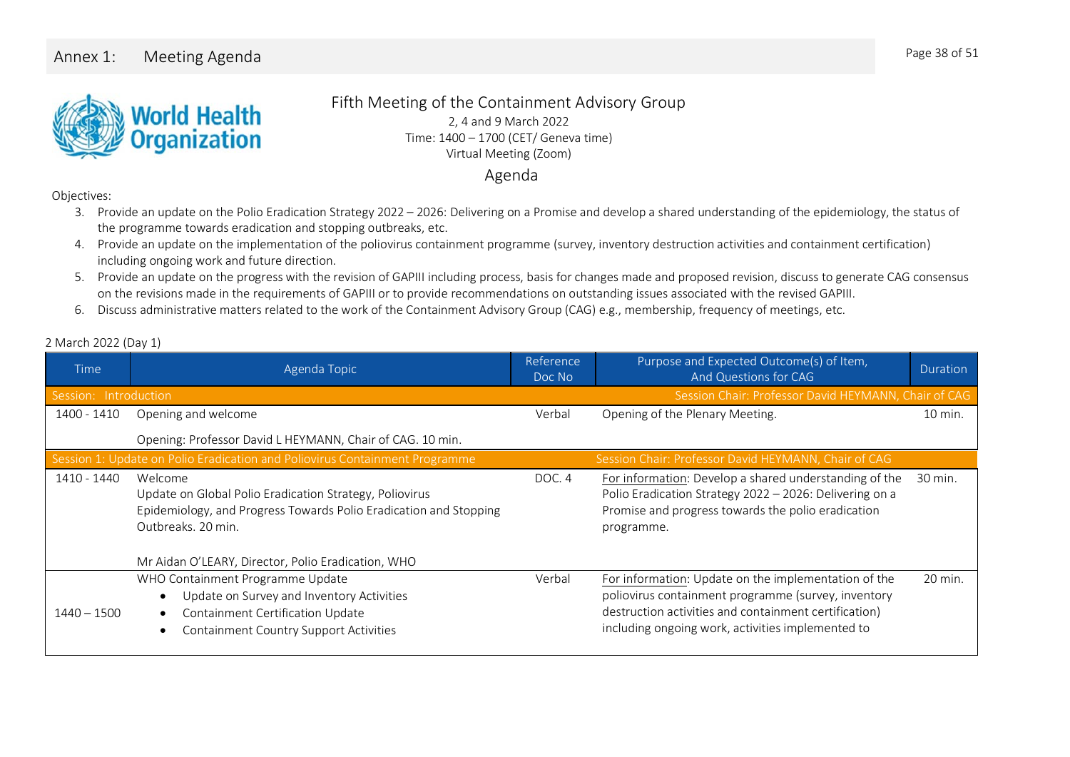## Annex 1: Meeting Agenda

World Health Organization

# Fifth Meeting of the Containment Advisory Group

2, 4 and 9 March 2022
Time: 1400 – 1700 (CET/ Geneva time)
Virtual Meeting (Zoom)

## Agenda

Objectives:

3. Provide an update on the Polio Eradication Strategy 2022 – 2026: Delivering on a Promise and develop a shared understanding of the epidemiology, the status of the programme towards eradication and stopping outbreaks, etc.
4. Provide an update on the implementation of the poliovirus containment programme (survey, inventory destruction activities and containment certification) including ongoing work and future direction.
5. Provide an update on the progress with the revision of GAPIII including process, basis for changes made and proposed revision, discuss to generate CAG consensus on the revisions made in the requirements of GAPIII or to provide recommendations on outstanding issues associated with the revised GAPIII.
6. Discuss administrative matters related to the work of the Containment Advisory Group (CAG) e.g., membership, frequency of meetings, etc.

2 March 2022 (Day 1)

| Time | Agenda Topic | Reference Doc No | Purpose and Expected Outcome(s) of Item, And Questions for CAG | Duration |
|---|---|---|---|---|
| Session: Introduction | | | Session Chair: Professor David HEYMANN, Chair of CAG | |
| 1400 - 1410 | Opening and welcome<br><br>Opening: Professor David L HEYMANN, Chair of CAG. 10 min. | Verbal | Opening of the Plenary Meeting. | 10 min. |
| Session 1: Update on Polio Eradication and Poliovirus Containment Programme | | | Session Chair: Professor David HEYMANN, Chair of CAG | |
| 1410 - 1440 | Welcome<br>Update on Global Polio Eradication Strategy, Poliovirus Epidemiology, and Progress Towards Polio Eradication and Stopping Outbreaks. 20 min.<br><br>Mr Aidan O'LEARY, Director, Polio Eradication, WHO | DOC. 4 | For information: Develop a shared understanding of the Polio Eradication Strategy 2022 – 2026: Delivering on a Promise and progress towards the polio eradication programme. | 30 min. |
| 1440 – 1500 | WHO Containment Programme Update<br>• Update on Survey and Inventory Activities<br>• Containment Certification Update<br>• Containment Country Support Activities | Verbal | For information: Update on the implementation of the poliovirus containment programme (survey, inventory destruction activities and containment certification) including ongoing work, activities implemented to | 20 min. |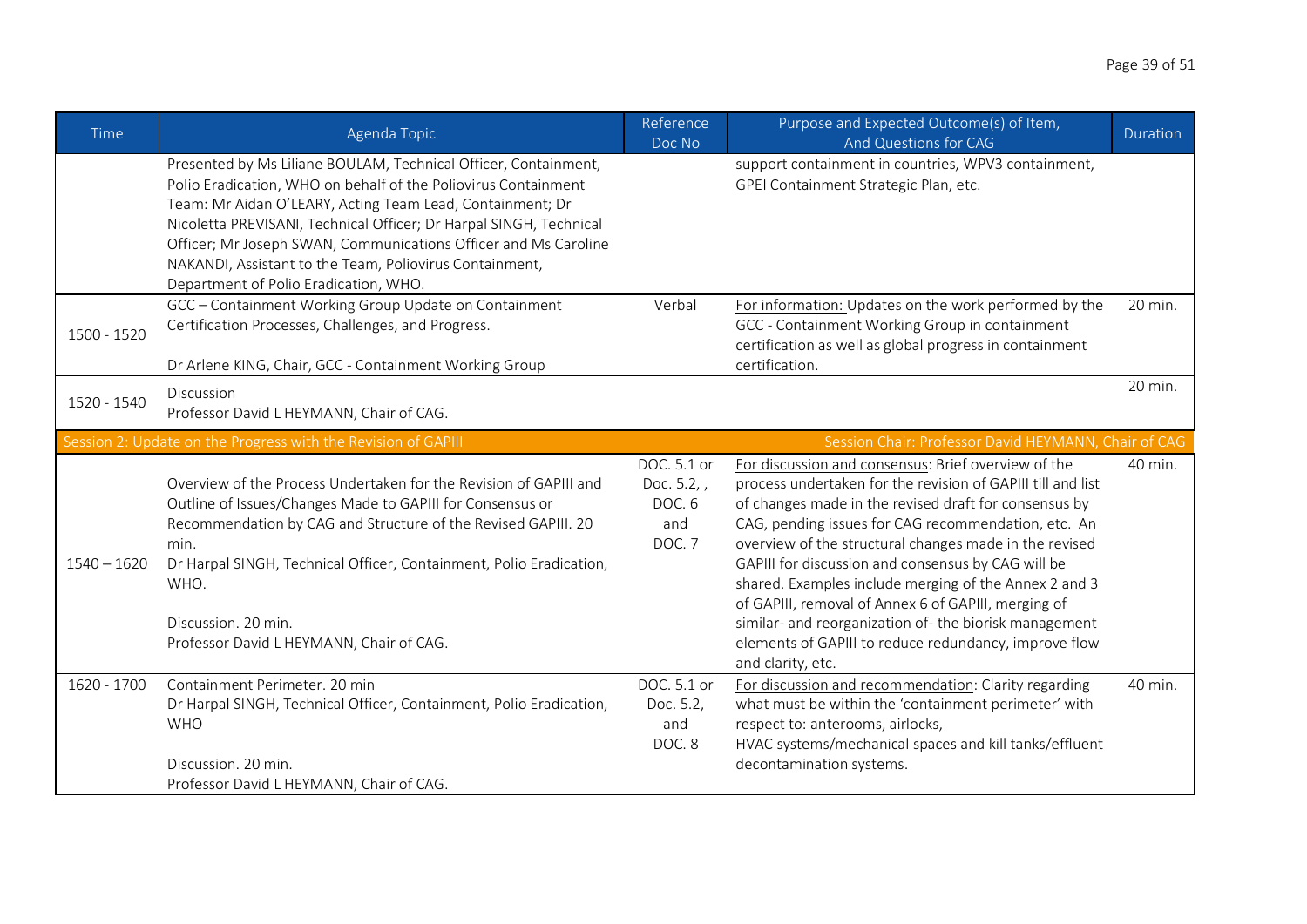| Time | Agenda Topic | Reference Doc No | Purpose and Expected Outcome(s) of Item, And Questions for CAG | Duration |
|---|---|---|---|---|
| | Presented by Ms Liliane BOULAM, Technical Officer, Containment, Polio Eradication, WHO on behalf of the Poliovirus Containment Team: Mr Aidan O'LEARY, Acting Team Lead, Containment; Dr Nicoletta PREVISANI, Technical Officer; Dr Harpal SINGH, Technical Officer; Mr Joseph SWAN, Communications Officer and Ms Caroline NAKANDI, Assistant to the Team, Poliovirus Containment, Department of Polio Eradication, WHO. | | support containment in countries, WPV3 containment, GPEI Containment Strategic Plan, etc. | |
| 1500 - 1520 | GCC – Containment Working Group Update on Containment Certification Processes, Challenges, and Progress.<br><br>Dr Arlene KING, Chair, GCC - Containment Working Group | Verbal | For information: Updates on the work performed by the GCC - Containment Working Group in containment certification as well as global progress in containment certification. | 20 min. |
| 1520 - 1540 | Discussion<br>Professor David L HEYMANN, Chair of CAG. | | | 20 min. |
| **Session 2: Update on the Progress with the Revision of GAPIII** | | | **Session Chair: Professor David HEYMANN, Chair of CAG** | |
| 1540 – 1620 | Overview of the Process Undertaken for the Revision of GAPIII and Outline of Issues/Changes Made to GAPIII for Consensus or Recommendation by CAG and Structure of the Revised GAPIII. 20 min.<br>Dr Harpal SINGH, Technical Officer, Containment, Polio Eradication, WHO.<br><br>Discussion. 20 min.<br>Professor David L HEYMANN, Chair of CAG. | DOC. 5.1 or Doc. 5.2, , DOC. 6 and DOC. 7 | For discussion and consensus: Brief overview of the process undertaken for the revision of GAPIII till and list of changes made in the revised draft for consensus by CAG, pending issues for CAG recommendation, etc. An overview of the structural changes made in the revised GAPIII for discussion and consensus by CAG will be shared. Examples include merging of the Annex 2 and 3 of GAPIII, removal of Annex 6 of GAPIII, merging of similar- and reorganization of- the biorisk management elements of GAPIII to reduce redundancy, improve flow and clarity, etc. | 40 min. |
| 1620 - 1700 | Containment Perimeter. 20 min<br>Dr Harpal SINGH, Technical Officer, Containment, Polio Eradication, WHO<br><br>Discussion. 20 min.<br>Professor David L HEYMANN, Chair of CAG. | DOC. 5.1 or Doc. 5.2, and DOC. 8 | For discussion and recommendation: Clarity regarding what must be within the 'containment perimeter' with respect to: anterooms, airlocks,<br>HVAC systems/mechanical spaces and kill tanks/effluent decontamination systems. | 40 min. |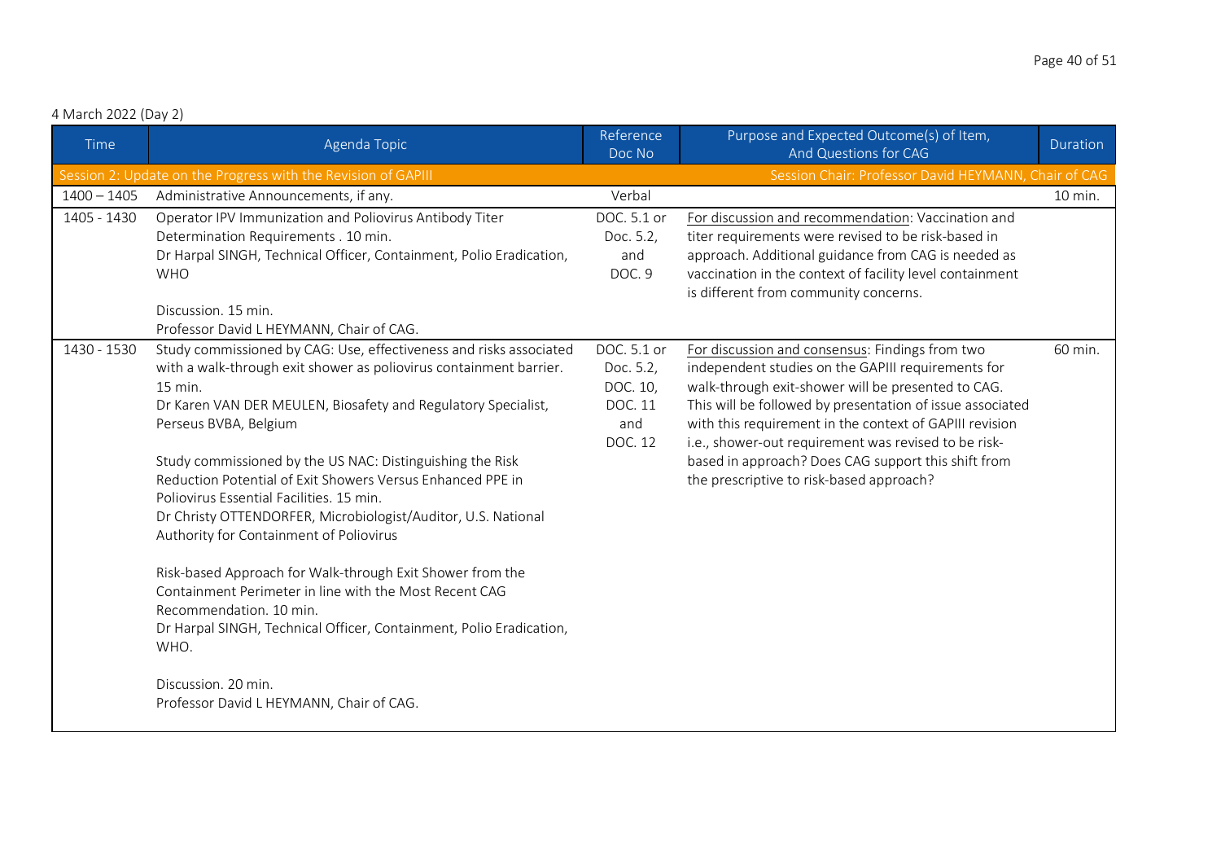4 March 2022 (Day 2)

| Time | Agenda Topic | Reference Doc No | Purpose and Expected Outcome(s) of Item, And Questions for CAG | Duration |
|---|---|---|---|---|
| Session 2: Update on the Progress with the Revision of GAPIII | | | Session Chair: Professor David HEYMANN, Chair of CAG | |
| 1400 – 1405 | Administrative Announcements, if any. | Verbal | | 10 min. |
| 1405 - 1430 | Operator IPV Immunization and Poliovirus Antibody Titer Determination Requirements . 10 min.<br>Dr Harpal SINGH, Technical Officer, Containment, Polio Eradication, WHO<br><br>Discussion. 15 min.<br>Professor David L HEYMANN, Chair of CAG. | DOC. 5.1 or Doc. 5.2, and DOC. 9 | <u>For discussion and recommendation</u>: Vaccination and titer requirements were revised to be risk-based in approach. Additional guidance from CAG is needed as vaccination in the context of facility level containment is different from community concerns. | |
| 1430 - 1530 | Study commissioned by CAG: Use, effectiveness and risks associated with a walk-through exit shower as poliovirus containment barrier. 15 min.<br>Dr Karen VAN DER MEULEN, Biosafety and Regulatory Specialist, Perseus BVBA, Belgium<br><br>Study commissioned by the US NAC: Distinguishing the Risk Reduction Potential of Exit Showers Versus Enhanced PPE in Poliovirus Essential Facilities. 15 min.<br>Dr Christy OTTENDORFER, Microbiologist/Auditor, U.S. National Authority for Containment of Poliovirus<br><br>Risk-based Approach for Walk-through Exit Shower from the Containment Perimeter in line with the Most Recent CAG Recommendation. 10 min.<br>Dr Harpal SINGH, Technical Officer, Containment, Polio Eradication, WHO.<br><br>Discussion. 20 min.<br>Professor David L HEYMANN, Chair of CAG. | DOC. 5.1 or Doc. 5.2, DOC. 10, DOC. 11 and DOC. 12 | <u>For discussion and consensus</u>: Findings from two independent studies on the GAPIII requirements for walk-through exit-shower will be presented to CAG. This will be followed by presentation of issue associated with this requirement in the context of GAPIII revision i.e., shower-out requirement was revised to be risk-based in approach? Does CAG support this shift from the prescriptive to risk-based approach? | 60 min. |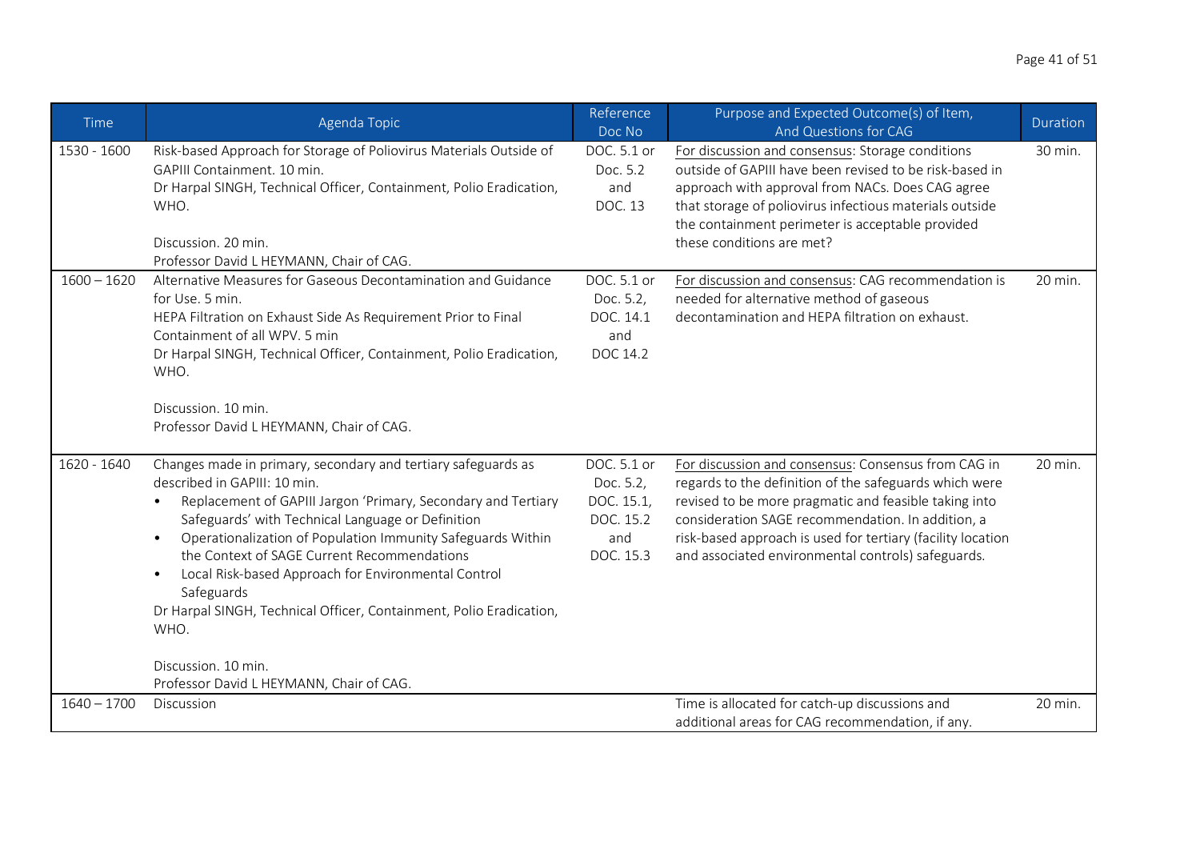| Time | Agenda Topic | Reference Doc No | Purpose and Expected Outcome(s) of Item, And Questions for CAG | Duration |
|---|---|---|---|---|
| 1530 - 1600 | Risk-based Approach for Storage of Poliovirus Materials Outside of GAPIII Containment. 10 min.<br>Dr Harpal SINGH, Technical Officer, Containment, Polio Eradication, WHO.<br><br>Discussion. 20 min.<br>Professor David L HEYMANN, Chair of CAG. | DOC. 5.1 or Doc. 5.2 and DOC. 13 | For discussion and consensus: Storage conditions outside of GAPIII have been revised to be risk-based in approach with approval from NACs. Does CAG agree that storage of poliovirus infectious materials outside the containment perimeter is acceptable provided these conditions are met? | 30 min. |
| 1600 – 1620 | Alternative Measures for Gaseous Decontamination and Guidance for Use. 5 min.<br>HEPA Filtration on Exhaust Side As Requirement Prior to Final Containment of all WPV. 5 min<br>Dr Harpal SINGH, Technical Officer, Containment, Polio Eradication, WHO.<br><br>Discussion. 10 min.<br>Professor David L HEYMANN, Chair of CAG. | DOC. 5.1 or Doc. 5.2, DOC. 14.1 and DOC 14.2 | For discussion and consensus: CAG recommendation is needed for alternative method of gaseous decontamination and HEPA filtration on exhaust. | 20 min. |
| 1620 - 1640 | Changes made in primary, secondary and tertiary safeguards as described in GAPIII: 10 min.<br>• Replacement of GAPIII Jargon 'Primary, Secondary and Tertiary Safeguards' with Technical Language or Definition<br>• Operationalization of Population Immunity Safeguards Within the Context of SAGE Current Recommendations<br>• Local Risk-based Approach for Environmental Control Safeguards<br>Dr Harpal SINGH, Technical Officer, Containment, Polio Eradication, WHO.<br><br>Discussion. 10 min.<br>Professor David L HEYMANN, Chair of CAG. | DOC. 5.1 or Doc. 5.2, DOC. 15.1, DOC. 15.2 and DOC. 15.3 | For discussion and consensus: Consensus from CAG in regards to the definition of the safeguards which were revised to be more pragmatic and feasible taking into consideration SAGE recommendation. In addition, a risk-based approach is used for tertiary (facility location and associated environmental controls) safeguards. | 20 min. |
| 1640 – 1700 | Discussion | | Time is allocated for catch-up discussions and additional areas for CAG recommendation, if any. | 20 min. |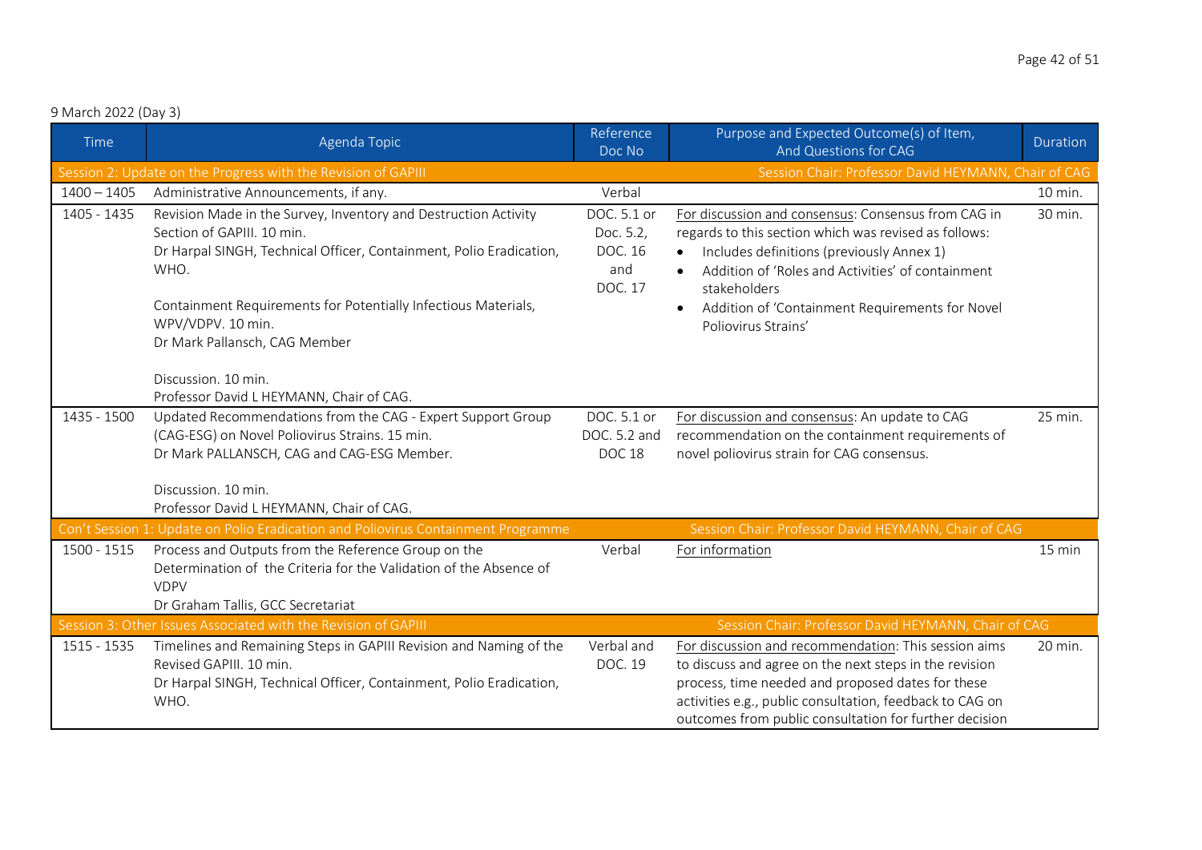9 March 2022 (Day 3)

| Time | Agenda Topic | Reference Doc No | Purpose and Expected Outcome(s) of Item, And Questions for CAG | Duration |
|---|---|---|---|---|
| Session 2: Update on the Progress with the Revision of GAPIII | | | Session Chair: Professor David HEYMANN, Chair of CAG | |
| 1400 – 1405 | Administrative Announcements, if any. | Verbal | | 10 min. |
| 1405 - 1435 | Revision Made in the Survey, Inventory and Destruction Activity Section of GAPIII. 10 min.<br>Dr Harpal SINGH, Technical Officer, Containment, Polio Eradication, WHO.<br><br>Containment Requirements for Potentially Infectious Materials, WPV/VDPV. 10 min.<br>Dr Mark Pallansch, CAG Member<br><br>Discussion. 10 min.<br>Professor David L HEYMANN, Chair of CAG. | DOC. 5.1 or Doc. 5.2, DOC. 16 and DOC. 17 | For discussion and consensus: Consensus from CAG in regards to this section which was revised as follows:<br>• Includes definitions (previously Annex 1)<br>• Addition of 'Roles and Activities' of containment stakeholders<br>• Addition of 'Containment Requirements for Novel Poliovirus Strains' | 30 min. |
| 1435 - 1500 | Updated Recommendations from the CAG - Expert Support Group (CAG-ESG) on Novel Poliovirus Strains. 15 min.<br>Dr Mark PALLANSCH, CAG and CAG-ESG Member.<br><br>Discussion. 10 min.<br>Professor David L HEYMANN, Chair of CAG. | DOC. 5.1 or DOC. 5.2 and DOC 18 | For discussion and consensus: An update to CAG recommendation on the containment requirements of novel poliovirus strain for CAG consensus. | 25 min. |
| Con't Session 1: Update on Polio Eradication and Poliovirus Containment Programme | | | Session Chair: Professor David HEYMANN, Chair of CAG | |
| 1500 - 1515 | Process and Outputs from the Reference Group on the Determination of the Criteria for the Validation of the Absence of VDPV<br>Dr Graham Tallis, GCC Secretariat | Verbal | For information | 15 min |
| Session 3: Other Issues Associated with the Revision of GAPIII | | | Session Chair: Professor David HEYMANN, Chair of CAG | |
| 1515 - 1535 | Timelines and Remaining Steps in GAPIII Revision and Naming of the Revised GAPIII. 10 min.<br>Dr Harpal SINGH, Technical Officer, Containment, Polio Eradication, WHO. | Verbal and DOC. 19 | For discussion and recommendation: This session aims to discuss and agree on the next steps in the revision process, time needed and proposed dates for these activities e.g., public consultation, feedback to CAG on outcomes from public consultation for further decision | 20 min. |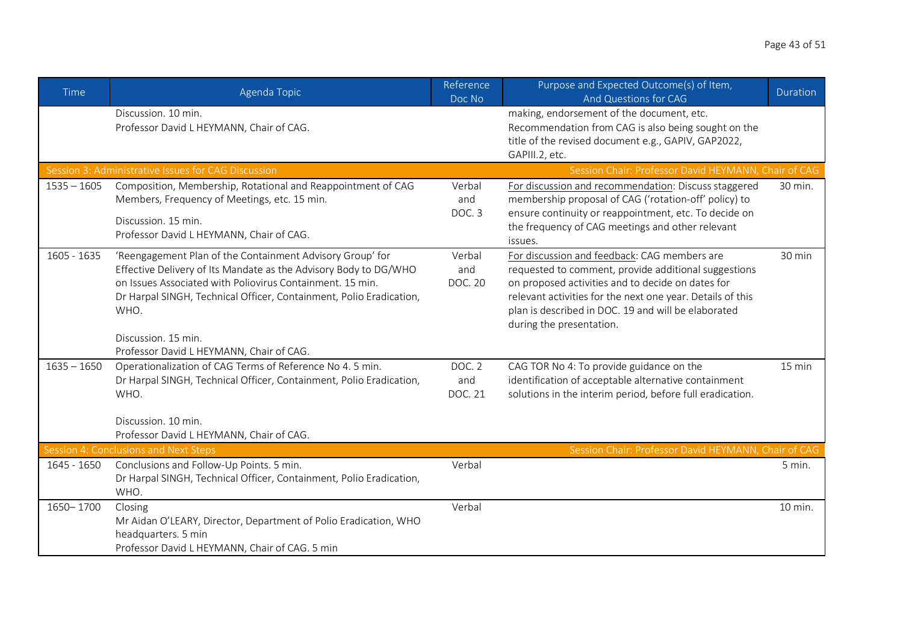| Time | Agenda Topic | Reference Doc No | Purpose and Expected Outcome(s) of Item, And Questions for CAG | Duration |
|---|---|---|---|---|
| | Discussion. 10 min.<br>Professor David L HEYMANN, Chair of CAG. | | making, endorsement of the document, etc.<br>Recommendation from CAG is also being sought on the title of the revised document e.g., GAPIV, GAP2022, GAPIII.2, etc. | |
| **Session 3: Administrative Issues for CAG Discussion** | | | **Session Chair: Professor David HEYMANN, Chair of CAG** | |
| 1535 – 1605 | Composition, Membership, Rotational and Reappointment of CAG Members, Frequency of Meetings, etc. 15 min.<br>Discussion. 15 min.<br>Professor David L HEYMANN, Chair of CAG. | Verbal and DOC. 3 | For discussion and recommendation: Discuss staggered membership proposal of CAG ('rotation-off' policy) to ensure continuity or reappointment, etc. To decide on the frequency of CAG meetings and other relevant issues. | 30 min. |
| 1605 - 1635 | 'Reengagement Plan of the Containment Advisory Group' for Effective Delivery of Its Mandate as the Advisory Body to DG/WHO on Issues Associated with Poliovirus Containment. 15 min.<br>Dr Harpal SINGH, Technical Officer, Containment, Polio Eradication, WHO.<br>Discussion. 15 min.<br>Professor David L HEYMANN, Chair of CAG. | Verbal and DOC. 20 | For discussion and feedback: CAG members are requested to comment, provide additional suggestions on proposed activities and to decide on dates for relevant activities for the next one year. Details of this plan is described in DOC. 19 and will be elaborated during the presentation. | 30 min |
| 1635 – 1650 | Operationalization of CAG Terms of Reference No 4. 5 min.<br>Dr Harpal SINGH, Technical Officer, Containment, Polio Eradication, WHO.<br>Discussion. 10 min.<br>Professor David L HEYMANN, Chair of CAG. | DOC. 2 and DOC. 21 | CAG TOR No 4: To provide guidance on the identification of acceptable alternative containment solutions in the interim period, before full eradication. | 15 min |
| **Session 4: Conclusions and Next Steps** | | | **Session Chair: Professor David HEYMANN, Chair of CAG** | |
| 1645 - 1650 | Conclusions and Follow-Up Points. 5 min.<br>Dr Harpal SINGH, Technical Officer, Containment, Polio Eradication, WHO. | Verbal | | 5 min. |
| 1650– 1700 | Closing<br>Mr Aidan O'LEARY, Director, Department of Polio Eradication, WHO headquarters. 5 min<br>Professor David L HEYMANN, Chair of CAG. 5 min | Verbal | | 10 min. |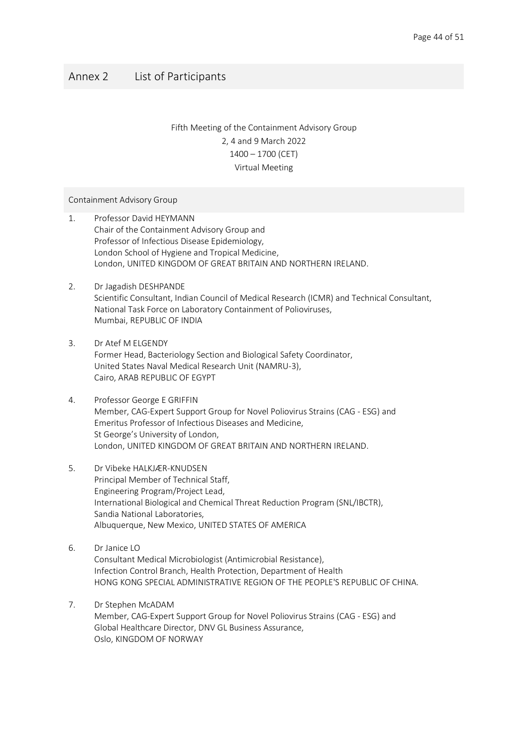# Annex 2 List of Participants

Fifth Meeting of the Containment Advisory Group
2, 4 and 9 March 2022
1400 – 1700 (CET)
Virtual Meeting

## Containment Advisory Group

1. Professor David HEYMANN
   Chair of the Containment Advisory Group and
   Professor of Infectious Disease Epidemiology,
   London School of Hygiene and Tropical Medicine,
   London, UNITED KINGDOM OF GREAT BRITAIN AND NORTHERN IRELAND.

2. Dr Jagadish DESHPANDE
   Scientific Consultant, Indian Council of Medical Research (ICMR) and Technical Consultant,
   National Task Force on Laboratory Containment of Polioviruses,
   Mumbai, REPUBLIC OF INDIA

3. Dr Atef M ELGENDY
   Former Head, Bacteriology Section and Biological Safety Coordinator,
   United States Naval Medical Research Unit (NAMRU-3),
   Cairo, ARAB REPUBLIC OF EGYPT

4. Professor George E GRIFFIN
   Member, CAG-Expert Support Group for Novel Poliovirus Strains (CAG - ESG) and
   Emeritus Professor of Infectious Diseases and Medicine,
   St George's University of London,
   London, UNITED KINGDOM OF GREAT BRITAIN AND NORTHERN IRELAND.

5. Dr Vibeke HALKJÆR-KNUDSEN
   Principal Member of Technical Staff,
   Engineering Program/Project Lead,
   International Biological and Chemical Threat Reduction Program (SNL/IBCTR),
   Sandia National Laboratories,
   Albuquerque, New Mexico, UNITED STATES OF AMERICA

6. Dr Janice LO
   Consultant Medical Microbiologist (Antimicrobial Resistance),
   Infection Control Branch, Health Protection, Department of Health
   HONG KONG SPECIAL ADMINISTRATIVE REGION OF THE PEOPLE'S REPUBLIC OF CHINA.

7. Dr Stephen McADAM
   Member, CAG-Expert Support Group for Novel Poliovirus Strains (CAG - ESG) and
   Global Healthcare Director, DNV GL Business Assurance,
   Oslo, KINGDOM OF NORWAY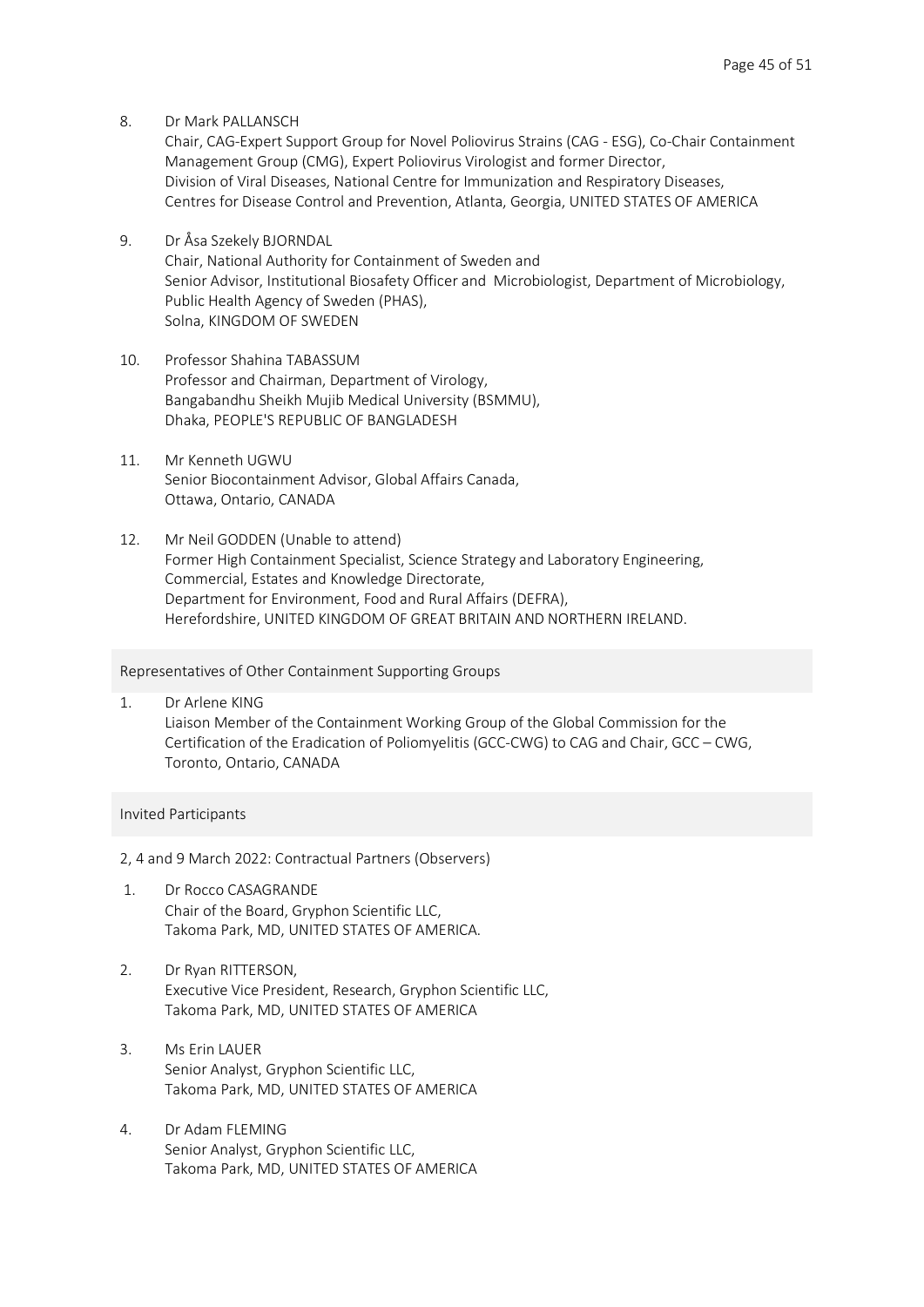8. Dr Mark PALLANSCH
   Chair, CAG-Expert Support Group for Novel Poliovirus Strains (CAG - ESG), Co-Chair Containment Management Group (CMG), Expert Poliovirus Virologist and former Director,
   Division of Viral Diseases, National Centre for Immunization and Respiratory Diseases,
   Centres for Disease Control and Prevention, Atlanta, Georgia, UNITED STATES OF AMERICA

9. Dr Åsa Szekely BJORNDAL
   Chair, National Authority for Containment of Sweden and
   Senior Advisor, Institutional Biosafety Officer and Microbiologist, Department of Microbiology, Public Health Agency of Sweden (PHAS),
   Solna, KINGDOM OF SWEDEN

10. Professor Shahina TABASSUM
    Professor and Chairman, Department of Virology,
    Bangabandhu Sheikh Mujib Medical University (BSMMU),
    Dhaka, PEOPLE'S REPUBLIC OF BANGLADESH

11. Mr Kenneth UGWU
    Senior Biocontainment Advisor, Global Affairs Canada,
    Ottawa, Ontario, CANADA

12. Mr Neil GODDEN (Unable to attend)
    Former High Containment Specialist, Science Strategy and Laboratory Engineering,
    Commercial, Estates and Knowledge Directorate,
    Department for Environment, Food and Rural Affairs (DEFRA),
    Herefordshire, UNITED KINGDOM OF GREAT BRITAIN AND NORTHERN IRELAND.

## Representatives of Other Containment Supporting Groups

1. Dr Arlene KING
   Liaison Member of the Containment Working Group of the Global Commission for the Certification of the Eradication of Poliomyelitis (GCC-CWG) to CAG and Chair, GCC – CWG,
   Toronto, Ontario, CANADA

## Invited Participants

2, 4 and 9 March 2022: Contractual Partners (Observers)

1. Dr Rocco CASAGRANDE
   Chair of the Board, Gryphon Scientific LLC,
   Takoma Park, MD, UNITED STATES OF AMERICA.

2. Dr Ryan RITTERSON,
   Executive Vice President, Research, Gryphon Scientific LLC,
   Takoma Park, MD, UNITED STATES OF AMERICA

3. Ms Erin LAUER
   Senior Analyst, Gryphon Scientific LLC,
   Takoma Park, MD, UNITED STATES OF AMERICA

4. Dr Adam FLEMING
   Senior Analyst, Gryphon Scientific LLC,
   Takoma Park, MD, UNITED STATES OF AMERICA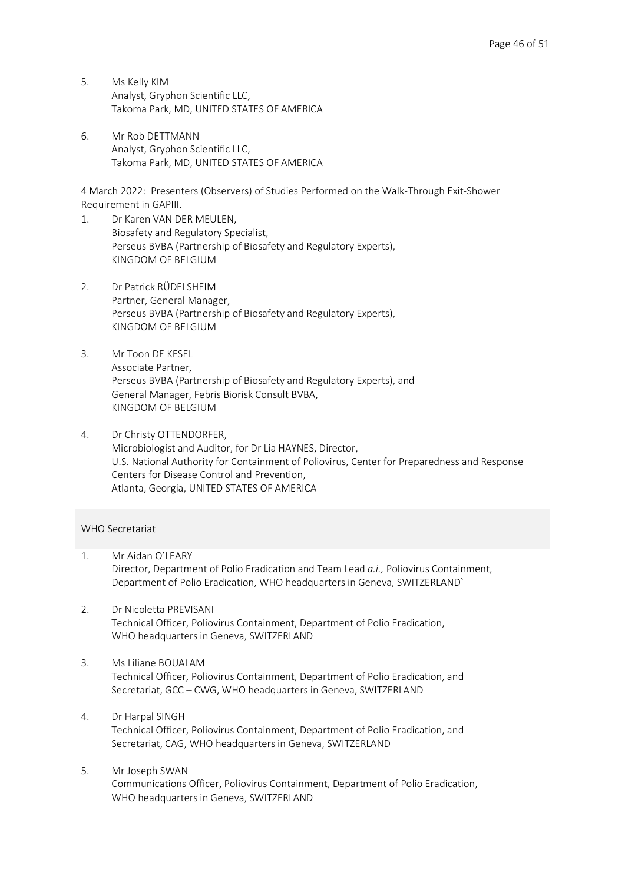5. Ms Kelly KIM
   Analyst, Gryphon Scientific LLC,
   Takoma Park, MD, UNITED STATES OF AMERICA

6. Mr Rob DETTMANN
   Analyst, Gryphon Scientific LLC,
   Takoma Park, MD, UNITED STATES OF AMERICA

4 March 2022: Presenters (Observers) of Studies Performed on the Walk-Through Exit-Shower Requirement in GAPIII.

1. Dr Karen VAN DER MEULEN,
   Biosafety and Regulatory Specialist,
   Perseus BVBA (Partnership of Biosafety and Regulatory Experts),
   KINGDOM OF BELGIUM

2. Dr Patrick RÜDELSHEIM
   Partner, General Manager,
   Perseus BVBA (Partnership of Biosafety and Regulatory Experts),
   KINGDOM OF BELGIUM

3. Mr Toon DE KESEL
   Associate Partner,
   Perseus BVBA (Partnership of Biosafety and Regulatory Experts), and
   General Manager, Febris Biorisk Consult BVBA,
   KINGDOM OF BELGIUM

4. Dr Christy OTTENDORFER,
   Microbiologist and Auditor, for Dr Lia HAYNES, Director,
   U.S. National Authority for Containment of Poliovirus, Center for Preparedness and Response
   Centers for Disease Control and Prevention,
   Atlanta, Georgia, UNITED STATES OF AMERICA

## WHO Secretariat

1. Mr Aidan O'LEARY
   Director, Department of Polio Eradication and Team Lead *a.i.,* Poliovirus Containment, Department of Polio Eradication, WHO headquarters in Geneva, SWITZERLAND`

2. Dr Nicoletta PREVISANI
   Technical Officer, Poliovirus Containment, Department of Polio Eradication,
   WHO headquarters in Geneva, SWITZERLAND

3. Ms Liliane BOUALAM
   Technical Officer, Poliovirus Containment, Department of Polio Eradication, and
   Secretariat, GCC – CWG, WHO headquarters in Geneva, SWITZERLAND

4. Dr Harpal SINGH
   Technical Officer, Poliovirus Containment, Department of Polio Eradication, and
   Secretariat, CAG, WHO headquarters in Geneva, SWITZERLAND

5. Mr Joseph SWAN
   Communications Officer, Poliovirus Containment, Department of Polio Eradication,
   WHO headquarters in Geneva, SWITZERLAND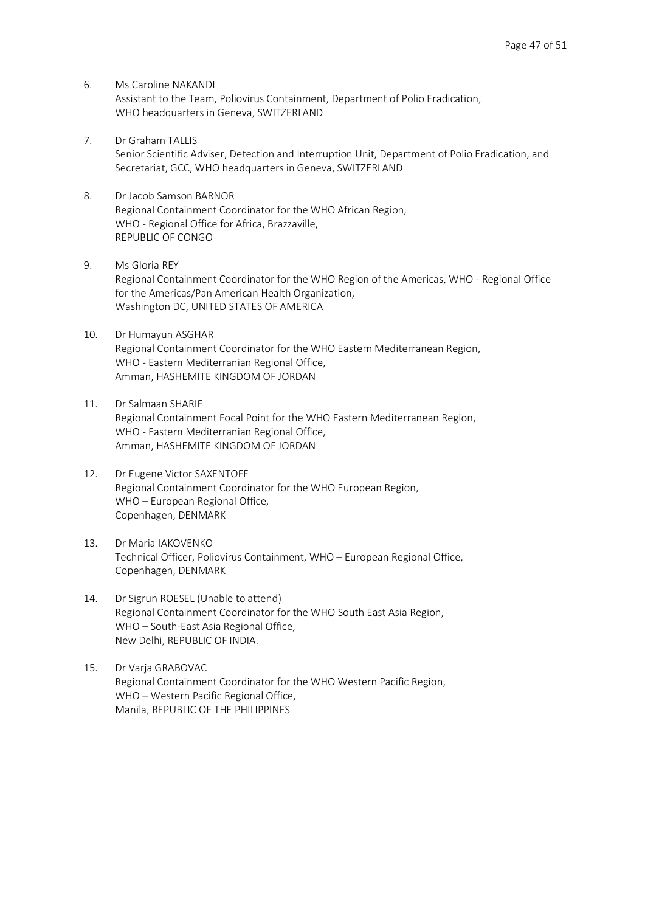6. Ms Caroline NAKANDI
   Assistant to the Team, Poliovirus Containment, Department of Polio Eradication,
   WHO headquarters in Geneva, SWITZERLAND

7. Dr Graham TALLIS
   Senior Scientific Adviser, Detection and Interruption Unit, Department of Polio Eradication, and Secretariat, GCC, WHO headquarters in Geneva, SWITZERLAND

8. Dr Jacob Samson BARNOR
   Regional Containment Coordinator for the WHO African Region,
   WHO - Regional Office for Africa, Brazzaville,
   REPUBLIC OF CONGO

9. Ms Gloria REY
   Regional Containment Coordinator for the WHO Region of the Americas, WHO - Regional Office for the Americas/Pan American Health Organization,
   Washington DC, UNITED STATES OF AMERICA

10. Dr Humayun ASGHAR
    Regional Containment Coordinator for the WHO Eastern Mediterranean Region,
    WHO - Eastern Mediterranian Regional Office,
    Amman, HASHEMITE KINGDOM OF JORDAN

11. Dr Salmaan SHARIF
    Regional Containment Focal Point for the WHO Eastern Mediterranean Region,
    WHO - Eastern Mediterranian Regional Office,
    Amman, HASHEMITE KINGDOM OF JORDAN

12. Dr Eugene Victor SAXENTOFF
    Regional Containment Coordinator for the WHO European Region,
    WHO – European Regional Office,
    Copenhagen, DENMARK

13. Dr Maria IAKOVENKO
    Technical Officer, Poliovirus Containment, WHO – European Regional Office,
    Copenhagen, DENMARK

14. Dr Sigrun ROESEL (Unable to attend)
    Regional Containment Coordinator for the WHO South East Asia Region,
    WHO – South-East Asia Regional Office,
    New Delhi, REPUBLIC OF INDIA.

15. Dr Varja GRABOVAC
    Regional Containment Coordinator for the WHO Western Pacific Region,
    WHO – Western Pacific Regional Office,
    Manila, REPUBLIC OF THE PHILIPPINES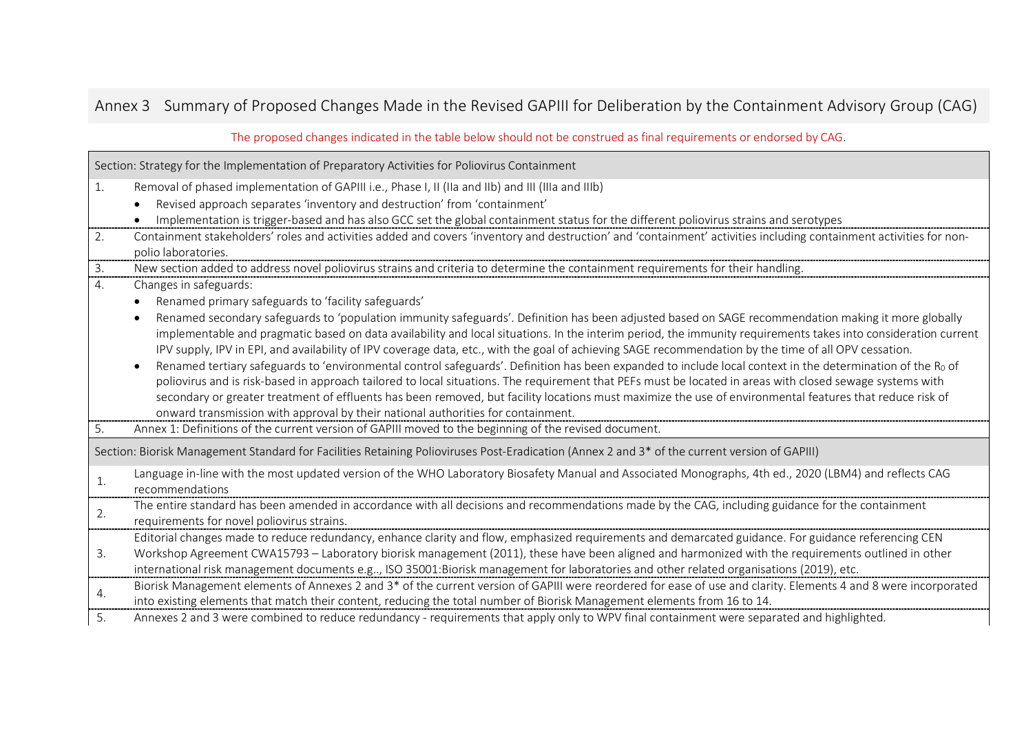## Annex 3 Summary of Proposed Changes Made in the Revised GAPIII for Deliberation by the Containment Advisory Group (CAG)

The proposed changes indicated in the table below should not be construed as final requirements or endorsed by CAG.

| | |
|---|---|
| **Section: Strategy for the Implementation of Preparatory Activities for Poliovirus Containment** | |
| 1. | Removal of phased implementation of GAPIII i.e., Phase I, II (IIa and IIb) and III (IIIa and IIIb)<br>• Revised approach separates 'inventory and destruction' from 'containment'<br>• Implementation is trigger-based and has also GCC set the global containment status for the different poliovirus strains and serotypes |
| 2. | Containment stakeholders' roles and activities added and covers 'inventory and destruction' and 'containment' activities including containment activities for non-polio laboratories. |
| 3. | New section added to address novel poliovirus strains and criteria to determine the containment requirements for their handling. |
| 4. | Changes in safeguards:<br>• Renamed primary safeguards to 'facility safeguards'<br>• Renamed secondary safeguards to 'population immunity safeguards'. Definition has been adjusted based on SAGE recommendation making it more globally implementable and pragmatic based on data availability and local situations. In the interim period, the immunity requirements takes into consideration current IPV supply, IPV in EPI, and availability of IPV coverage data, etc., with the goal of achieving SAGE recommendation by the time of all OPV cessation.<br>• Renamed tertiary safeguards to 'environmental control safeguards'. Definition has been expanded to include local context in the determination of the $R_0$ of poliovirus and is risk-based in approach tailored to local situations. The requirement that PEFs must be located in areas with closed sewage systems with secondary or greater treatment of effluents has been removed, but facility locations must maximize the use of environmental features that reduce risk of onward transmission with approval by their national authorities for containment. |
| 5. | Annex 1: Definitions of the current version of GAPIII moved to the beginning of the revised document. |
| **Section: Biorisk Management Standard for Facilities Retaining Polioviruses Post-Eradication (Annex 2 and 3* of the current version of GAPIII)** | |
| 1. | Language in-line with the most updated version of the WHO Laboratory Biosafety Manual and Associated Monographs, 4th ed., 2020 (LBM4) and reflects CAG recommendations |
| 2. | The entire standard has been amended in accordance with all decisions and recommendations made by the CAG, including guidance for the containment requirements for novel poliovirus strains. |
| 3. | Editorial changes made to reduce redundancy, enhance clarity and flow, emphasized requirements and demarcated guidance. For guidance referencing CEN Workshop Agreement CWA15793 – Laboratory biorisk management (2011), these have been aligned and harmonized with the requirements outlined in other international risk management documents e.g.., ISO 35001:Biorisk management for laboratories and other related organisations (2019), etc. |
| 4. | Biorisk Management elements of Annexes 2 and 3* of the current version of GAPIII were reordered for ease of use and clarity. Elements 4 and 8 were incorporated into existing elements that match their content, reducing the total number of Biorisk Management elements from 16 to 14. |
| 5. | Annexes 2 and 3 were combined to reduce redundancy - requirements that apply only to WPV final containment were separated and highlighted. |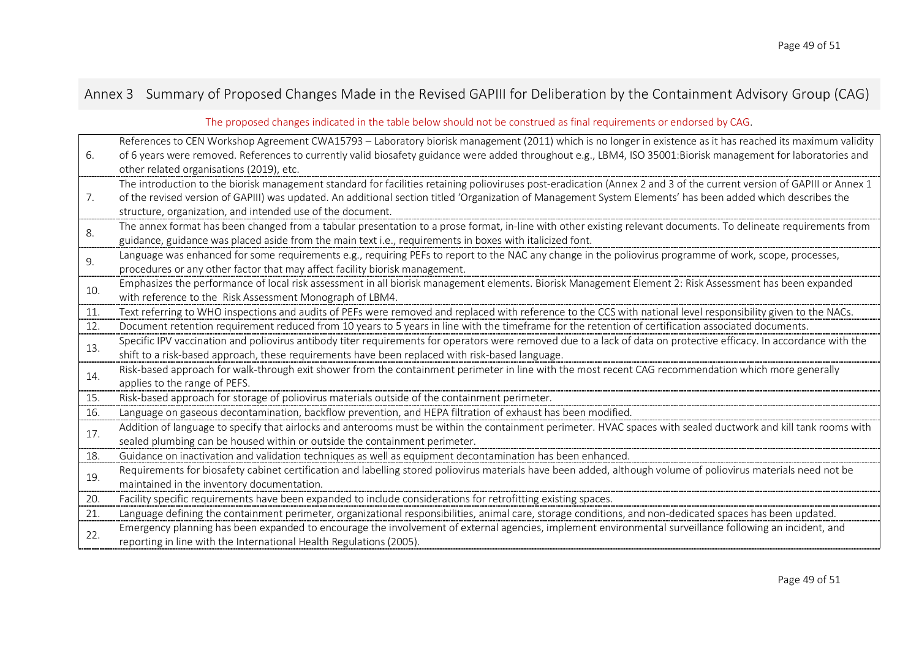## Annex 3 Summary of Proposed Changes Made in the Revised GAPIII for Deliberation by the Containment Advisory Group (CAG)

The proposed changes indicated in the table below should not be construed as final requirements or endorsed by CAG.

| | |
|---|---|
| 6. | References to CEN Workshop Agreement CWA15793 – Laboratory biorisk management (2011) which is no longer in existence as it has reached its maximum validity of 6 years were removed. References to currently valid biosafety guidance were added throughout e.g., LBM4, ISO 35001:Biorisk management for laboratories and other related organisations (2019), etc. |
| 7. | The introduction to the biorisk management standard for facilities retaining polioviruses post-eradication (Annex 2 and 3 of the current version of GAPIII or Annex 1 of the revised version of GAPIII) was updated. An additional section titled 'Organization of Management System Elements' has been added which describes the structure, organization, and intended use of the document. |
| 8. | The annex format has been changed from a tabular presentation to a prose format, in-line with other existing relevant documents. To delineate requirements from guidance, guidance was placed aside from the main text i.e., requirements in boxes with italicized font. |
| 9. | Language was enhanced for some requirements e.g., requiring PEFs to report to the NAC any change in the poliovirus programme of work, scope, processes, procedures or any other factor that may affect facility biorisk management. |
| 10. | Emphasizes the performance of local risk assessment in all biorisk management elements. Biorisk Management Element 2: Risk Assessment has been expanded with reference to the Risk Assessment Monograph of LBM4. |
| 11. | Text referring to WHO inspections and audits of PEFs were removed and replaced with reference to the CCS with national level responsibility given to the NACs. |
| 12. | Document retention requirement reduced from 10 years to 5 years in line with the timeframe for the retention of certification associated documents. |
| 13. | Specific IPV vaccination and poliovirus antibody titer requirements for operators were removed due to a lack of data on protective efficacy. In accordance with the shift to a risk-based approach, these requirements have been replaced with risk-based language. |
| 14. | Risk-based approach for walk-through exit shower from the containment perimeter in line with the most recent CAG recommendation which more generally applies to the range of PEFS. |
| 15. | Risk-based approach for storage of poliovirus materials outside of the containment perimeter. |
| 16. | Language on gaseous decontamination, backflow prevention, and HEPA filtration of exhaust has been modified. |
| 17. | Addition of language to specify that airlocks and anterooms must be within the containment perimeter. HVAC spaces with sealed ductwork and kill tank rooms with sealed plumbing can be housed within or outside the containment perimeter. |
| 18. | Guidance on inactivation and validation techniques as well as equipment decontamination has been enhanced. |
| 19. | Requirements for biosafety cabinet certification and labelling stored poliovirus materials have been added, although volume of poliovirus materials need not be maintained in the inventory documentation. |
| 20. | Facility specific requirements have been expanded to include considerations for retrofitting existing spaces. |
| 21. | Language defining the containment perimeter, organizational responsibilities, animal care, storage conditions, and non-dedicated spaces has been updated. |
| 22. | Emergency planning has been expanded to encourage the involvement of external agencies, implement environmental surveillance following an incident, and reporting in line with the International Health Regulations (2005). |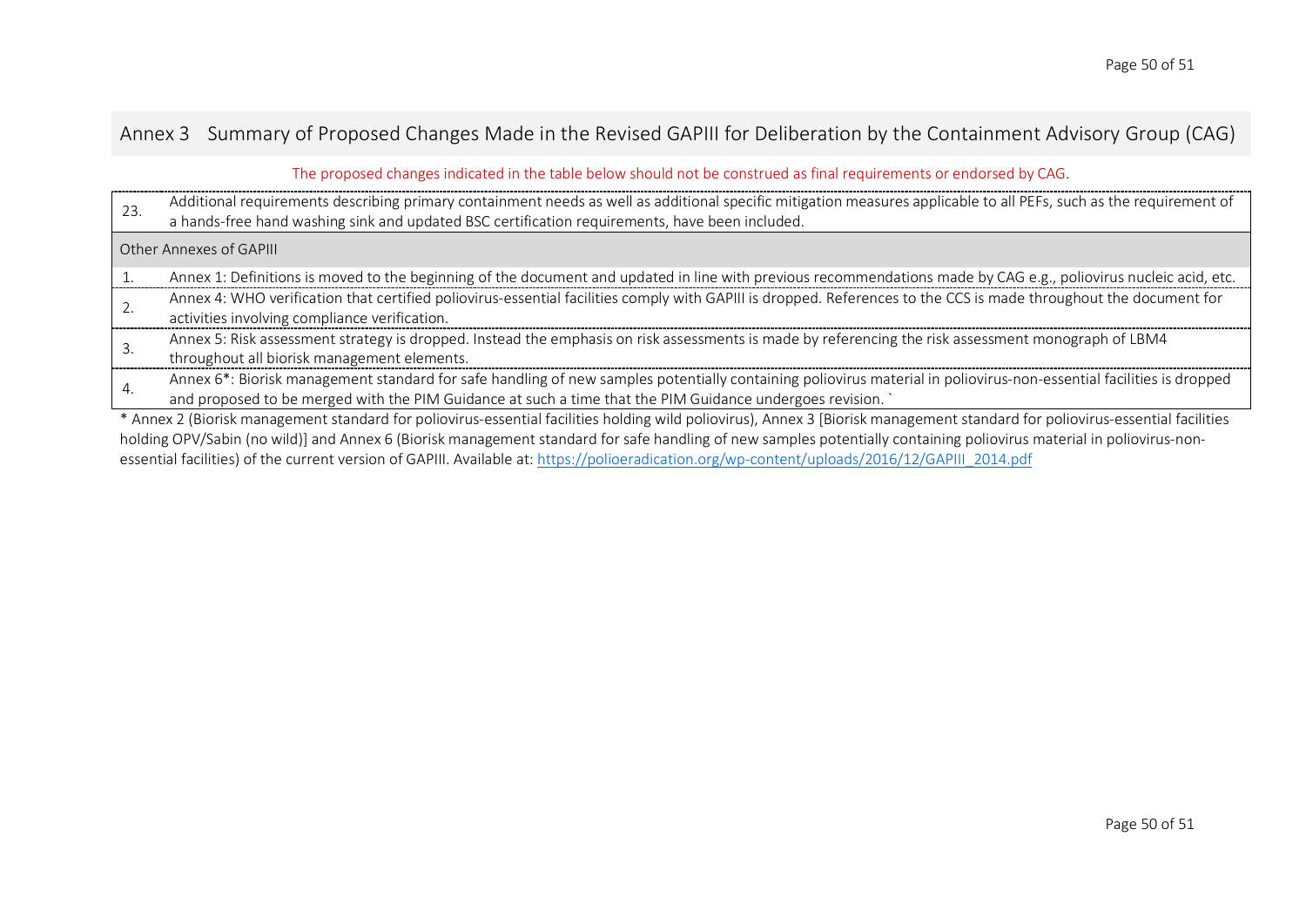## Annex 3 Summary of Proposed Changes Made in the Revised GAPIII for Deliberation by the Containment Advisory Group (CAG)

The proposed changes indicated in the table below should not be construed as final requirements or endorsed by CAG.

| | |
|---|---|
| 23. | Additional requirements describing primary containment needs as well as additional specific mitigation measures applicable to all PEFs, such as the requirement of a hands-free hand washing sink and updated BSC certification requirements, have been included. |
| Other Annexes of GAPIII | |
| 1. | Annex 1: Definitions is moved to the beginning of the document and updated in line with previous recommendations made by CAG e.g., poliovirus nucleic acid, etc. |
| 2. | Annex 4: WHO verification that certified poliovirus-essential facilities comply with GAPIII is dropped. References to the CCS is made throughout the document for activities involving compliance verification. |
| 3. | Annex 5: Risk assessment strategy is dropped. Instead the emphasis on risk assessments is made by referencing the risk assessment monograph of LBM4 throughout all biorisk management elements. |
| 4. | Annex 6*: Biorisk management standard for safe handling of new samples potentially containing poliovirus material in poliovirus-non-essential facilities is dropped and proposed to be merged with the PIM Guidance at such a time that the PIM Guidance undergoes revision. ` |

* Annex 2 (Biorisk management standard for poliovirus-essential facilities holding wild poliovirus), Annex 3 [Biorisk management standard for poliovirus-essential facilities holding OPV/Sabin (no wild)] and Annex 6 (Biorisk management standard for safe handling of new samples potentially containing poliovirus material in poliovirus-non-essential facilities) of the current version of GAPIII. Available at: https://polioeradication.org/wp-content/uploads/2016/12/GAPIII_2014.pdf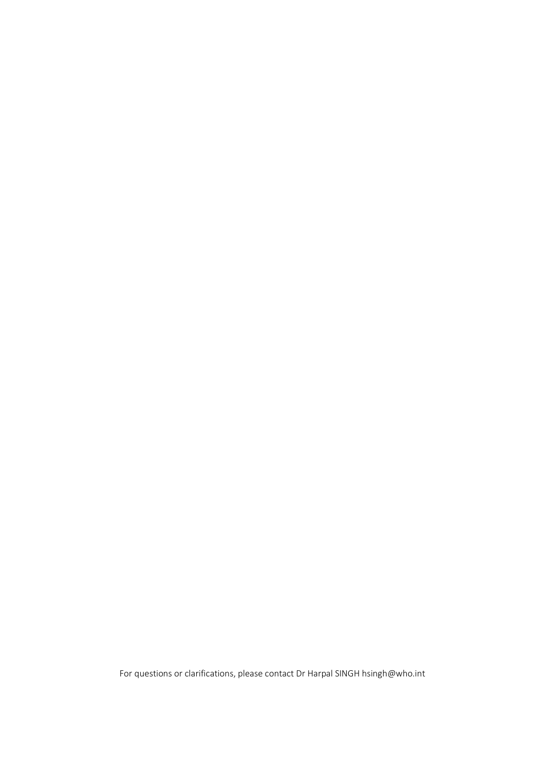For questions or clarifications, please contact Dr Harpal SINGH hsingh@who.int